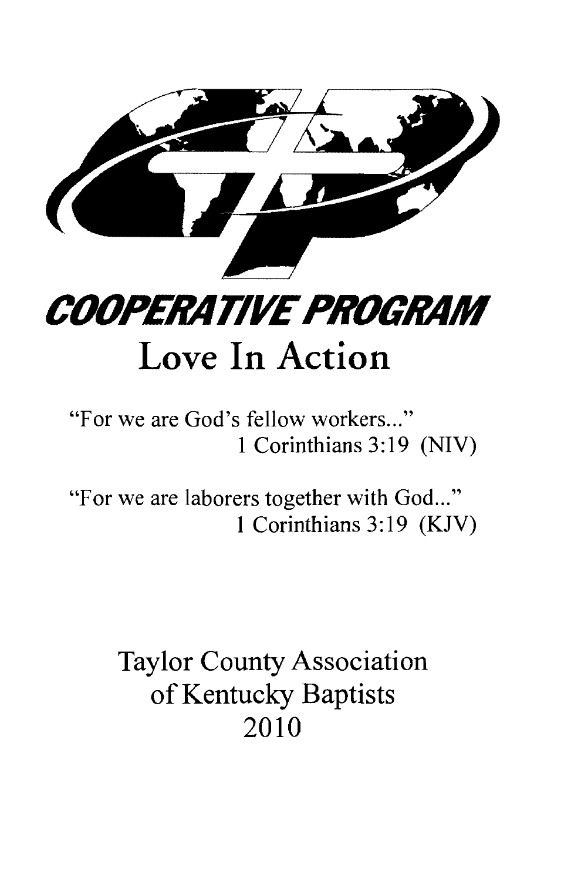# COOPERATIVE PROGRAM

## Love In Action

"For we are God's fellow workers..."
1 Corinthians 3:19 (NIV)

"For we are laborers together with God..."
1 Corinthians 3:19 (KJV)

Taylor County Association
of Kentucky Baptists
2010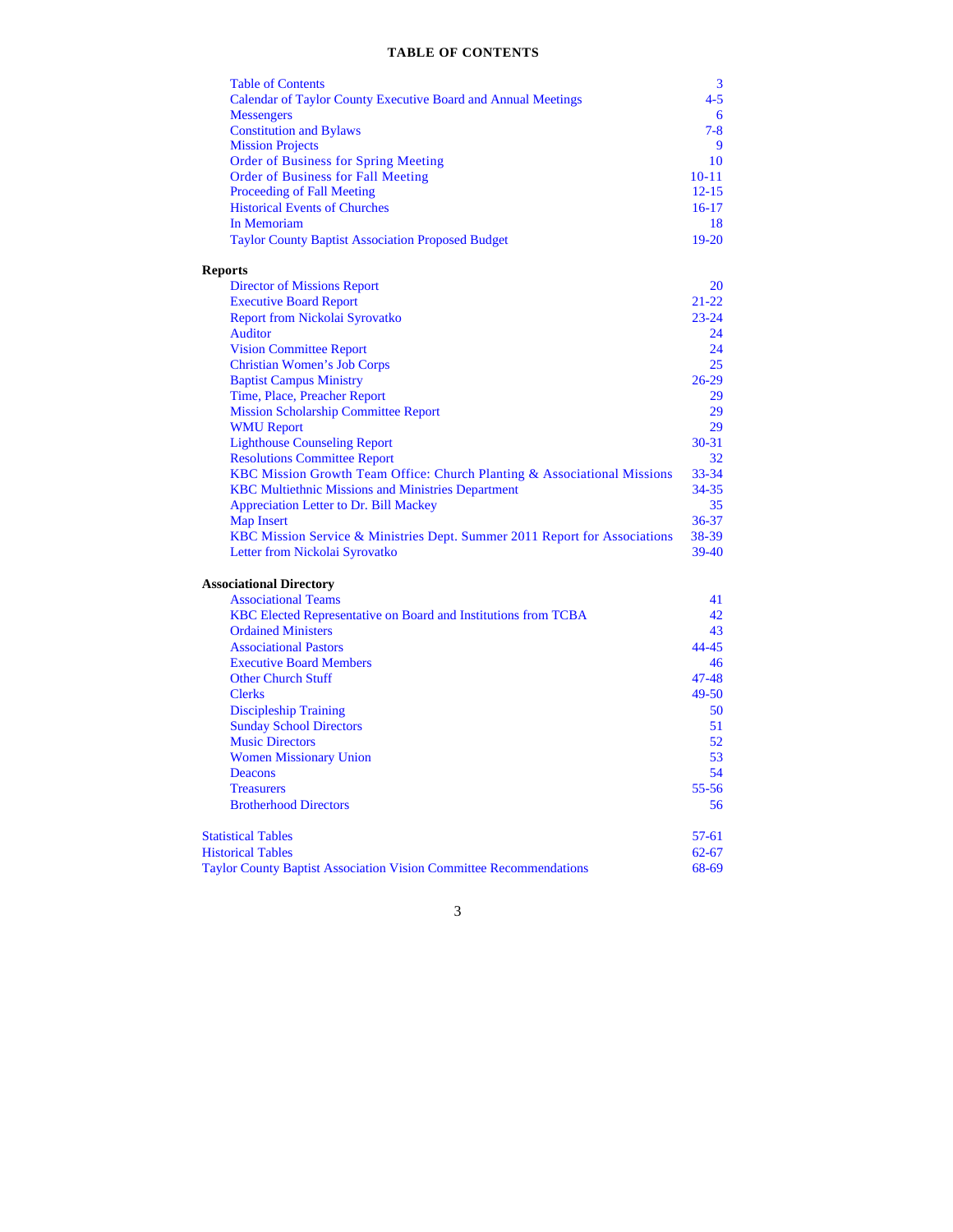# TABLE OF CONTENTS

| | |
|---|---|
| Table of Contents | 3 |
| Calendar of Taylor County Executive Board and Annual Meetings | 4-5 |
| Messengers | 6 |
| Constitution and Bylaws | 7-8 |
| Mission Projects | 9 |
| Order of Business for Spring Meeting | 10 |
| Order of Business for Fall Meeting | 10-11 |
| Proceeding of Fall Meeting | 12-15 |
| Historical Events of Churches | 16-17 |
| In Memoriam | 18 |
| Taylor County Baptist Association Proposed Budget | 19-20 |
| **Reports** | |
| Director of Missions Report | 20 |
| Executive Board Report | 21-22 |
| Report from Nickolai Syrovatko | 23-24 |
| Auditor | 24 |
| Vision Committee Report | 24 |
| Christian Women's Job Corps | 25 |
| Baptist Campus Ministry | 26-29 |
| Time, Place, Preacher Report | 29 |
| Mission Scholarship Committee Report | 29 |
| WMU Report | 29 |
| Lighthouse Counseling Report | 30-31 |
| Resolutions Committee Report | 32 |
| KBC Mission Growth Team Office: Church Planting & Associational Missions | 33-34 |
| KBC Multiethnic Missions and Ministries Department | 34-35 |
| Appreciation Letter to Dr. Bill Mackey | 35 |
| Map Insert | 36-37 |
| KBC Mission Service & Ministries Dept. Summer 2011 Report for Associations | 38-39 |
| Letter from Nickolai Syrovatko | 39-40 |
| **Associational Directory** | |
| Associational Teams | 41 |
| KBC Elected Representative on Board and Institutions from TCBA | 42 |
| Ordained Ministers | 43 |
| Associational Pastors | 44-45 |
| Executive Board Members | 46 |
| Other Church Stuff | 47-48 |
| Clerks | 49-50 |
| Discipleship Training | 50 |
| Sunday School Directors | 51 |
| Music Directors | 52 |
| Women Missionary Union | 53 |
| Deacons | 54 |
| Treasurers | 55-56 |
| Brotherhood Directors | 56 |
| Statistical Tables | 57-61 |
| Historical Tables | 62-67 |
| Taylor County Baptist Association Vision Committee Recommendations | 68-69 |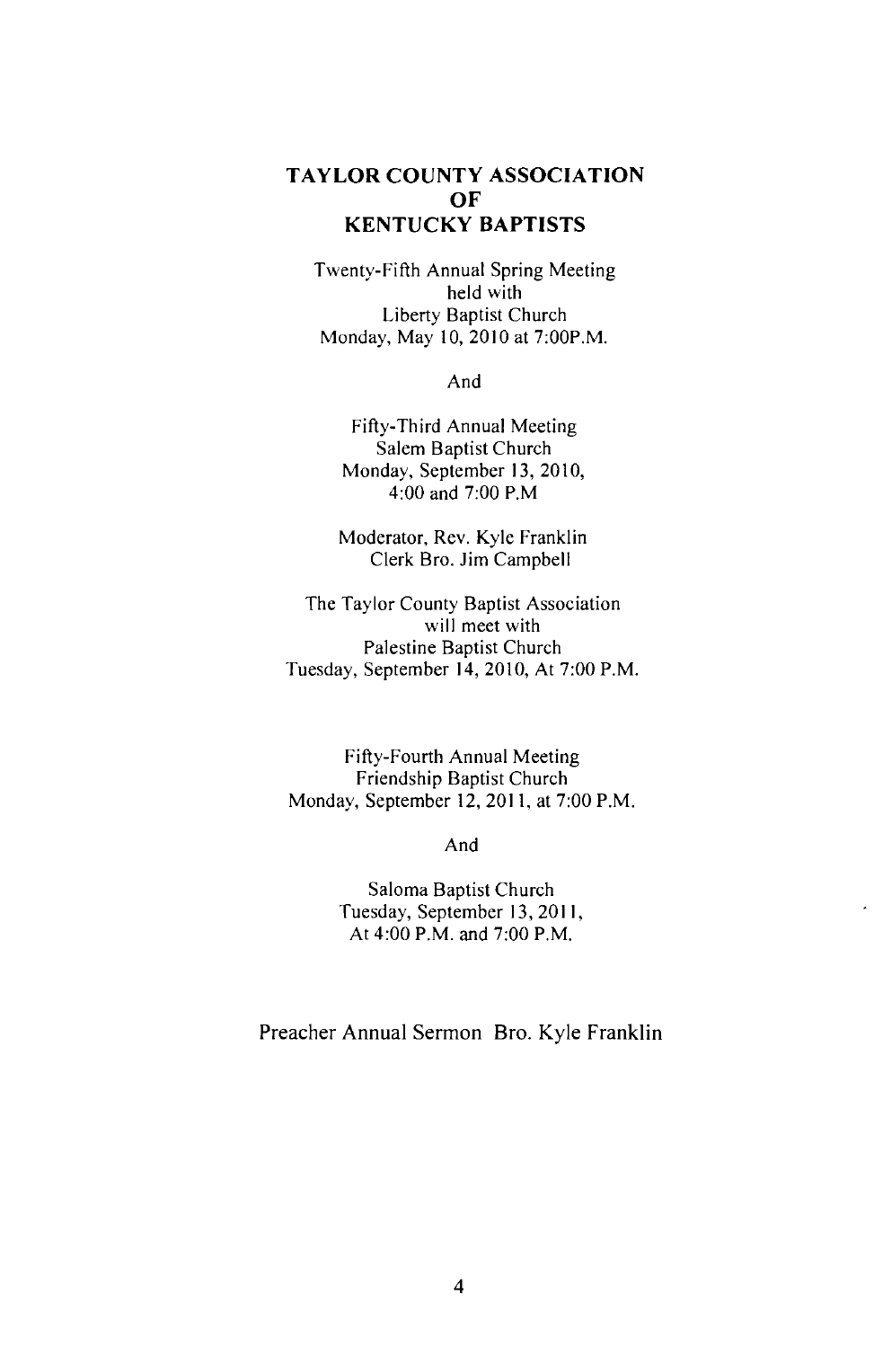# TAYLOR COUNTY ASSOCIATION OF KENTUCKY BAPTISTS

Twenty-Fifth Annual Spring Meeting
held with
Liberty Baptist Church
Monday, May 10, 2010 at 7:00P.M.

And

Fifty-Third Annual Meeting
Salem Baptist Church
Monday, September 13, 2010,
4:00 and 7:00 P.M

Moderator, Rev. Kyle Franklin
Clerk Bro. Jim Campbell

The Taylor County Baptist Association
will meet with
Palestine Baptist Church
Tuesday, September 14, 2010, At 7:00 P.M.

Fifty-Fourth Annual Meeting
Friendship Baptist Church
Monday, September 12, 2011, at 7:00 P.M.

And

Saloma Baptist Church
Tuesday, September 13, 2011,
At 4:00 P.M. and 7:00 P.M.

Preacher Annual Sermon Bro. Kyle Franklin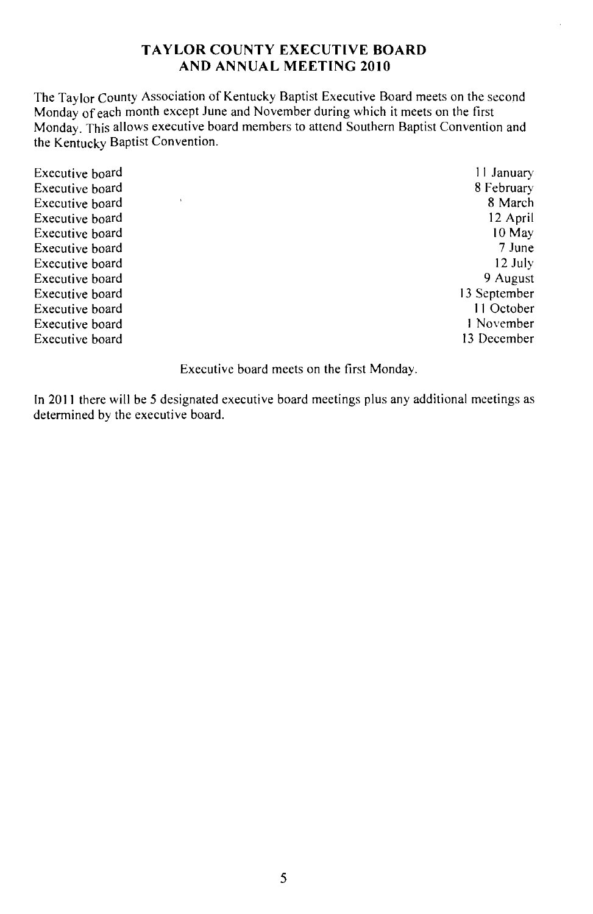## TAYLOR COUNTY EXECUTIVE BOARD AND ANNUAL MEETING 2010

The Taylor County Association of Kentucky Baptist Executive Board meets on the second Monday of each month except June and November during which it meets on the first Monday. This allows executive board members to attend Southern Baptist Convention and the Kentucky Baptist Convention.

| | |
|---|---|
| Executive board | 11 January |
| Executive board | 8 February |
| Executive board | 8 March |
| Executive board | 12 April |
| Executive board | 10 May |
| Executive board | 7 June |
| Executive board | 12 July |
| Executive board | 9 August |
| Executive board | 13 September |
| Executive board | 11 October |
| Executive board | 1 November |
| Executive board | 13 December |

Executive board meets on the first Monday.

In 2011 there will be 5 designated executive board meetings plus any additional meetings as determined by the executive board.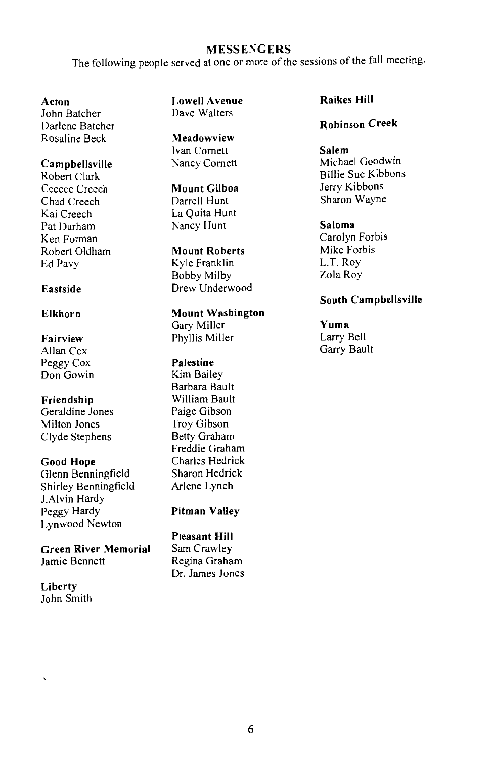## MESSENGERS

The following people served at one or more of the sessions of the fall meeting.

**Acton**
John Batcher
Darlene Batcher
Rosaline Beck

**Campbellsville**
Robert Clark
Ceecee Creech
Chad Creech
Kai Creech
Pat Durham
Ken Forman
Robert Oldham
Ed Pavy

**Eastside**

**Elkhorn**

**Fairview**
Allan Cox
Peggy Cox
Don Gowin

**Friendship**
Geraldine Jones
Milton Jones
Clyde Stephens

**Good Hope**
Glenn Benningfield
Shirley Benningfield
J.Alvin Hardy
Peggy Hardy
Lynwood Newton

**Green River Memorial**
Jamie Bennett

**Liberty**
John Smith

**Lowell Avenue**
Dave Walters

**Meadowview**
Ivan Cornett
Nancy Cornett

**Mount Gilboa**
Darrell Hunt
La Quita Hunt
Nancy Hunt

**Mount Roberts**
Kyle Franklin
Bobby Milby
Drew Underwood

**Mount Washington**
Gary Miller
Phyllis Miller

**Palestine**
Kim Bailey
Barbara Bault
William Bault
Paige Gibson
Troy Gibson
Betty Graham
Freddie Graham
Charles Hedrick
Sharon Hedrick
Arlene Lynch

**Pitman Valley**

**Pleasant Hill**
Sam Crawley
Regina Graham
Dr. James Jones

**Raikes Hill**

**Robinson Creek**

**Salem**
Michael Goodwin
Billie Sue Kibbons
Jerry Kibbons
Sharon Wayne

**Saloma**
Carolyn Forbis
Mike Forbis
L.T. Roy
Zola Roy

**South Campbellsville**

**Yuma**
Larry Bell
Garry Bault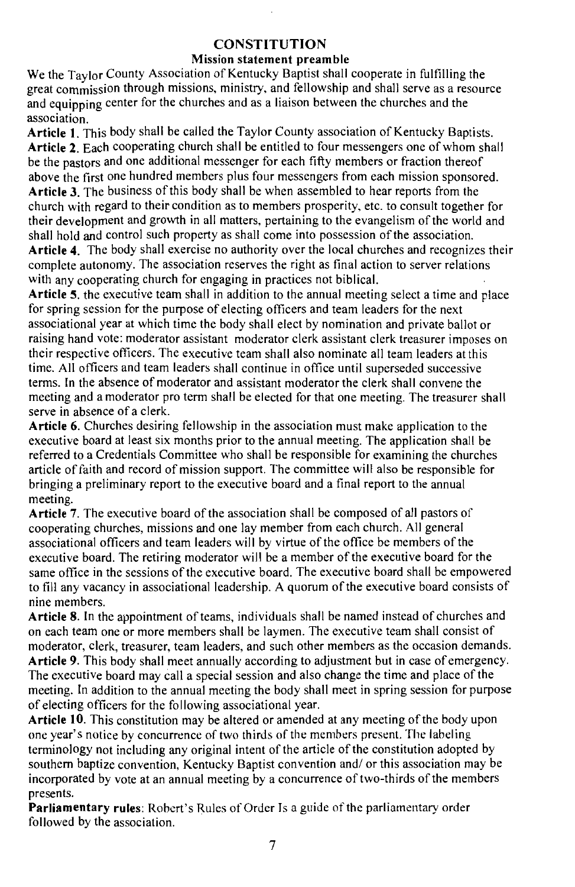# CONSTITUTION

## Mission statement preamble

We the Taylor County Association of Kentucky Baptist shall cooperate in fulfilling the great commission through missions, ministry, and fellowship and shall serve as a resource and equipping center for the churches and as a liaison between the churches and the association.

**Article 1**. This body shall be called the Taylor County association of Kentucky Baptists.

**Article 2**. Each cooperating church shall be entitled to four messengers one of whom shall be the pastors and one additional messenger for each fifty members or fraction thereof above the first one hundred members plus four messengers from each mission sponsored.

**Article 3**. The business of this body shall be when assembled to hear reports from the church with regard to their condition as to members prosperity, etc. to consult together for their development and growth in all matters, pertaining to the evangelism of the world and shall hold and control such property as shall come into possession of the association.

**Article 4**. The body shall exercise no authority over the local churches and recognizes their complete autonomy. The association reserves the right as final action to server relations with any cooperating church for engaging in practices not biblical.

**Article 5**. the executive team shall in addition to the annual meeting select a time and place for spring session for the purpose of electing officers and team leaders for the next associational year at which time the body shall elect by nomination and private ballot or raising hand vote: moderator assistant moderator clerk assistant clerk treasurer imposes on their respective officers. The executive team shall also nominate all team leaders at this time. All officers and team leaders shall continue in office until superseded successive terms. In the absence of moderator and assistant moderator the clerk shall convene the meeting and a moderator pro term shall be elected for that one meeting. The treasurer shall serve in absence of a clerk.

**Article 6**. Churches desiring fellowship in the association must make application to the executive board at least six months prior to the annual meeting. The application shall be referred to a Credentials Committee who shall be responsible for examining the churches article of faith and record of mission support. The committee will also be responsible for bringing a preliminary report to the executive board and a final report to the annual meeting.

**Article 7**. The executive board of the association shall be composed of all pastors of cooperating churches, missions and one lay member from each church. All general associational officers and team leaders will by virtue of the office be members of the executive board. The retiring moderator will be a member of the executive board for the same office in the sessions of the executive board. The executive board shall be empowered to fill any vacancy in associational leadership. A quorum of the executive board consists of nine members.

**Article 8**. In the appointment of teams, individuals shall be named instead of churches and on each team one or more members shall be laymen. The executive team shall consist of moderator, clerk, treasurer, team leaders, and such other members as the occasion demands.

**Article 9**. This body shall meet annually according to adjustment but in case of emergency. The executive board may call a special session and also change the time and place of the meeting. In addition to the annual meeting the body shall meet in spring session for purpose of electing officers for the following associational year.

**Article 10**. This constitution may be altered or amended at any meeting of the body upon one year's notice by concurrence of two thirds of the members present. The labeling terminology not including any original intent of the article of the constitution adopted by southern baptize convention, Kentucky Baptist convention and/ or this association may be incorporated by vote at an annual meeting by a concurrence of two-thirds of the members presents.

**Parliamentary rules**: Robert's Rules of Order Is a guide of the parliamentary order followed by the association.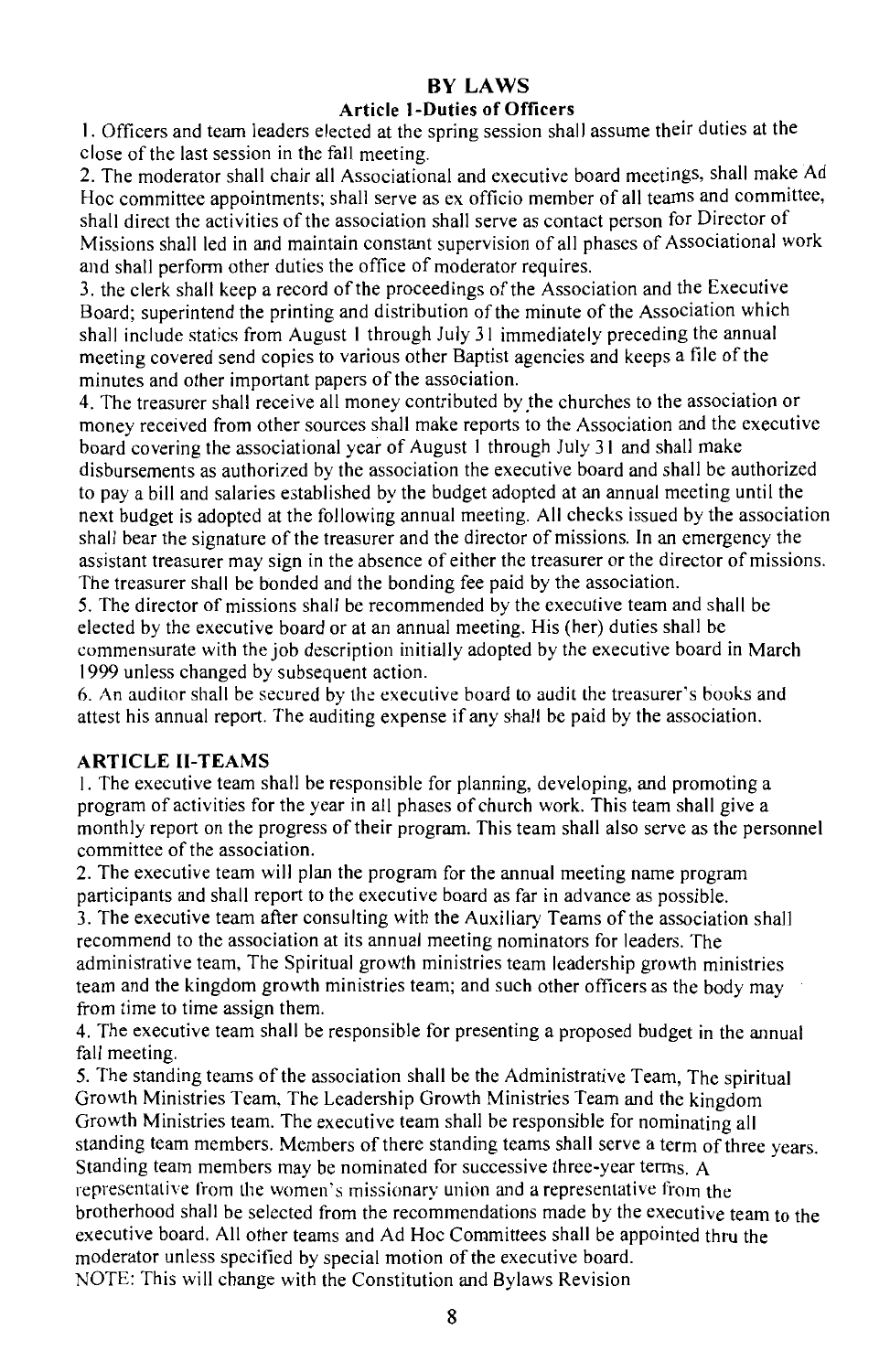# BY LAWS

## Article 1-Duties of Officers

1. Officers and team leaders elected at the spring session shall assume their duties at the close of the last session in the fall meeting.
2. The moderator shall chair all Associational and executive board meetings, shall make Ad Hoc committee appointments; shall serve as ex officio member of all teams and committee, shall direct the activities of the association shall serve as contact person for Director of Missions shall led in and maintain constant supervision of all phases of Associational work and shall perform other duties the office of moderator requires.
3. the clerk shall keep a record of the proceedings of the Association and the Executive Board; superintend the printing and distribution of the minute of the Association which shall include statics from August 1 through July 31 immediately preceding the annual meeting covered send copies to various other Baptist agencies and keeps a file of the minutes and other important papers of the association.
4. The treasurer shall receive all money contributed by the churches to the association or money received from other sources shall make reports to the Association and the executive board covering the associational year of August 1 through July 31 and shall make disbursements as authorized by the association the executive board and shall be authorized to pay a bill and salaries established by the budget adopted at an annual meeting until the next budget is adopted at the following annual meeting. All checks issued by the association shall bear the signature of the treasurer and the director of missions. In an emergency the assistant treasurer may sign in the absence of either the treasurer or the director of missions. The treasurer shall be bonded and the bonding fee paid by the association.
5. The director of missions shall be recommended by the executive team and shall be elected by the executive board or at an annual meeting. His (her) duties shall be commensurate with the job description initially adopted by the executive board in March 1999 unless changed by subsequent action.
6. An auditor shall be secured by the executive board to audit the treasurer's books and attest his annual report. The auditing expense if any shall be paid by the association.

## ARTICLE II-TEAMS

1. The executive team shall be responsible for planning, developing, and promoting a program of activities for the year in all phases of church work. This team shall give a monthly report on the progress of their program. This team shall also serve as the personnel committee of the association.
2. The executive team will plan the program for the annual meeting name program participants and shall report to the executive board as far in advance as possible.
3. The executive team after consulting with the Auxiliary Teams of the association shall recommend to the association at its annual meeting nominators for leaders. The administrative team, The Spiritual growth ministries team leadership growth ministries team and the kingdom growth ministries team; and such other officers as the body may from time to time assign them.
4. The executive team shall be responsible for presenting a proposed budget in the annual fall meeting.
5. The standing teams of the association shall be the Administrative Team, The spiritual Growth Ministries Team, The Leadership Growth Ministries Team and the kingdom Growth Ministries team. The executive team shall be responsible for nominating all standing team members. Members of there standing teams shall serve a term of three years. Standing team members may be nominated for successive three-year terms. A representative from the women's missionary union and a representative from the brotherhood shall be selected from the recommendations made by the executive team to the executive board. All other teams and Ad Hoc Committees shall be appointed thru the moderator unless specified by special motion of the executive board.

NOTE: This will change with the Constitution and Bylaws Revision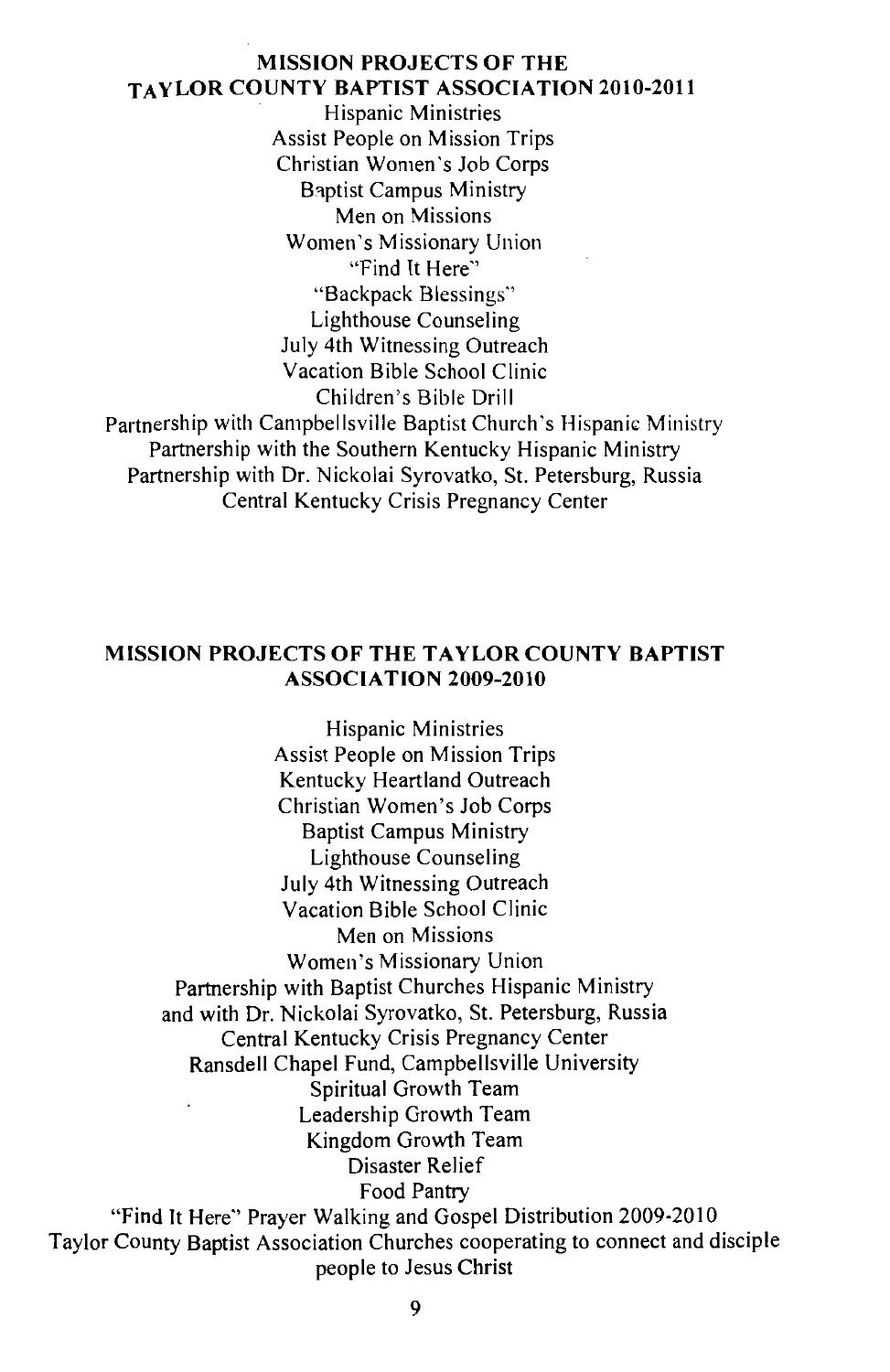## MISSION PROJECTS OF THE TAYLOR COUNTY BAPTIST ASSOCIATION 2010-2011

Hispanic Ministries
Assist People on Mission Trips
Christian Women's Job Corps
Baptist Campus Ministry
Men on Missions
Women's Missionary Union
"Find It Here"
"Backpack Blessings"
Lighthouse Counseling
July 4th Witnessing Outreach
Vacation Bible School Clinic
Children's Bible Drill
Partnership with Campbellsville Baptist Church's Hispanic Ministry
Partnership with the Southern Kentucky Hispanic Ministry
Partnership with Dr. Nickolai Syrovatko, St. Petersburg, Russia
Central Kentucky Crisis Pregnancy Center

## MISSION PROJECTS OF THE TAYLOR COUNTY BAPTIST ASSOCIATION 2009-2010

Hispanic Ministries
Assist People on Mission Trips
Kentucky Heartland Outreach
Christian Women's Job Corps
Baptist Campus Ministry
Lighthouse Counseling
July 4th Witnessing Outreach
Vacation Bible School Clinic
Men on Missions
Women's Missionary Union
Partnership with Baptist Churches Hispanic Ministry
and with Dr. Nickolai Syrovatko, St. Petersburg, Russia
Central Kentucky Crisis Pregnancy Center
Ransdell Chapel Fund, Campbellsville University
Spiritual Growth Team
Leadership Growth Team
Kingdom Growth Team
Disaster Relief
Food Pantry
"Find It Here" Prayer Walking and Gospel Distribution 2009-2010
Taylor County Baptist Association Churches cooperating to connect and disciple people to Jesus Christ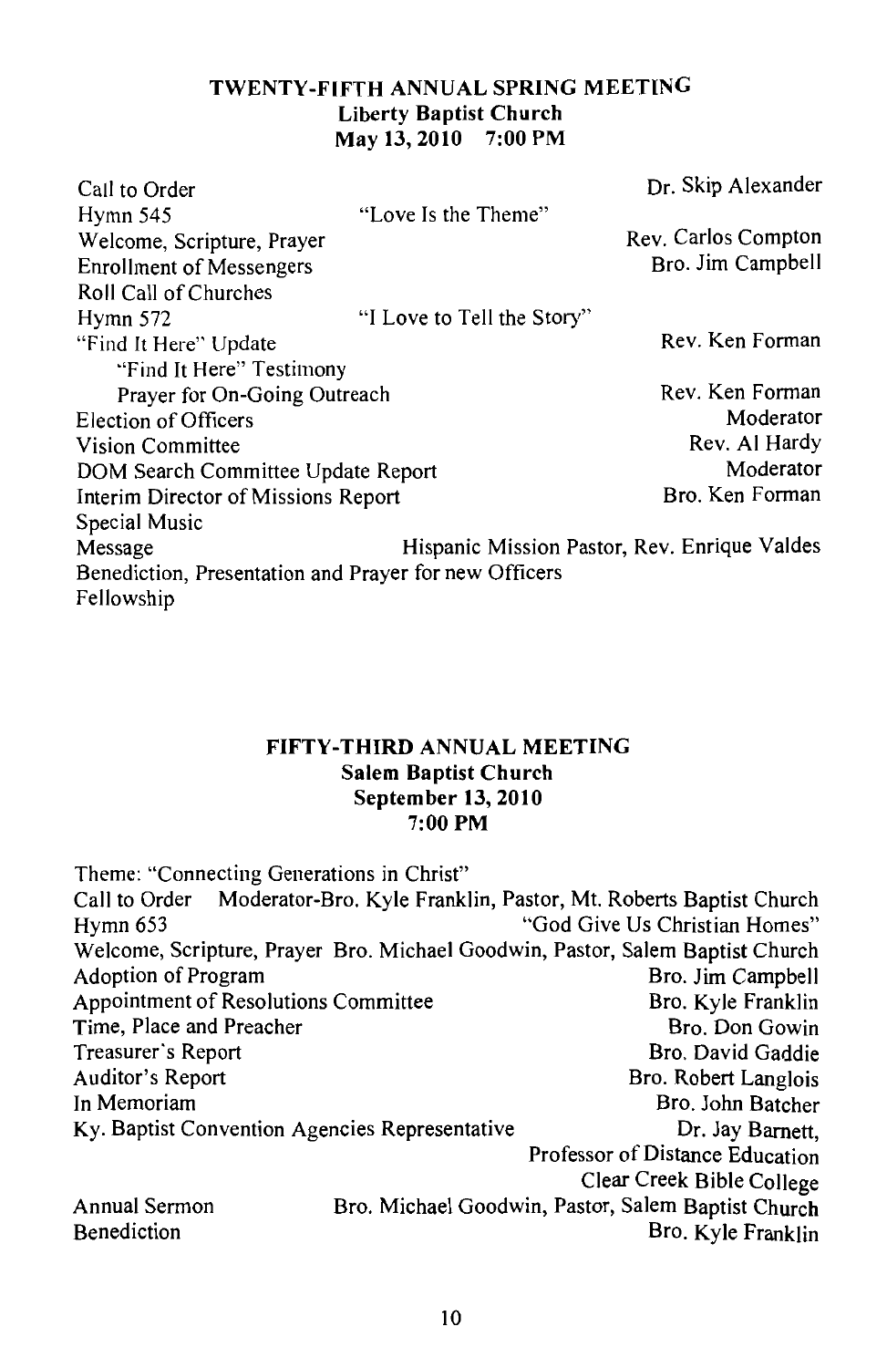## TWENTY-FIFTH ANNUAL SPRING MEETING
### Liberty Baptist Church
### May 13, 2010 7:00 PM

| | | |
|---|---|---|
| Call to Order | | Dr. Skip Alexander |
| Hymn 545 | "Love Is the Theme" | |
| Welcome, Scripture, Prayer | | Rev. Carlos Compton |
| Enrollment of Messengers | | Bro. Jim Campbell |
| Roll Call of Churches | | |
| Hymn 572 | "I Love to Tell the Story" | |
| "Find It Here" Update | | Rev. Ken Forman |
| "Find It Here" Testimony | | |
| Prayer for On-Going Outreach | | Rev. Ken Forman |
| Election of Officers | | Moderator |
| Vision Committee | | Rev. Al Hardy |
| DOM Search Committee Update Report | | Moderator |
| Interim Director of Missions Report | | Bro. Ken Forman |
| Special Music | | |
| Message | | Hispanic Mission Pastor, Rev. Enrique Valdes |
| Benediction, Presentation and Prayer for new Officers | | |
| Fellowship | | |

## FIFTY-THIRD ANNUAL MEETING
### Salem Baptist Church
### September 13, 2010
### 7:00 PM

Theme: "Connecting Generations in Christ"

| | |
|---|---|
| Call to Order | Moderator-Bro. Kyle Franklin, Pastor, Mt. Roberts Baptist Church |
| Hymn 653 | "God Give Us Christian Homes" |
| Welcome, Scripture, Prayer | Bro. Michael Goodwin, Pastor, Salem Baptist Church |
| Adoption of Program | Bro. Jim Campbell |
| Appointment of Resolutions Committee | Bro. Kyle Franklin |
| Time, Place and Preacher | Bro. Don Gowin |
| Treasurer's Report | Bro. David Gaddie |
| Auditor's Report | Bro. Robert Langlois |
| In Memoriam | Bro. John Batcher |
| Ky. Baptist Convention Agencies Representative | Dr. Jay Barnett, Professor of Distance Education Clear Creek Bible College |
| Annual Sermon | Bro. Michael Goodwin, Pastor, Salem Baptist Church |
| Benediction | Bro. Kyle Franklin |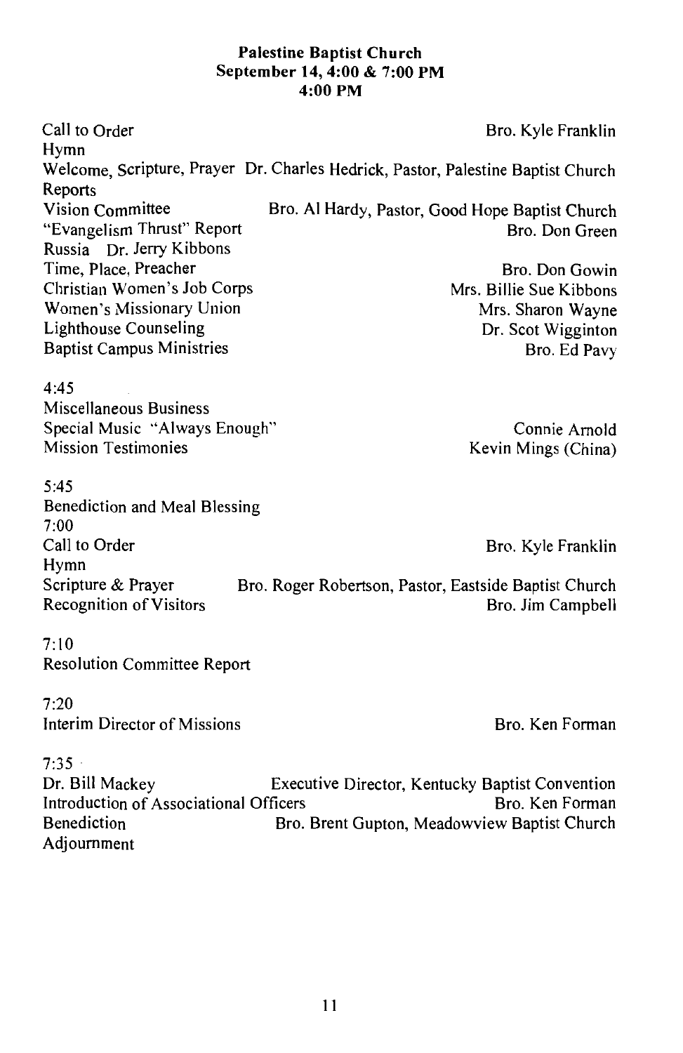**Palestine Baptist Church**
**September 14, 4:00 & 7:00 PM**
**4:00 PM**

Call to Order — Bro. Kyle Franklin
Hymn
Welcome, Scripture, Prayer — Dr. Charles Hedrick, Pastor, Palestine Baptist Church
Reports
Vision Committee — Bro. Al Hardy, Pastor, Good Hope Baptist Church
"Evangelism Thrust" Report — Bro. Don Green
Russia — Dr. Jerry Kibbons
Time, Place, Preacher — Bro. Don Gowin
Christian Women's Job Corps — Mrs. Billie Sue Kibbons
Women's Missionary Union — Mrs. Sharon Wayne
Lighthouse Counseling — Dr. Scot Wigginton
Baptist Campus Ministries — Bro. Ed Pavy

4:45
Miscellaneous Business
Special Music "Always Enough" — Connie Arnold
Mission Testimonies — Kevin Mings (China)

5:45
Benediction and Meal Blessing

7:00
Call to Order — Bro. Kyle Franklin
Hymn
Scripture & Prayer — Bro. Roger Robertson, Pastor, Eastside Baptist Church
Recognition of Visitors — Bro. Jim Campbell

7:10
Resolution Committee Report

7:20
Interim Director of Missions — Bro. Ken Forman

7:35
Dr. Bill Mackey — Executive Director, Kentucky Baptist Convention
Introduction of Associational Officers — Bro. Ken Forman
Benediction — Bro. Brent Gupton, Meadowview Baptist Church
Adjournment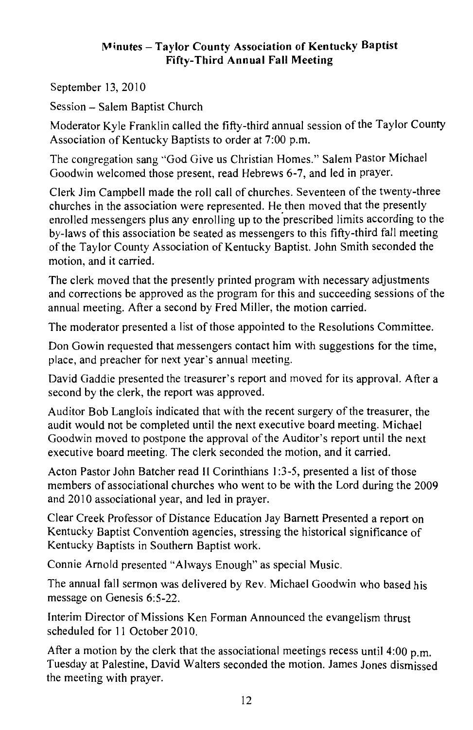## Minutes – Taylor County Association of Kentucky Baptist
## Fifty-Third Annual Fall Meeting

September 13, 2010

Session – Salem Baptist Church

Moderator Kyle Franklin called the fifty-third annual session of the Taylor County Association of Kentucky Baptists to order at 7:00 p.m.

The congregation sang "God Give us Christian Homes." Salem Pastor Michael Goodwin welcomed those present, read Hebrews 6-7, and led in prayer.

Clerk Jim Campbell made the roll call of churches. Seventeen of the twenty-three churches in the association were represented. He then moved that the presently enrolled messengers plus any enrolling up to the prescribed limits according to the by-laws of this association be seated as messengers to this fifty-third fall meeting of the Taylor County Association of Kentucky Baptist. John Smith seconded the motion, and it carried.

The clerk moved that the presently printed program with necessary adjustments and corrections be approved as the program for this and succeeding sessions of the annual meeting. After a second by Fred Miller, the motion carried.

The moderator presented a list of those appointed to the Resolutions Committee.

Don Gowin requested that messengers contact him with suggestions for the time, place, and preacher for next year's annual meeting.

David Gaddie presented the treasurer's report and moved for its approval. After a second by the clerk, the report was approved.

Auditor Bob Langlois indicated that with the recent surgery of the treasurer, the audit would not be completed until the next executive board meeting. Michael Goodwin moved to postpone the approval of the Auditor's report until the next executive board meeting. The clerk seconded the motion, and it carried.

Acton Pastor John Batcher read II Corinthians 1:3-5, presented a list of those members of associational churches who went to be with the Lord during the 2009 and 2010 associational year, and led in prayer.

Clear Creek Professor of Distance Education Jay Barnett Presented a report on Kentucky Baptist Convention agencies, stressing the historical significance of Kentucky Baptists in Southern Baptist work.

Connie Arnold presented "Always Enough" as special Music.

The annual fall sermon was delivered by Rev. Michael Goodwin who based his message on Genesis 6:5-22.

Interim Director of Missions Ken Forman Announced the evangelism thrust scheduled for 11 October 2010.

After a motion by the clerk that the associational meetings recess until 4:00 p.m. Tuesday at Palestine, David Walters seconded the motion. James Jones dismissed the meeting with prayer.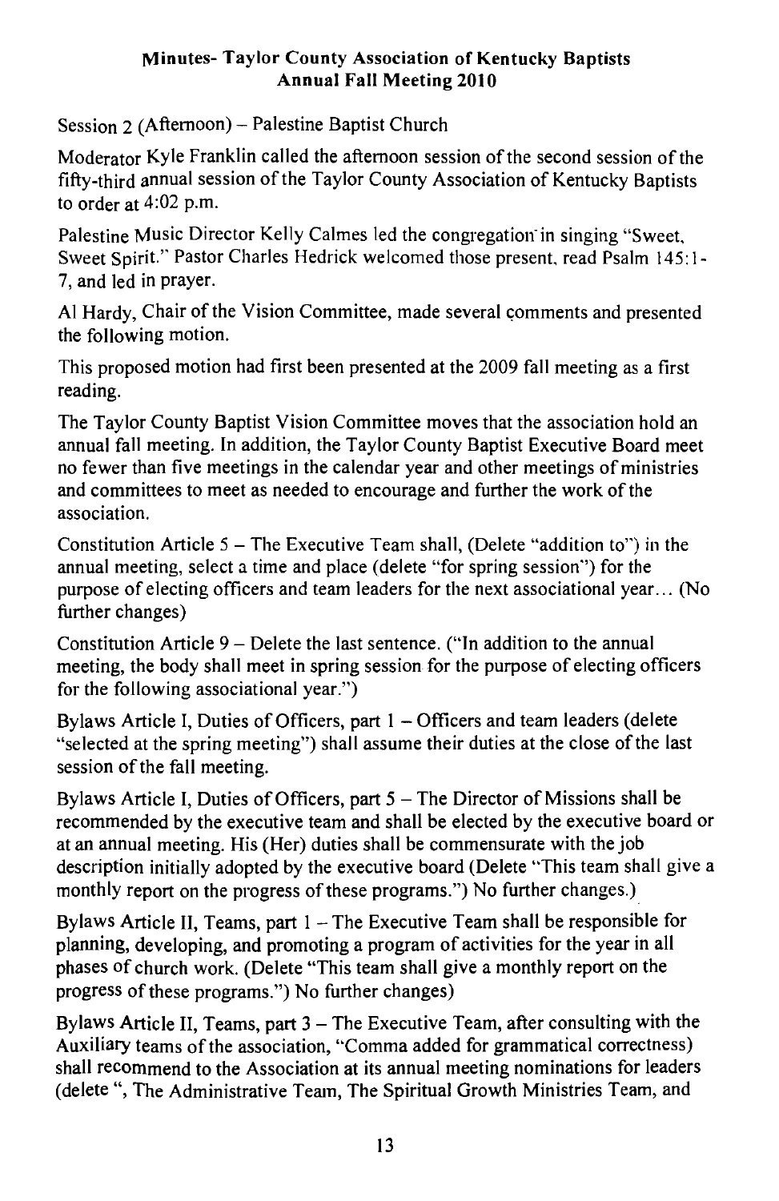**Minutes- Taylor County Association of Kentucky Baptists**
**Annual Fall Meeting 2010**

Session 2 (Afternoon) – Palestine Baptist Church

Moderator Kyle Franklin called the afternoon session of the second session of the fifty-third annual session of the Taylor County Association of Kentucky Baptists to order at 4:02 p.m.

Palestine Music Director Kelly Calmes led the congregation in singing "Sweet, Sweet Spirit." Pastor Charles Hedrick welcomed those present, read Psalm 145:1-7, and led in prayer.

Al Hardy, Chair of the Vision Committee, made several comments and presented the following motion.

This proposed motion had first been presented at the 2009 fall meeting as a first reading.

The Taylor County Baptist Vision Committee moves that the association hold an annual fall meeting. In addition, the Taylor County Baptist Executive Board meet no fewer than five meetings in the calendar year and other meetings of ministries and committees to meet as needed to encourage and further the work of the association.

Constitution Article 5 – The Executive Team shall, (Delete "addition to") in the annual meeting, select a time and place (delete "for spring session") for the purpose of electing officers and team leaders for the next associational year... (No further changes)

Constitution Article 9 – Delete the last sentence. ("In addition to the annual meeting, the body shall meet in spring session for the purpose of electing officers for the following associational year.")

Bylaws Article I, Duties of Officers, part 1 – Officers and team leaders (delete "selected at the spring meeting") shall assume their duties at the close of the last session of the fall meeting.

Bylaws Article I, Duties of Officers, part 5 – The Director of Missions shall be recommended by the executive team and shall be elected by the executive board or at an annual meeting. His (Her) duties shall be commensurate with the job description initially adopted by the executive board (Delete "This team shall give a monthly report on the progress of these programs.") No further changes.)

Bylaws Article II, Teams, part 1 – The Executive Team shall be responsible for planning, developing, and promoting a program of activities for the year in all phases of church work. (Delete "This team shall give a monthly report on the progress of these programs.") No further changes)

Bylaws Article II, Teams, part 3 – The Executive Team, after consulting with the Auxiliary teams of the association, "Comma added for grammatical correctness) shall recommend to the Association at its annual meeting nominations for leaders (delete ", The Administrative Team, The Spiritual Growth Ministries Team, and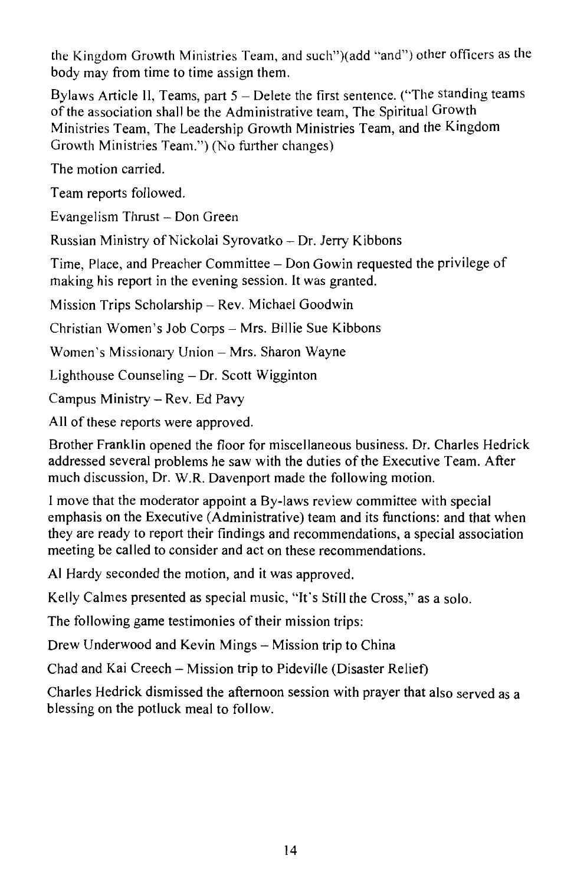the Kingdom Growth Ministries Team, and such")(add "and") other officers as the body may from time to time assign them.

Bylaws Article II, Teams, part 5 – Delete the first sentence. ("The standing teams of the association shall be the Administrative team, The Spiritual Growth Ministries Team, The Leadership Growth Ministries Team, and the Kingdom Growth Ministries Team.") (No further changes)

The motion carried.

Team reports followed.

Evangelism Thrust – Don Green

Russian Ministry of Nickolai Syrovatko – Dr. Jerry Kibbons

Time, Place, and Preacher Committee – Don Gowin requested the privilege of making his report in the evening session. It was granted.

Mission Trips Scholarship – Rev. Michael Goodwin

Christian Women's Job Corps – Mrs. Billie Sue Kibbons

Women's Missionary Union – Mrs. Sharon Wayne

Lighthouse Counseling – Dr. Scott Wigginton

Campus Ministry – Rev. Ed Pavy

All of these reports were approved.

Brother Franklin opened the floor for miscellaneous business. Dr. Charles Hedrick addressed several problems he saw with the duties of the Executive Team. After much discussion, Dr. W.R. Davenport made the following motion.

I move that the moderator appoint a By-laws review committee with special emphasis on the Executive (Administrative) team and its functions: and that when they are ready to report their findings and recommendations, a special association meeting be called to consider and act on these recommendations.

Al Hardy seconded the motion, and it was approved.

Kelly Calmes presented as special music, "It's Still the Cross," as a solo.

The following game testimonies of their mission trips:

Drew Underwood and Kevin Mings – Mission trip to China

Chad and Kai Creech – Mission trip to Pideville (Disaster Relief)

Charles Hedrick dismissed the afternoon session with prayer that also served as a blessing on the potluck meal to follow.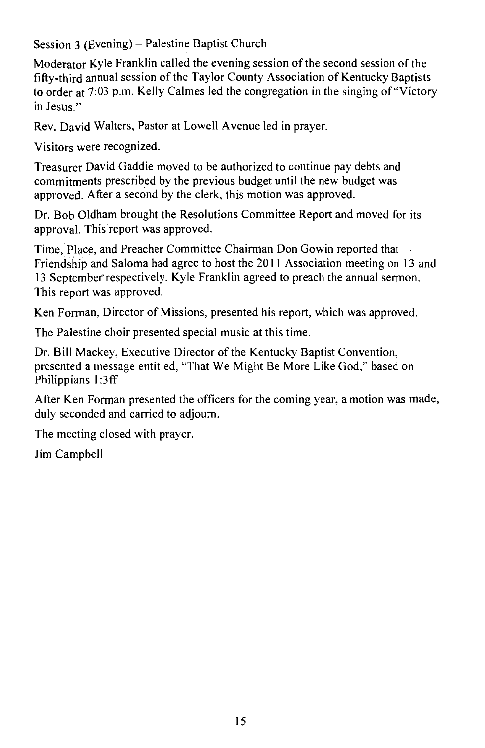Session 3 (Evening) – Palestine Baptist Church

Moderator Kyle Franklin called the evening session of the second session of the fifty-third annual session of the Taylor County Association of Kentucky Baptists to order at 7:03 p.m. Kelly Calmes led the congregation in the singing of "Victory in Jesus."

Rev. David Walters, Pastor at Lowell Avenue led in prayer.

Visitors were recognized.

Treasurer David Gaddie moved to be authorized to continue pay debts and commitments prescribed by the previous budget until the new budget was approved. After a second by the clerk, this motion was approved.

Dr. Bob Oldham brought the Resolutions Committee Report and moved for its approval. This report was approved.

Time, Place, and Preacher Committee Chairman Don Gowin reported that Friendship and Saloma had agree to host the 2011 Association meeting on 13 and 13 September respectively. Kyle Franklin agreed to preach the annual sermon. This report was approved.

Ken Forman, Director of Missions, presented his report, which was approved.

The Palestine choir presented special music at this time.

Dr. Bill Mackey, Executive Director of the Kentucky Baptist Convention, presented a message entitled, "That We Might Be More Like God," based on Philippians 1:3ff

After Ken Forman presented the officers for the coming year, a motion was made, duly seconded and carried to adjourn.

The meeting closed with prayer.

Jim Campbell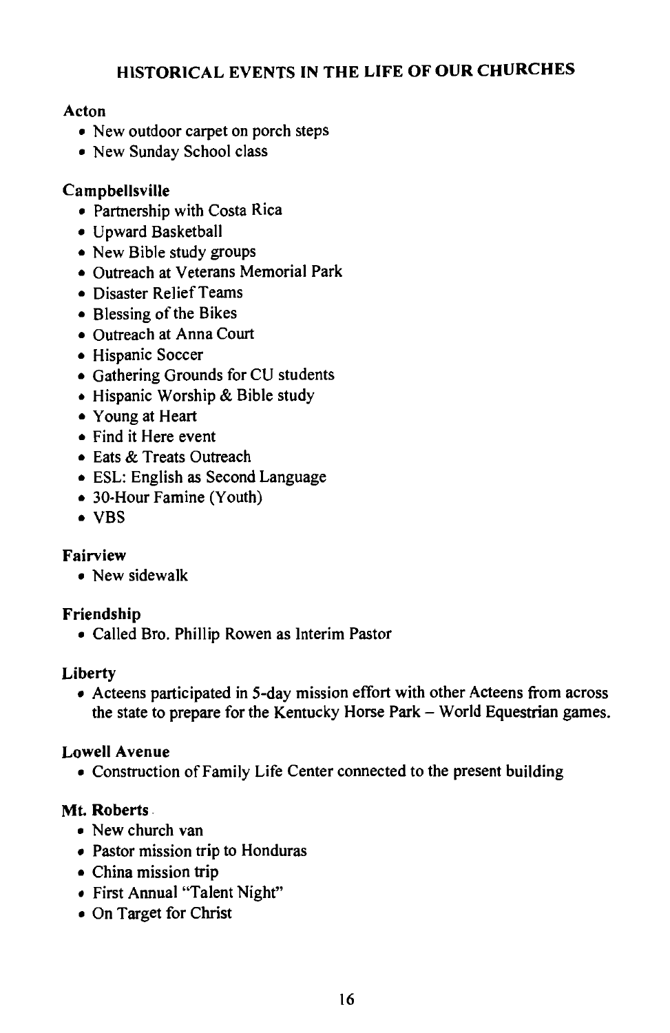## HISTORICAL EVENTS IN THE LIFE OF OUR CHURCHES

**Acton**

- New outdoor carpet on porch steps
- New Sunday School class

**Campbellsville**

- Partnership with Costa Rica
- Upward Basketball
- New Bible study groups
- Outreach at Veterans Memorial Park
- Disaster Relief Teams
- Blessing of the Bikes
- Outreach at Anna Court
- Hispanic Soccer
- Gathering Grounds for CU students
- Hispanic Worship & Bible study
- Young at Heart
- Find it Here event
- Eats & Treats Outreach
- ESL: English as Second Language
- 30-Hour Famine (Youth)
- VBS

**Fairview**

- New sidewalk

**Friendship**

- Called Bro. Phillip Rowen as Interim Pastor

**Liberty**

- Acteens participated in 5-day mission effort with other Acteens from across the state to prepare for the Kentucky Horse Park – World Equestrian games.

**Lowell Avenue**

- Construction of Family Life Center connected to the present building

**Mt. Roberts**

- New church van
- Pastor mission trip to Honduras
- China mission trip
- First Annual "Talent Night"
- On Target for Christ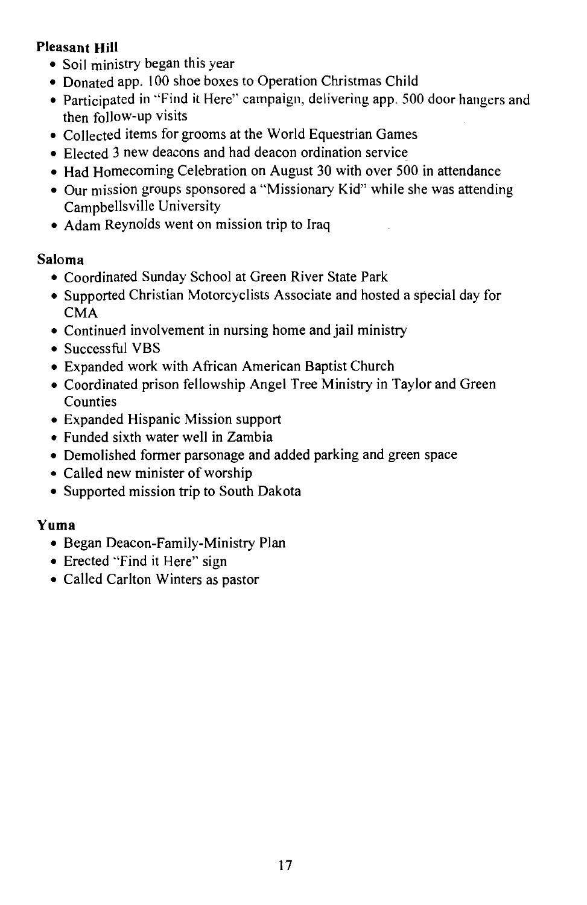**Pleasant Hill**

- Soil ministry began this year
- Donated app. 100 shoe boxes to Operation Christmas Child
- Participated in "Find it Here" campaign, delivering app. 500 door hangers and then follow-up visits
- Collected items for grooms at the World Equestrian Games
- Elected 3 new deacons and had deacon ordination service
- Had Homecoming Celebration on August 30 with over 500 in attendance
- Our mission groups sponsored a "Missionary Kid" while she was attending Campbellsville University
- Adam Reynolds went on mission trip to Iraq

**Saloma**

- Coordinated Sunday School at Green River State Park
- Supported Christian Motorcyclists Associate and hosted a special day for CMA
- Continued involvement in nursing home and jail ministry
- Successful VBS
- Expanded work with African American Baptist Church
- Coordinated prison fellowship Angel Tree Ministry in Taylor and Green Counties
- Expanded Hispanic Mission support
- Funded sixth water well in Zambia
- Demolished former parsonage and added parking and green space
- Called new minister of worship
- Supported mission trip to South Dakota

**Yuma**

- Began Deacon-Family-Ministry Plan
- Erected "Find it Here" sign
- Called Carlton Winters as pastor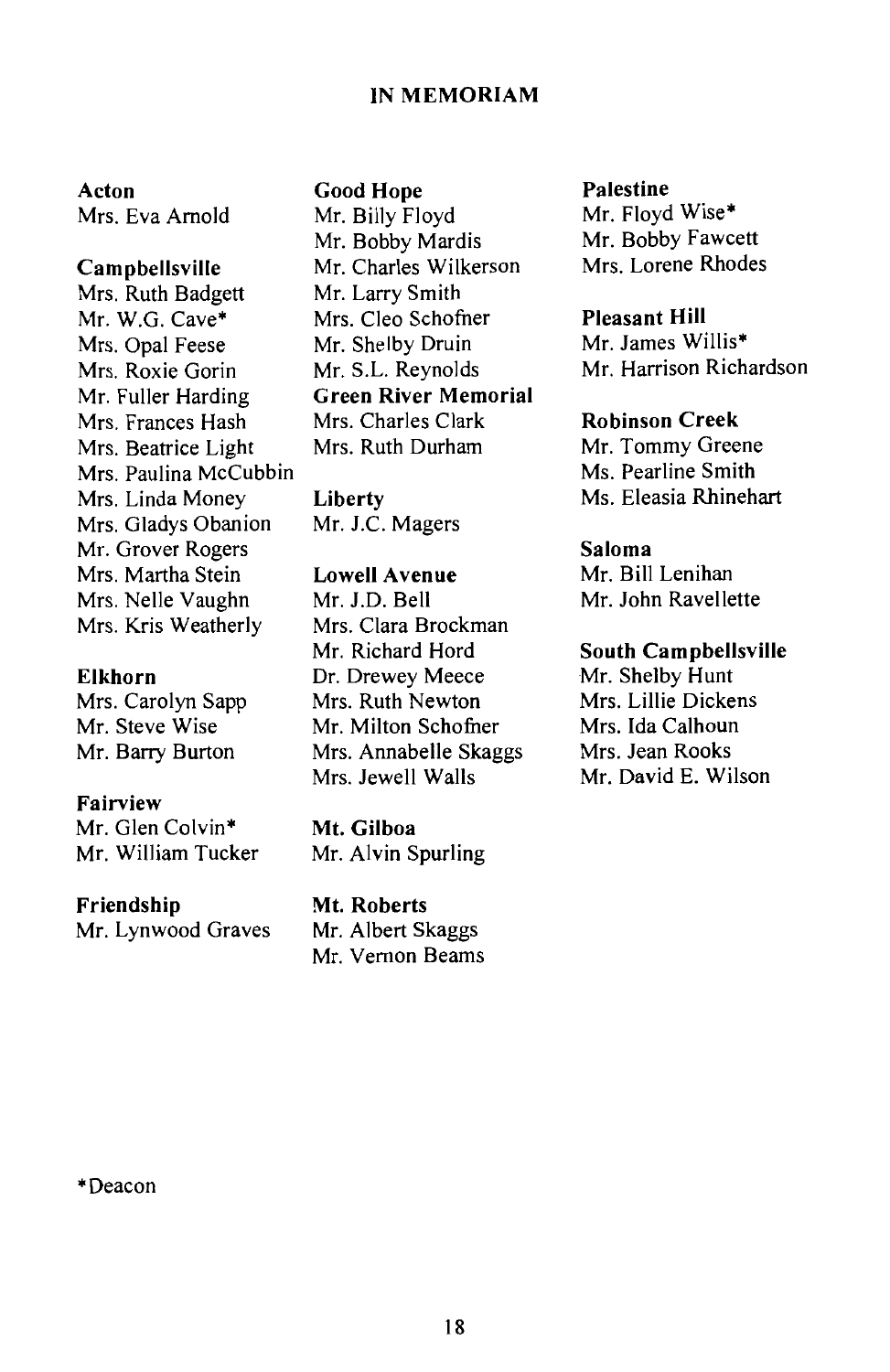## IN MEMORIAM

**Acton**
Mrs. Eva Arnold

**Campbellsville**
Mrs. Ruth Badgett
Mr. W.G. Cave*
Mrs. Opal Feese
Mrs. Roxie Gorin
Mr. Fuller Harding
Mrs. Frances Hash
Mrs. Beatrice Light
Mrs. Paulina McCubbin
Mrs. Linda Money
Mrs. Gladys Obanion
Mr. Grover Rogers
Mrs. Martha Stein
Mrs. Nelle Vaughn
Mrs. Kris Weatherly

**Elkhorn**
Mrs. Carolyn Sapp
Mr. Steve Wise
Mr. Barry Burton

**Fairview**
Mr. Glen Colvin*
Mr. William Tucker

**Friendship**
Mr. Lynwood Graves

**Good Hope**
Mr. Billy Floyd
Mr. Bobby Mardis
Mr. Charles Wilkerson
Mr. Larry Smith
Mrs. Cleo Schofner
Mr. Shelby Druin
Mr. S.L. Reynolds

**Green River Memorial**
Mrs. Charles Clark
Mrs. Ruth Durham

**Liberty**
Mr. J.C. Magers

**Lowell Avenue**
Mr. J.D. Bell
Mrs. Clara Brockman
Mr. Richard Hord
Dr. Drewey Meece
Mrs. Ruth Newton
Mr. Milton Schofner
Mrs. Annabelle Skaggs
Mrs. Jewell Walls

**Mt. Gilboa**
Mr. Alvin Spurling

**Mt. Roberts**
Mr. Albert Skaggs
Mr. Vernon Beams

**Palestine**
Mr. Floyd Wise*
Mr. Bobby Fawcett
Mrs. Lorene Rhodes

**Pleasant Hill**
Mr. James Willis*
Mr. Harrison Richardson

**Robinson Creek**
Mr. Tommy Greene
Ms. Pearline Smith
Ms. Eleasia Rhinehart

**Saloma**
Mr. Bill Lenihan
Mr. John Ravellette

**South Campbellsville**
Mr. Shelby Hunt
Mrs. Lillie Dickens
Mrs. Ida Calhoun
Mrs. Jean Rooks
Mr. David E. Wilson

*Deacon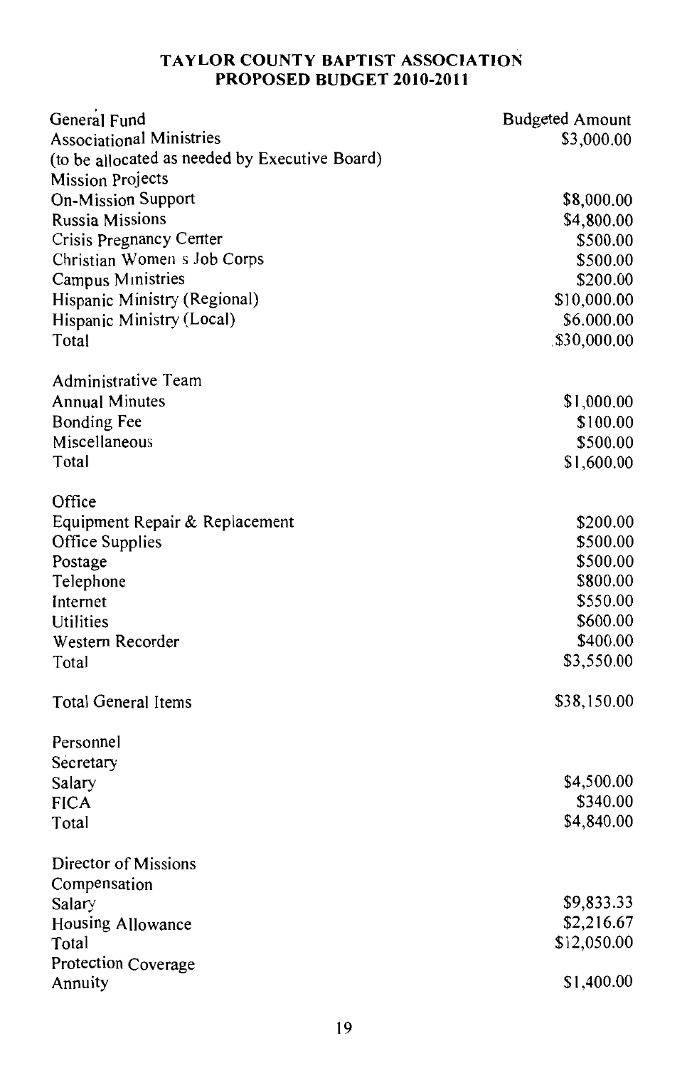**TAYLOR COUNTY BAPTIST ASSOCIATION**
**PROPOSED BUDGET 2010-2011**

| General Fund | Budgeted Amount |
|---|---|
| Associational Ministries | $3,000.00 |
| (to be allocated as needed by Executive Board) | |
| Mission Projects | |
| On-Mission Support | $8,000.00 |
| Russia Missions | $4,800.00 |
| Crisis Pregnancy Center | $500.00 |
| Christian Women s Job Corps | $500.00 |
| Campus Ministries | $200.00 |
| Hispanic Ministry (Regional) | $10,000.00 |
| Hispanic Ministry (Local) | $6,000.00 |
| Total | $30,000.00 |
| | |
| Administrative Team | |
| Annual Minutes | $1,000.00 |
| Bonding Fee | $100.00 |
| Miscellaneous | $500.00 |
| Total | $1,600.00 |
| | |
| Office | |
| Equipment Repair & Replacement | $200.00 |
| Office Supplies | $500.00 |
| Postage | $500.00 |
| Telephone | $800.00 |
| Internet | $550.00 |
| Utilities | $600.00 |
| Western Recorder | $400.00 |
| Total | $3,550.00 |
| | |
| Total General Items | $38,150.00 |
| | |
| Personnel | |
| Secretary | |
| Salary | $4,500.00 |
| FICA | $340.00 |
| Total | $4,840.00 |
| | |
| Director of Missions | |
| Compensation | |
| Salary | $9,833.33 |
| Housing Allowance | $2,216.67 |
| Total | $12,050.00 |
| Protection Coverage | |
| Annuity | $1,400.00 |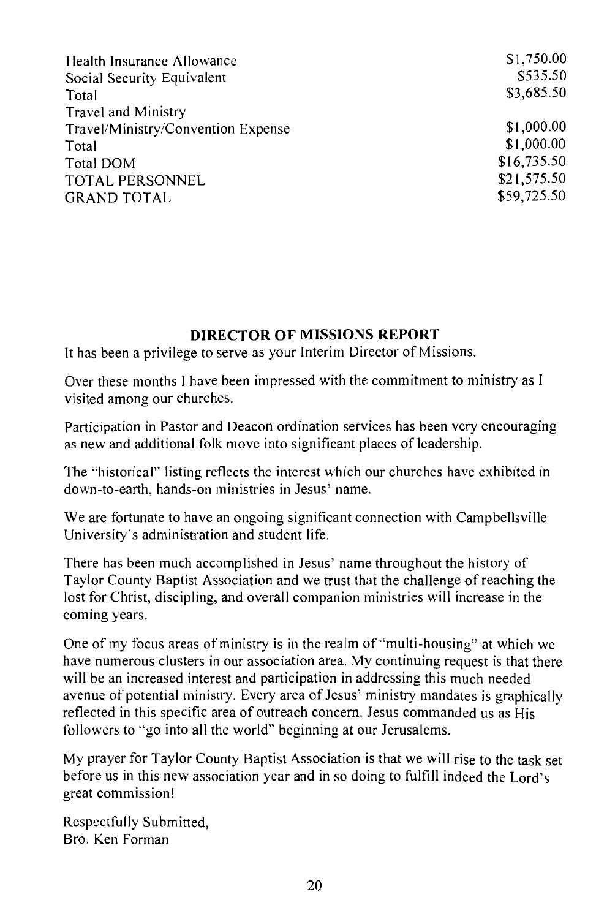| | |
|---|---|
| Health Insurance Allowance | $1,750.00 |
| Social Security Equivalent | $535.50 |
| Total | $3,685.50 |
| Travel and Ministry | |
| Travel/Ministry/Convention Expense | $1,000.00 |
| Total | $1,000.00 |
| Total DOM | $16,735.50 |
| TOTAL PERSONNEL | $21,575.50 |
| GRAND TOTAL | $59,725.50 |

## DIRECTOR OF MISSIONS REPORT

It has been a privilege to serve as your Interim Director of Missions.

Over these months I have been impressed with the commitment to ministry as I visited among our churches.

Participation in Pastor and Deacon ordination services has been very encouraging as new and additional folk move into significant places of leadership.

The "historical" listing reflects the interest which our churches have exhibited in down-to-earth, hands-on ministries in Jesus' name.

We are fortunate to have an ongoing significant connection with Campbellsville University's administration and student life.

There has been much accomplished in Jesus' name throughout the history of Taylor County Baptist Association and we trust that the challenge of reaching the lost for Christ, discipling, and overall companion ministries will increase in the coming years.

One of my focus areas of ministry is in the realm of "multi-housing" at which we have numerous clusters in our association area. My continuing request is that there will be an increased interest and participation in addressing this much needed avenue of potential ministry. Every area of Jesus' ministry mandates is graphically reflected in this specific area of outreach concern. Jesus commanded us as His followers to "go into all the world" beginning at our Jerusalems.

My prayer for Taylor County Baptist Association is that we will rise to the task set before us in this new association year and in so doing to fulfill indeed the Lord's great commission!

Respectfully Submitted,
Bro. Ken Forman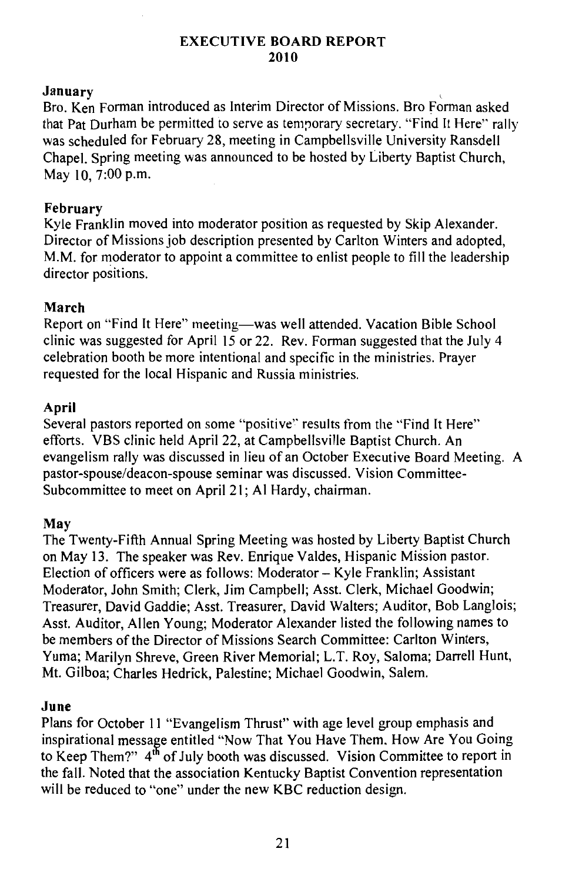# EXECUTIVE BOARD REPORT
# 2010

### January

Bro. Ken Forman introduced as Interim Director of Missions. Bro Forman asked that Pat Durham be permitted to serve as temporary secretary. "Find It Here" rally was scheduled for February 28, meeting in Campbellsville University Ransdell Chapel. Spring meeting was announced to be hosted by Liberty Baptist Church, May 10, 7:00 p.m.

### February

Kyle Franklin moved into moderator position as requested by Skip Alexander. Director of Missions job description presented by Carlton Winters and adopted, M.M. for moderator to appoint a committee to enlist people to fill the leadership director positions.

### March

Report on "Find It Here" meeting—was well attended. Vacation Bible School clinic was suggested for April 15 or 22. Rev. Forman suggested that the July 4 celebration booth be more intentional and specific in the ministries. Prayer requested for the local Hispanic and Russia ministries.

### April

Several pastors reported on some "positive" results from the "Find It Here" efforts. VBS clinic held April 22, at Campbellsville Baptist Church. An evangelism rally was discussed in lieu of an October Executive Board Meeting. A pastor-spouse/deacon-spouse seminar was discussed. Vision Committee-Subcommittee to meet on April 21; Al Hardy, chairman.

### May

The Twenty-Fifth Annual Spring Meeting was hosted by Liberty Baptist Church on May 13. The speaker was Rev. Enrique Valdes, Hispanic Mission pastor. Election of officers were as follows: Moderator – Kyle Franklin; Assistant Moderator, John Smith; Clerk, Jim Campbell; Asst. Clerk, Michael Goodwin; Treasurer, David Gaddie; Asst. Treasurer, David Walters; Auditor, Bob Langlois; Asst. Auditor, Allen Young; Moderator Alexander listed the following names to be members of the Director of Missions Search Committee: Carlton Winters, Yuma; Marilyn Shreve, Green River Memorial; L.T. Roy, Saloma; Darrell Hunt, Mt. Gilboa; Charles Hedrick, Palestine; Michael Goodwin, Salem.

### June

Plans for October 11 "Evangelism Thrust" with age level group emphasis and inspirational message entitled "Now That You Have Them. How Are You Going to Keep Them?" 4th of July booth was discussed. Vision Committee to report in the fall. Noted that the association Kentucky Baptist Convention representation will be reduced to "one" under the new KBC reduction design.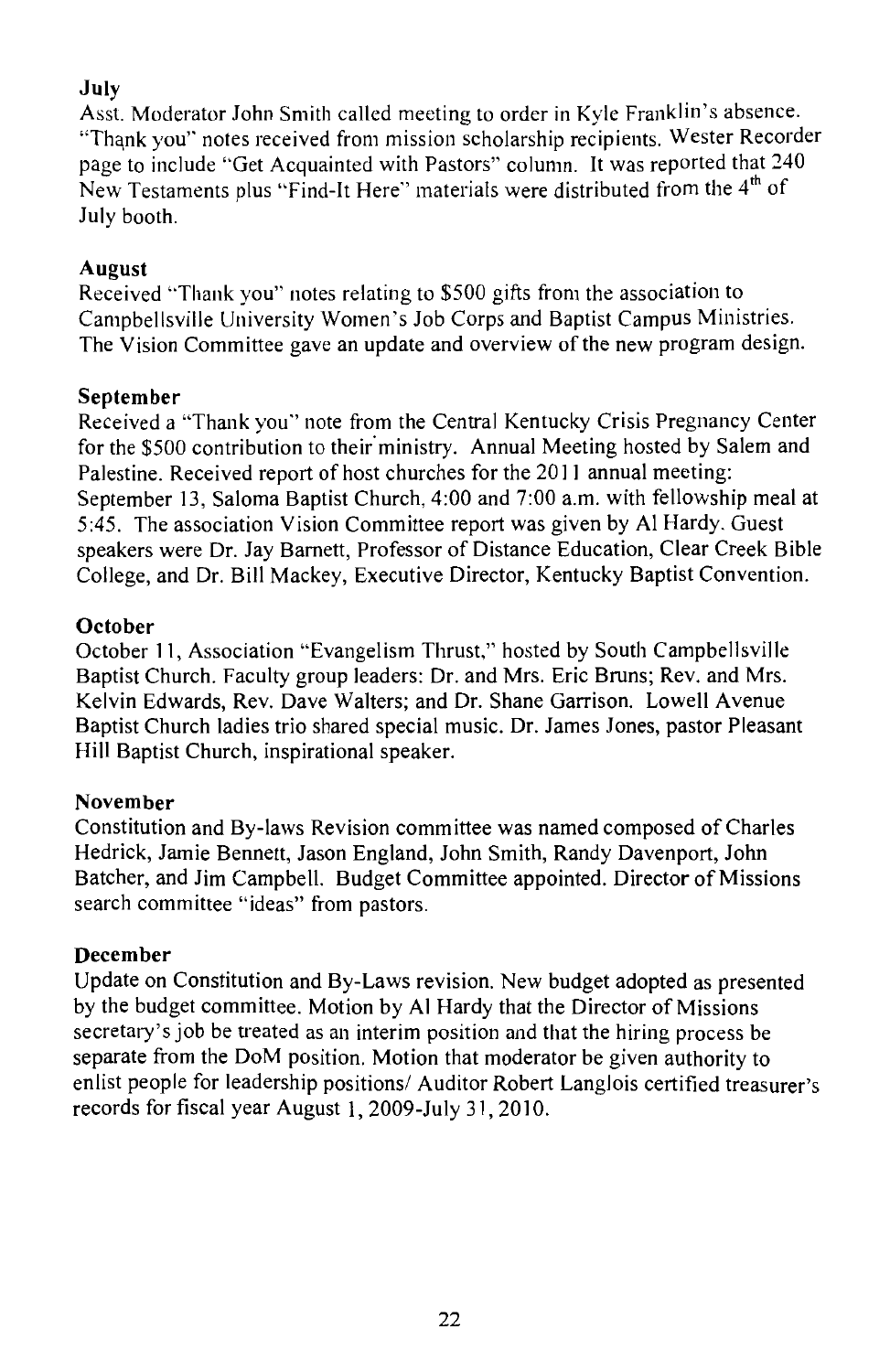**July**

Asst. Moderator John Smith called meeting to order in Kyle Franklin's absence. "Thank you" notes received from mission scholarship recipients. Wester Recorder page to include "Get Acquainted with Pastors" column. It was reported that 240 New Testaments plus "Find-It Here" materials were distributed from the 4th of July booth.

**August**

Received "Thank you" notes relating to $500 gifts from the association to Campbellsville University Women's Job Corps and Baptist Campus Ministries. The Vision Committee gave an update and overview of the new program design.

**September**

Received a "Thank you" note from the Central Kentucky Crisis Pregnancy Center for the $500 contribution to their ministry. Annual Meeting hosted by Salem and Palestine. Received report of host churches for the 2011 annual meeting: September 13, Saloma Baptist Church, 4:00 and 7:00 a.m. with fellowship meal at 5:45. The association Vision Committee report was given by Al Hardy. Guest speakers were Dr. Jay Barnett, Professor of Distance Education, Clear Creek Bible College, and Dr. Bill Mackey, Executive Director, Kentucky Baptist Convention.

**October**

October 11, Association "Evangelism Thrust," hosted by South Campbellsville Baptist Church. Faculty group leaders: Dr. and Mrs. Eric Bruns; Rev. and Mrs. Kelvin Edwards, Rev. Dave Walters; and Dr. Shane Garrison. Lowell Avenue Baptist Church ladies trio shared special music. Dr. James Jones, pastor Pleasant Hill Baptist Church, inspirational speaker.

**November**

Constitution and By-laws Revision committee was named composed of Charles Hedrick, Jamie Bennett, Jason England, John Smith, Randy Davenport, John Batcher, and Jim Campbell. Budget Committee appointed. Director of Missions search committee "ideas" from pastors.

**December**

Update on Constitution and By-Laws revision. New budget adopted as presented by the budget committee. Motion by Al Hardy that the Director of Missions secretary's job be treated as an interim position and that the hiring process be separate from the DoM position. Motion that moderator be given authority to enlist people for leadership positions/ Auditor Robert Langlois certified treasurer's records for fiscal year August 1, 2009-July 31, 2010.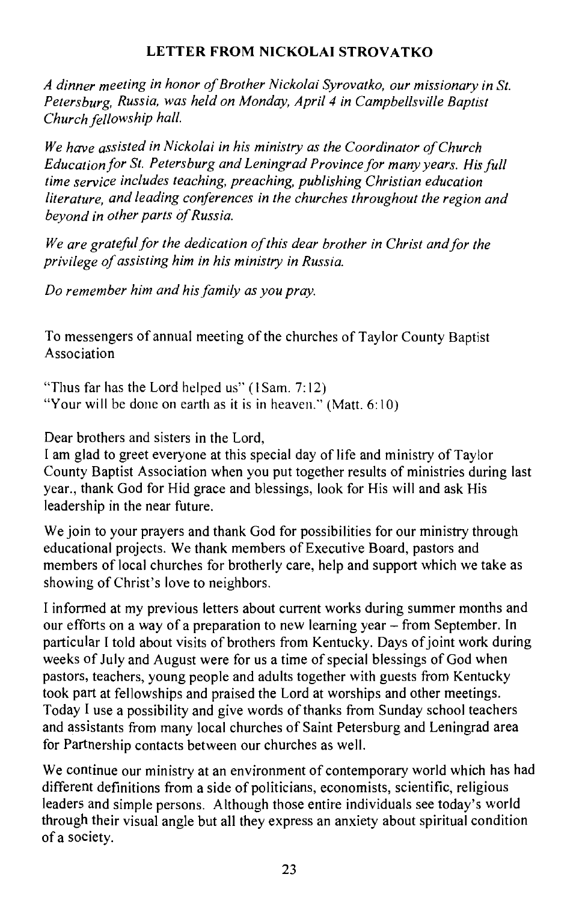## LETTER FROM NICKOLAI STROVATKO

*A dinner meeting in honor of Brother Nickolai Syrovatko, our missionary in St. Petersburg, Russia, was held on Monday, April 4 in Campbellsville Baptist Church fellowship hall.*

*We have assisted in Nickolai in his ministry as the Coordinator of Church Education for St. Petersburg and Leningrad Province for many years. His full time service includes teaching, preaching, publishing Christian education literature, and leading conferences in the churches throughout the region and beyond in other parts of Russia.*

*We are grateful for the dedication of this dear brother in Christ and for the privilege of assisting him in his ministry in Russia.*

*Do remember him and his family as you pray.*

To messengers of annual meeting of the churches of Taylor County Baptist Association

"Thus far has the Lord helped us" (1Sam. 7:12)
"Your will be done on earth as it is in heaven." (Matt. 6:10)

Dear brothers and sisters in the Lord,
I am glad to greet everyone at this special day of life and ministry of Taylor County Baptist Association when you put together results of ministries during last year., thank God for Hid grace and blessings, look for His will and ask His leadership in the near future.

We join to your prayers and thank God for possibilities for our ministry through educational projects. We thank members of Executive Board, pastors and members of local churches for brotherly care, help and support which we take as showing of Christ's love to neighbors.

I informed at my previous letters about current works during summer months and our efforts on a way of a preparation to new learning year – from September. In particular I told about visits of brothers from Kentucky. Days of joint work during weeks of July and August were for us a time of special blessings of God when pastors, teachers, young people and adults together with guests from Kentucky took part at fellowships and praised the Lord at worships and other meetings. Today I use a possibility and give words of thanks from Sunday school teachers and assistants from many local churches of Saint Petersburg and Leningrad area for Partnership contacts between our churches as well.

We continue our ministry at an environment of contemporary world which has had different definitions from a side of politicians, economists, scientific, religious leaders and simple persons. Although those entire individuals see today's world through their visual angle but all they express an anxiety about spiritual condition of a society.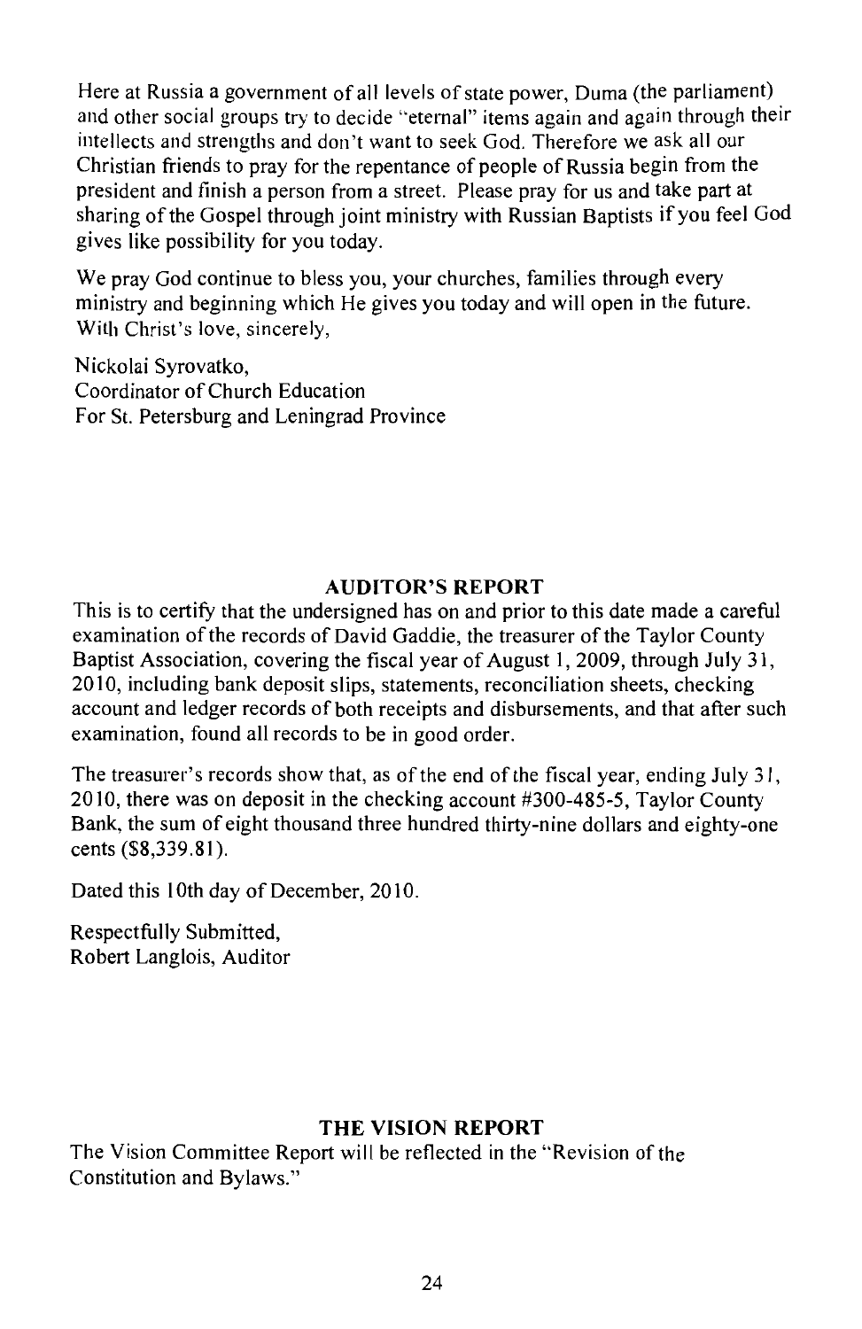Here at Russia a government of all levels of state power, Duma (the parliament) and other social groups try to decide "eternal" items again and again through their intellects and strengths and don't want to seek God. Therefore we ask all our Christian friends to pray for the repentance of people of Russia begin from the president and finish a person from a street. Please pray for us and take part at sharing of the Gospel through joint ministry with Russian Baptists if you feel God gives like possibility for you today.

We pray God continue to bless you, your churches, families through every ministry and beginning which He gives you today and will open in the future.
With Christ's love, sincerely,

Nickolai Syrovatko,
Coordinator of Church Education
For St. Petersburg and Leningrad Province

## AUDITOR'S REPORT

This is to certify that the undersigned has on and prior to this date made a careful examination of the records of David Gaddie, the treasurer of the Taylor County Baptist Association, covering the fiscal year of August 1, 2009, through July 31, 2010, including bank deposit slips, statements, reconciliation sheets, checking account and ledger records of both receipts and disbursements, and that after such examination, found all records to be in good order.

The treasurer's records show that, as of the end of the fiscal year, ending July 31, 2010, there was on deposit in the checking account #300-485-5, Taylor County Bank, the sum of eight thousand three hundred thirty-nine dollars and eighty-one cents ($8,339.81).

Dated this 10th day of December, 2010.

Respectfully Submitted,
Robert Langlois, Auditor

## THE VISION REPORT

The Vision Committee Report will be reflected in the "Revision of the Constitution and Bylaws."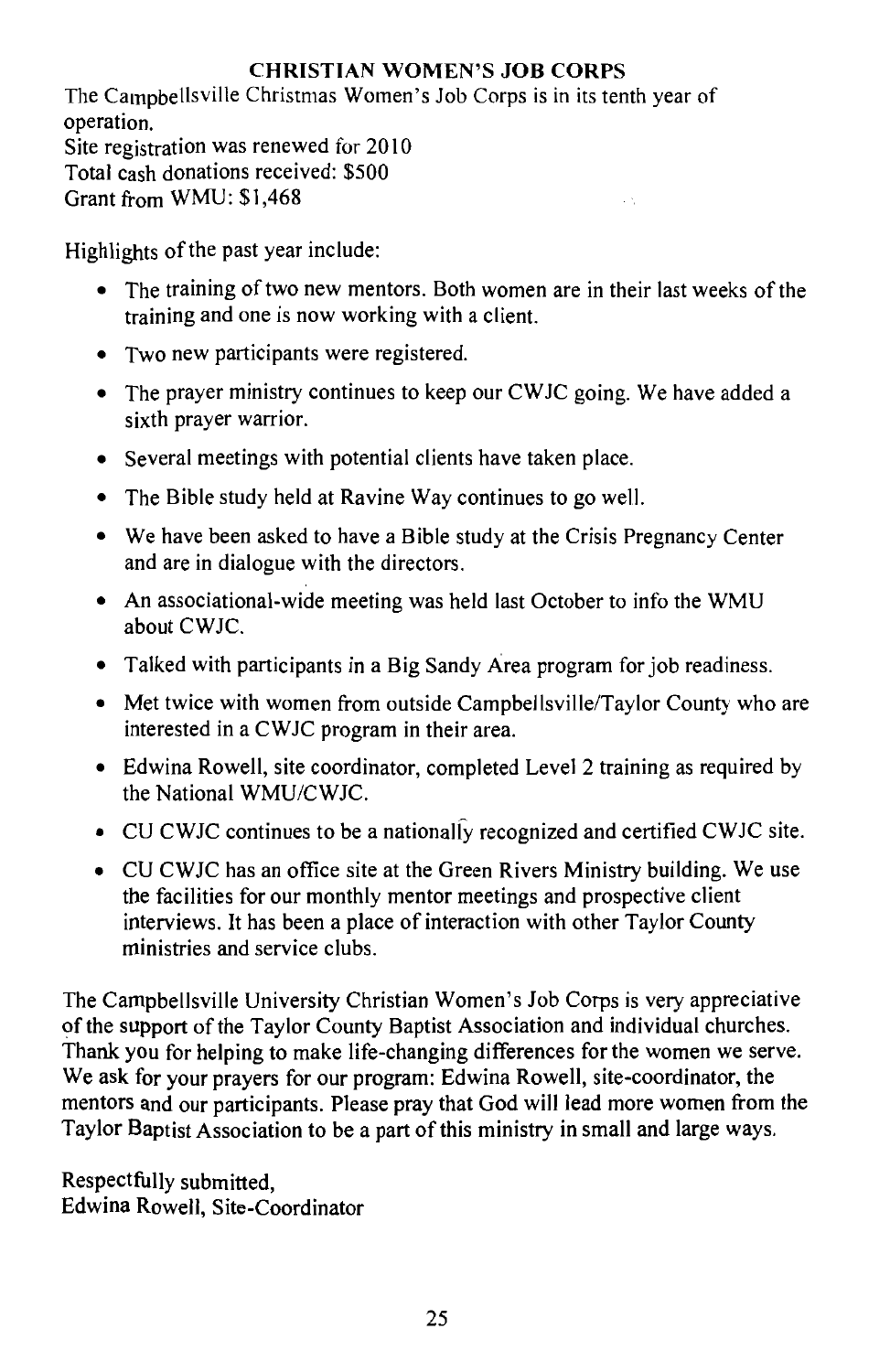## CHRISTIAN WOMEN'S JOB CORPS

The Campbellsville Christmas Women's Job Corps is in its tenth year of operation.
Site registration was renewed for 2010
Total cash donations received: $500
Grant from WMU: $1,468

Highlights of the past year include:

- The training of two new mentors. Both women are in their last weeks of the training and one is now working with a client.
- Two new participants were registered.
- The prayer ministry continues to keep our CWJC going. We have added a sixth prayer warrior.
- Several meetings with potential clients have taken place.
- The Bible study held at Ravine Way continues to go well.
- We have been asked to have a Bible study at the Crisis Pregnancy Center and are in dialogue with the directors.
- An associational-wide meeting was held last October to info the WMU about CWJC.
- Talked with participants in a Big Sandy Area program for job readiness.
- Met twice with women from outside Campbellsville/Taylor County who are interested in a CWJC program in their area.
- Edwina Rowell, site coordinator, completed Level 2 training as required by the National WMU/CWJC.
- CU CWJC continues to be a nationally recognized and certified CWJC site.
- CU CWJC has an office site at the Green Rivers Ministry building. We use the facilities for our monthly mentor meetings and prospective client interviews. It has been a place of interaction with other Taylor County ministries and service clubs.

The Campbellsville University Christian Women's Job Corps is very appreciative of the support of the Taylor County Baptist Association and individual churches. Thank you for helping to make life-changing differences for the women we serve. We ask for your prayers for our program: Edwina Rowell, site-coordinator, the mentors and our participants. Please pray that God will lead more women from the Taylor Baptist Association to be a part of this ministry in small and large ways.

Respectfully submitted,
Edwina Rowell, Site-Coordinator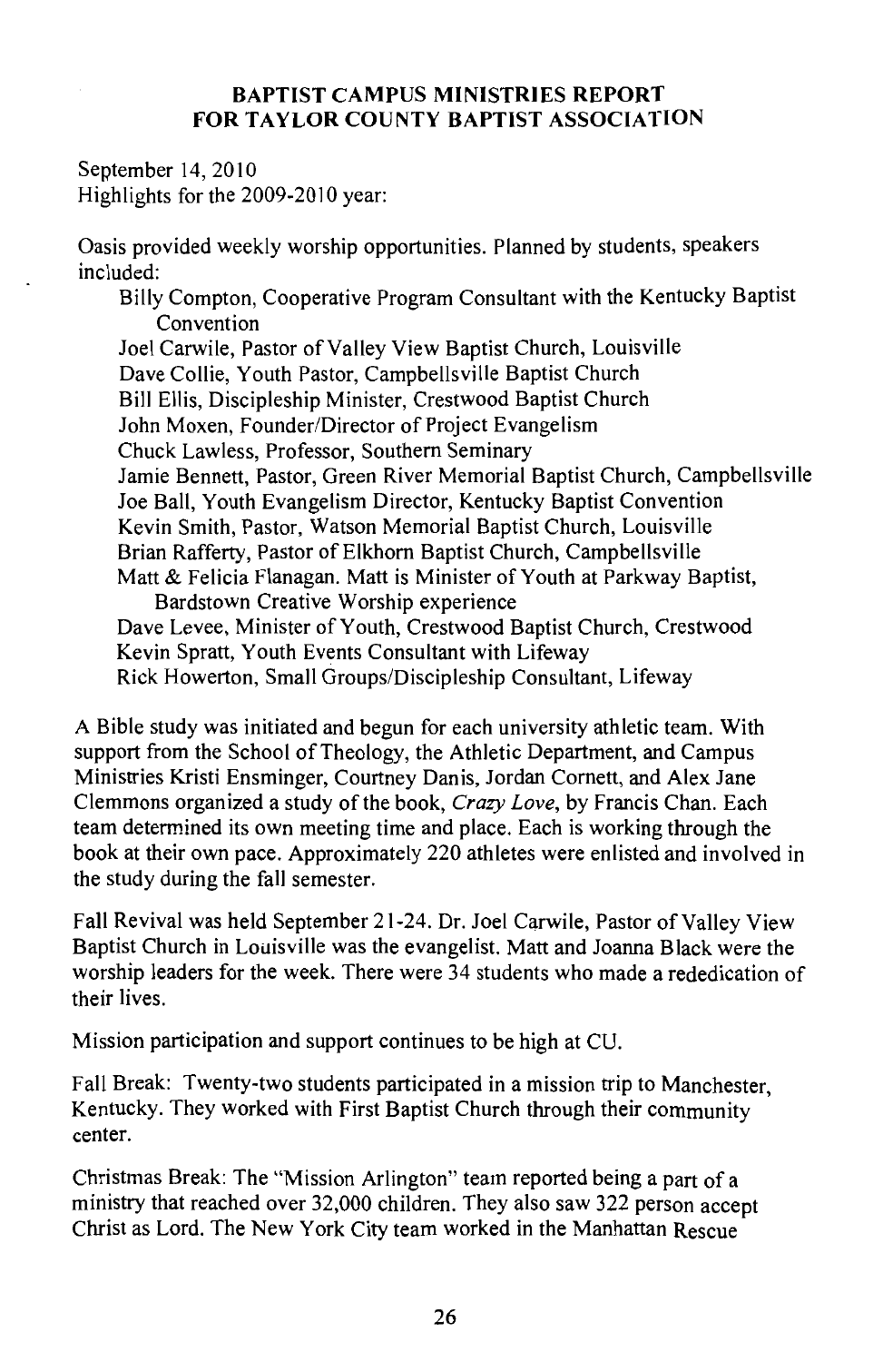## BAPTIST CAMPUS MINISTRIES REPORT FOR TAYLOR COUNTY BAPTIST ASSOCIATION

September 14, 2010
Highlights for the 2009-2010 year:

Oasis provided weekly worship opportunities. Planned by students, speakers included:

- Billy Compton, Cooperative Program Consultant with the Kentucky Baptist Convention
- Joel Carwile, Pastor of Valley View Baptist Church, Louisville
- Dave Collie, Youth Pastor, Campbellsville Baptist Church
- Bill Ellis, Discipleship Minister, Crestwood Baptist Church
- John Moxen, Founder/Director of Project Evangelism
- Chuck Lawless, Professor, Southern Seminary
- Jamie Bennett, Pastor, Green River Memorial Baptist Church, Campbellsville
- Joe Ball, Youth Evangelism Director, Kentucky Baptist Convention
- Kevin Smith, Pastor, Watson Memorial Baptist Church, Louisville
- Brian Rafferty, Pastor of Elkhorn Baptist Church, Campbellsville
- Matt & Felicia Flanagan. Matt is Minister of Youth at Parkway Baptist, Bardstown Creative Worship experience
- Dave Levee, Minister of Youth, Crestwood Baptist Church, Crestwood
- Kevin Spratt, Youth Events Consultant with Lifeway
- Rick Howerton, Small Groups/Discipleship Consultant, Lifeway

A Bible study was initiated and begun for each university athletic team. With support from the School of Theology, the Athletic Department, and Campus Ministries Kristi Ensminger, Courtney Danis, Jordan Cornett, and Alex Jane Clemmons organized a study of the book, *Crazy Love*, by Francis Chan. Each team determined its own meeting time and place. Each is working through the book at their own pace. Approximately 220 athletes were enlisted and involved in the study during the fall semester.

Fall Revival was held September 21-24. Dr. Joel Carwile, Pastor of Valley View Baptist Church in Louisville was the evangelist. Matt and Joanna Black were the worship leaders for the week. There were 34 students who made a rededication of their lives.

Mission participation and support continues to be high at CU.

Fall Break: Twenty-two students participated in a mission trip to Manchester, Kentucky. They worked with First Baptist Church through their community center.

Christmas Break: The "Mission Arlington" team reported being a part of a ministry that reached over 32,000 children. They also saw 322 person accept Christ as Lord. The New York City team worked in the Manhattan Rescue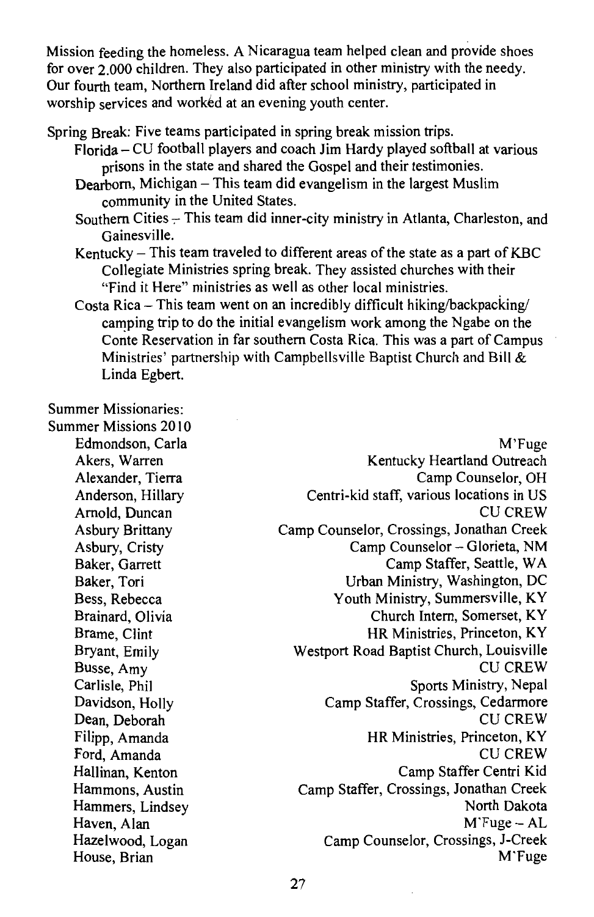Mission feeding the homeless. A Nicaragua team helped clean and provide shoes for over 2.000 children. They also participated in other ministry with the needy. Our fourth team, Northern Ireland did after school ministry, participated in worship services and worked at an evening youth center.

Spring Break: Five teams participated in spring break mission trips.

- Florida – CU football players and coach Jim Hardy played softball at various prisons in the state and shared the Gospel and their testimonies.
- Dearborn, Michigan – This team did evangelism in the largest Muslim community in the United States.
- Southern Cities – This team did inner-city ministry in Atlanta, Charleston, and Gainesville.
- Kentucky – This team traveled to different areas of the state as a part of KBC Collegiate Ministries spring break. They assisted churches with their "Find it Here" ministries as well as other local ministries.
- Costa Rica – This team went on an incredibly difficult hiking/backpacking/ camping trip to do the initial evangelism work among the Ngabe on the Conte Reservation in far southern Costa Rica. This was a part of Campus Ministries' partnership with Campbellsville Baptist Church and Bill & Linda Egbert.

Summer Missionaries:

Summer Missions 2010

| | |
|---|---|
| Edmondson, Carla | M'Fuge |
| Akers, Warren | Kentucky Heartland Outreach |
| Alexander, Tierra | Camp Counselor, OH |
| Anderson, Hillary | Centri-kid staff, various locations in US |
| Arnold, Duncan | CU CREW |
| Asbury Brittany | Camp Counselor, Crossings, Jonathan Creek |
| Asbury, Cristy | Camp Counselor – Glorieta, NM |
| Baker, Garrett | Camp Staffer, Seattle, WA |
| Baker, Tori | Urban Ministry, Washington, DC |
| Bess, Rebecca | Youth Ministry, Summersville, KY |
| Brainard, Olivia | Church Intern, Somerset, KY |
| Brame, Clint | HR Ministries, Princeton, KY |
| Bryant, Emily | Westport Road Baptist Church, Louisville |
| Busse, Amy | CU CREW |
| Carlisle, Phil | Sports Ministry, Nepal |
| Davidson, Holly | Camp Staffer, Crossings, Cedarmore |
| Dean, Deborah | CU CREW |
| Filipp, Amanda | HR Ministries, Princeton, KY |
| Ford, Amanda | CU CREW |
| Hallinan, Kenton | Camp Staffer Centri Kid |
| Hammons, Austin | Camp Staffer, Crossings, Jonathan Creek |
| Hammers, Lindsey | North Dakota |
| Haven, Alan | M'Fuge – AL |
| Hazelwood, Logan | Camp Counselor, Crossings, J-Creek |
| House, Brian | M'Fuge |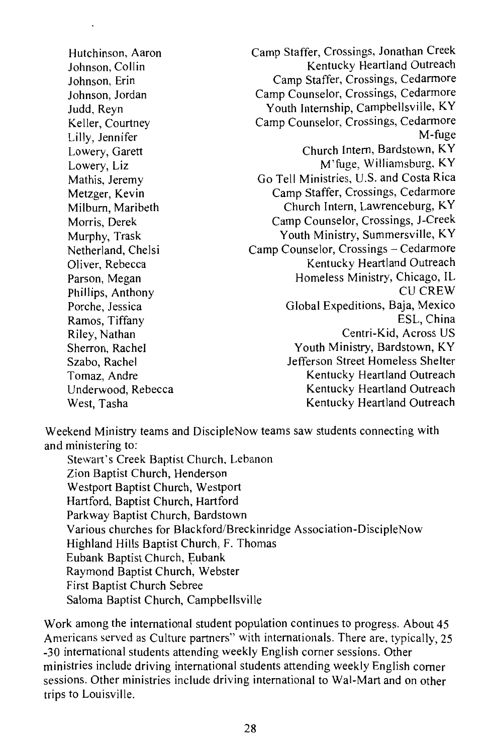| | |
|---|---|
| Hutchinson, Aaron | Camp Staffer, Crossings, Jonathan Creek |
| Johnson, Collin | Kentucky Heartland Outreach |
| Johnson, Erin | Camp Staffer, Crossings, Cedarmore |
| Johnson, Jordan | Camp Counselor, Crossings, Cedarmore |
| Judd, Reyn | Youth Internship, Campbellsville, KY |
| Keller, Courtney | Camp Counselor, Crossings, Cedarmore |
| Lilly, Jennifer | M-fuge |
| Lowery, Garett | Church Intern, Bardstown, KY |
| Lowery, Liz | M'fuge, Williamsburg, KY |
| Mathis, Jeremy | Go Tell Ministries, U.S. and Costa Rica |
| Metzger, Kevin | Camp Staffer, Crossings, Cedarmore |
| Milburn, Maribeth | Church Intern, Lawrenceburg, KY |
| Morris, Derek | Camp Counselor, Crossings, J-Creek |
| Murphy, Trask | Youth Ministry, Summersville, KY |
| Netherland, Chelsi | Camp Counselor, Crossings – Cedarmore |
| Oliver, Rebecca | Kentucky Heartland Outreach |
| Parson, Megan | Homeless Ministry, Chicago, IL |
| Phillips, Anthony | CU CREW |
| Porche, Jessica | Global Expeditions, Baja, Mexico |
| Ramos, Tiffany | ESL, China |
| Riley, Nathan | Centri-Kid, Across US |
| Sherron, Rachel | Youth Ministry, Bardstown, KY |
| Szabo, Rachel | Jefferson Street Homeless Shelter |
| Tomaz, Andre | Kentucky Heartland Outreach |
| Underwood, Rebecca | Kentucky Heartland Outreach |
| West, Tasha | Kentucky Heartland Outreach |

Weekend Ministry teams and DiscipleNow teams saw students connecting with and ministering to:

Stewart's Creek Baptist Church, Lebanon
Zion Baptist Church, Henderson
Westport Baptist Church, Westport
Hartford, Baptist Church, Hartford
Parkway Baptist Church, Bardstown
Various churches for Blackford/Breckinridge Association-DiscipleNow
Highland Hills Baptist Church, F. Thomas
Eubank Baptist Church, Eubank
Raymond Baptist Church, Webster
First Baptist Church Sebree
Saloma Baptist Church, Campbellsville

Work among the international student population continues to progress. About 45 Americans served as Culture partners" with internationals. There are, typically, 25 -30 international students attending weekly English corner sessions. Other ministries include driving international students attending weekly English corner sessions. Other ministries include driving international to Wal-Mart and on other trips to Louisville.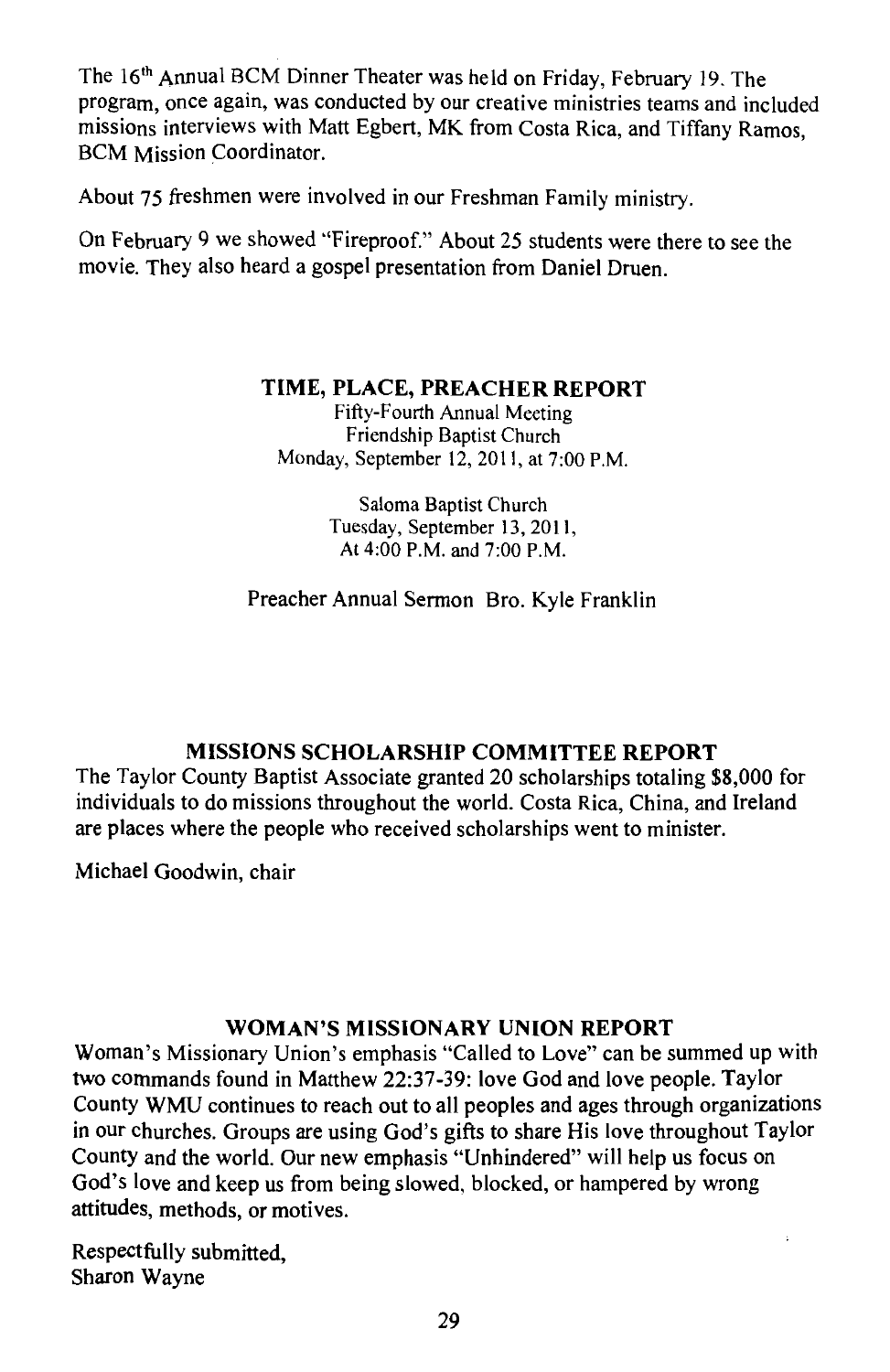The 16th Annual BCM Dinner Theater was held on Friday, February 19. The program, once again, was conducted by our creative ministries teams and included missions interviews with Matt Egbert, MK from Costa Rica, and Tiffany Ramos, BCM Mission Coordinator.

About 75 freshmen were involved in our Freshman Family ministry.

On February 9 we showed "Fireproof." About 25 students were there to see the movie. They also heard a gospel presentation from Daniel Druen.

## TIME, PLACE, PREACHER REPORT

Fifty-Fourth Annual Meeting
Friendship Baptist Church
Monday, September 12, 2011, at 7:00 P.M.

Saloma Baptist Church
Tuesday, September 13, 2011,
At 4:00 P.M. and 7:00 P.M.

Preacher Annual Sermon Bro. Kyle Franklin

## MISSIONS SCHOLARSHIP COMMITTEE REPORT

The Taylor County Baptist Associate granted 20 scholarships totaling $8,000 for individuals to do missions throughout the world. Costa Rica, China, and Ireland are places where the people who received scholarships went to minister.

Michael Goodwin, chair

## WOMAN'S MISSIONARY UNION REPORT

Woman's Missionary Union's emphasis "Called to Love" can be summed up with two commands found in Matthew 22:37-39: love God and love people. Taylor County WMU continues to reach out to all peoples and ages through organizations in our churches. Groups are using God's gifts to share His love throughout Taylor County and the world. Our new emphasis "Unhindered" will help us focus on God's love and keep us from being slowed, blocked, or hampered by wrong attitudes, methods, or motives.

Respectfully submitted,
Sharon Wayne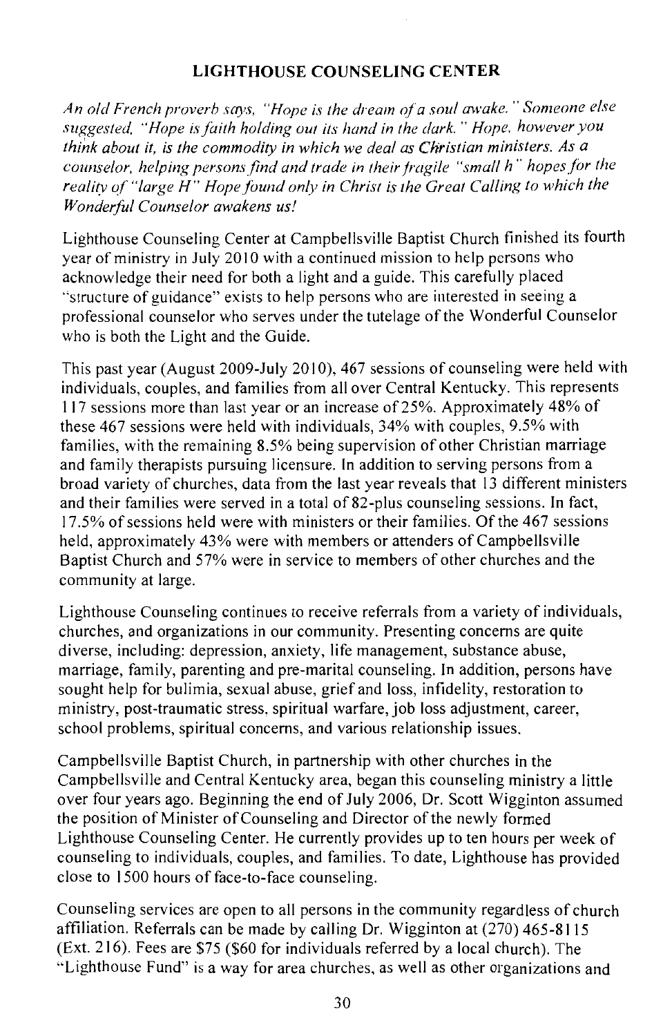## LIGHTHOUSE COUNSELING CENTER

*An old French proverb says, "Hope is the dream of a soul awake." Someone else suggested, "Hope is faith holding out its hand in the dark." Hope, however you think about it, is the commodity in which we deal as Christian ministers. As a counselor, helping persons find and trade in their fragile "small h" hopes for the reality of "large H" Hope found only in Christ is the Great Calling to which the Wonderful Counselor awakens us!*

Lighthouse Counseling Center at Campbellsville Baptist Church finished its fourth year of ministry in July 2010 with a continued mission to help persons who acknowledge their need for both a light and a guide. This carefully placed "structure of guidance" exists to help persons who are interested in seeing a professional counselor who serves under the tutelage of the Wonderful Counselor who is both the Light and the Guide.

This past year (August 2009-July 2010), 467 sessions of counseling were held with individuals, couples, and families from all over Central Kentucky. This represents 117 sessions more than last year or an increase of 25%. Approximately 48% of these 467 sessions were held with individuals, 34% with couples, 9.5% with families, with the remaining 8.5% being supervision of other Christian marriage and family therapists pursuing licensure. In addition to serving persons from a broad variety of churches, data from the last year reveals that 13 different ministers and their families were served in a total of 82-plus counseling sessions. In fact, 17.5% of sessions held were with ministers or their families. Of the 467 sessions held, approximately 43% were with members or attenders of Campbellsville Baptist Church and 57% were in service to members of other churches and the community at large.

Lighthouse Counseling continues to receive referrals from a variety of individuals, churches, and organizations in our community. Presenting concerns are quite diverse, including: depression, anxiety, life management, substance abuse, marriage, family, parenting and pre-marital counseling. In addition, persons have sought help for bulimia, sexual abuse, grief and loss, infidelity, restoration to ministry, post-traumatic stress, spiritual warfare, job loss adjustment, career, school problems, spiritual concerns, and various relationship issues.

Campbellsville Baptist Church, in partnership with other churches in the Campbellsville and Central Kentucky area, began this counseling ministry a little over four years ago. Beginning the end of July 2006, Dr. Scott Wigginton assumed the position of Minister of Counseling and Director of the newly formed Lighthouse Counseling Center. He currently provides up to ten hours per week of counseling to individuals, couples, and families. To date, Lighthouse has provided close to 1500 hours of face-to-face counseling.

Counseling services are open to all persons in the community regardless of church affiliation. Referrals can be made by calling Dr. Wigginton at (270) 465-8115 (Ext. 216). Fees are $75 ($60 for individuals referred by a local church). The "Lighthouse Fund" is a way for area churches, as well as other organizations and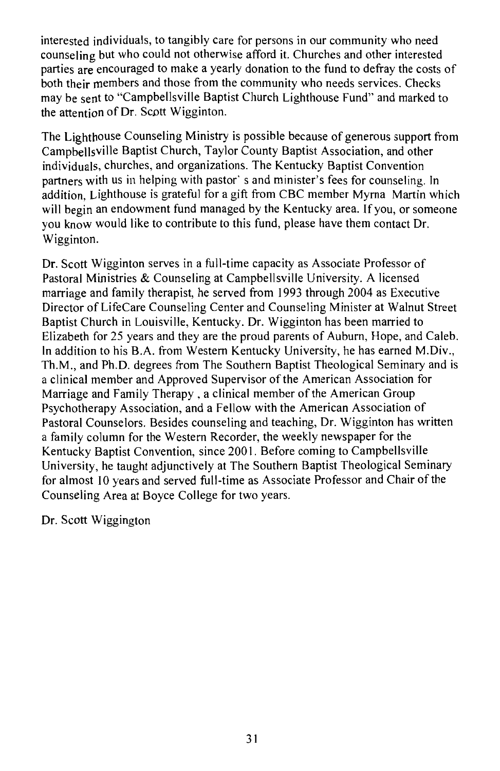interested individuals, to tangibly care for persons in our community who need counseling but who could not otherwise afford it. Churches and other interested parties are encouraged to make a yearly donation to the fund to defray the costs of both their members and those from the community who needs services. Checks may be sent to "Campbellsville Baptist Church Lighthouse Fund" and marked to the attention of Dr. Scott Wigginton.

The Lighthouse Counseling Ministry is possible because of generous support from Campbellsville Baptist Church, Taylor County Baptist Association, and other individuals, churches, and organizations. The Kentucky Baptist Convention partners with us in helping with pastor' s and minister's fees for counseling. In addition, Lighthouse is grateful for a gift from CBC member Myrna Martin which will begin an endowment fund managed by the Kentucky area. If you, or someone you know would like to contribute to this fund, please have them contact Dr. Wigginton.

Dr. Scott Wigginton serves in a full-time capacity as Associate Professor of Pastoral Ministries & Counseling at Campbellsville University. A licensed marriage and family therapist, he served from 1993 through 2004 as Executive Director of LifeCare Counseling Center and Counseling Minister at Walnut Street Baptist Church in Louisville, Kentucky. Dr. Wigginton has been married to Elizabeth for 25 years and they are the proud parents of Auburn, Hope, and Caleb. In addition to his B.A. from Western Kentucky University, he has earned M.Div., Th.M., and Ph.D. degrees from The Southern Baptist Theological Seminary and is a clinical member and Approved Supervisor of the American Association for Marriage and Family Therapy , a clinical member of the American Group Psychotherapy Association, and a Fellow with the American Association of Pastoral Counselors. Besides counseling and teaching, Dr. Wigginton has written a family column for the Western Recorder, the weekly newspaper for the Kentucky Baptist Convention, since 2001. Before coming to Campbellsville University, he taught adjunctively at The Southern Baptist Theological Seminary for almost 10 years and served full-time as Associate Professor and Chair of the Counseling Area at Boyce College for two years.

Dr. Scott Wiggington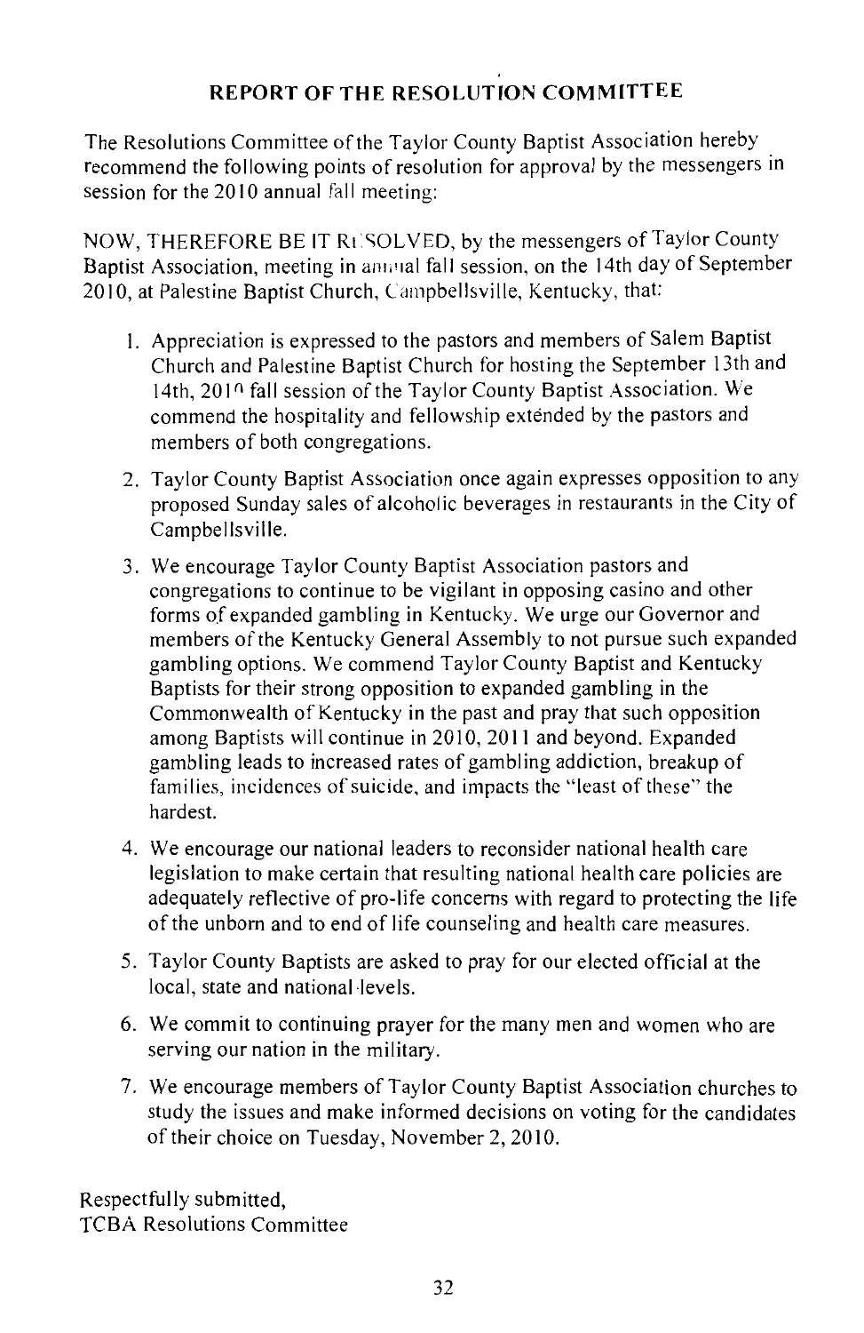## REPORT OF THE RESOLUTION COMMITTEE

The Resolutions Committee of the Taylor County Baptist Association hereby recommend the following points of resolution for approval by the messengers in session for the 2010 annual fall meeting:

NOW, THEREFORE BE IT RESOLVED, by the messengers of Taylor County Baptist Association, meeting in annual fall session, on the 14th day of September 2010, at Palestine Baptist Church, Campbellsville, Kentucky, that:

1. Appreciation is expressed to the pastors and members of Salem Baptist Church and Palestine Baptist Church for hosting the September 13th and 14th, 2010 fall session of the Taylor County Baptist Association. We commend the hospitality and fellowship extended by the pastors and members of both congregations.
2. Taylor County Baptist Association once again expresses opposition to any proposed Sunday sales of alcoholic beverages in restaurants in the City of Campbellsville.
3. We encourage Taylor County Baptist Association pastors and congregations to continue to be vigilant in opposing casino and other forms of expanded gambling in Kentucky. We urge our Governor and members of the Kentucky General Assembly to not pursue such expanded gambling options. We commend Taylor County Baptist and Kentucky Baptists for their strong opposition to expanded gambling in the Commonwealth of Kentucky in the past and pray that such opposition among Baptists will continue in 2010, 2011 and beyond. Expanded gambling leads to increased rates of gambling addiction, breakup of families, incidences of suicide, and impacts the "least of these" the hardest.
4. We encourage our national leaders to reconsider national health care legislation to make certain that resulting national health care policies are adequately reflective of pro-life concerns with regard to protecting the life of the unborn and to end of life counseling and health care measures.
5. Taylor County Baptists are asked to pray for our elected official at the local, state and national levels.
6. We commit to continuing prayer for the many men and women who are serving our nation in the military.
7. We encourage members of Taylor County Baptist Association churches to study the issues and make informed decisions on voting for the candidates of their choice on Tuesday, November 2, 2010.

Respectfully submitted,
TCBA Resolutions Committee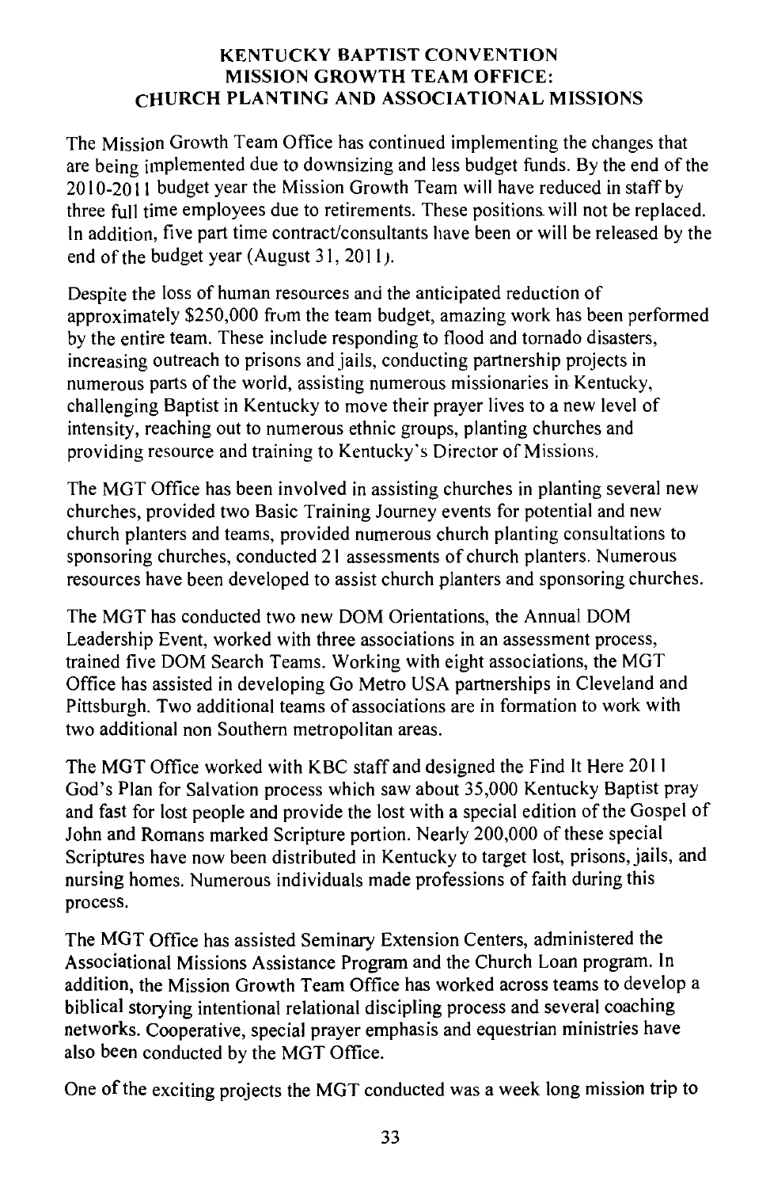# KENTUCKY BAPTIST CONVENTION MISSION GROWTH TEAM OFFICE: CHURCH PLANTING AND ASSOCIATIONAL MISSIONS

The Mission Growth Team Office has continued implementing the changes that are being implemented due to downsizing and less budget funds. By the end of the 2010-2011 budget year the Mission Growth Team will have reduced in staff by three full time employees due to retirements. These positions will not be replaced. In addition, five part time contract/consultants have been or will be released by the end of the budget year (August 31, 2011).

Despite the loss of human resources and the anticipated reduction of approximately $250,000 from the team budget, amazing work has been performed by the entire team. These include responding to flood and tornado disasters, increasing outreach to prisons and jails, conducting partnership projects in numerous parts of the world, assisting numerous missionaries in Kentucky, challenging Baptist in Kentucky to move their prayer lives to a new level of intensity, reaching out to numerous ethnic groups, planting churches and providing resource and training to Kentucky's Director of Missions.

The MGT Office has been involved in assisting churches in planting several new churches, provided two Basic Training Journey events for potential and new church planters and teams, provided numerous church planting consultations to sponsoring churches, conducted 21 assessments of church planters. Numerous resources have been developed to assist church planters and sponsoring churches.

The MGT has conducted two new DOM Orientations, the Annual DOM Leadership Event, worked with three associations in an assessment process, trained five DOM Search Teams. Working with eight associations, the MGT Office has assisted in developing Go Metro USA partnerships in Cleveland and Pittsburgh. Two additional teams of associations are in formation to work with two additional non Southern metropolitan areas.

The MGT Office worked with KBC staff and designed the Find It Here 2011 God's Plan for Salvation process which saw about 35,000 Kentucky Baptist pray and fast for lost people and provide the lost with a special edition of the Gospel of John and Romans marked Scripture portion. Nearly 200,000 of these special Scriptures have now been distributed in Kentucky to target lost, prisons, jails, and nursing homes. Numerous individuals made professions of faith during this process.

The MGT Office has assisted Seminary Extension Centers, administered the Associational Missions Assistance Program and the Church Loan program. In addition, the Mission Growth Team Office has worked across teams to develop a biblical storying intentional relational discipling process and several coaching networks. Cooperative, special prayer emphasis and equestrian ministries have also been conducted by the MGT Office.

One of the exciting projects the MGT conducted was a week long mission trip to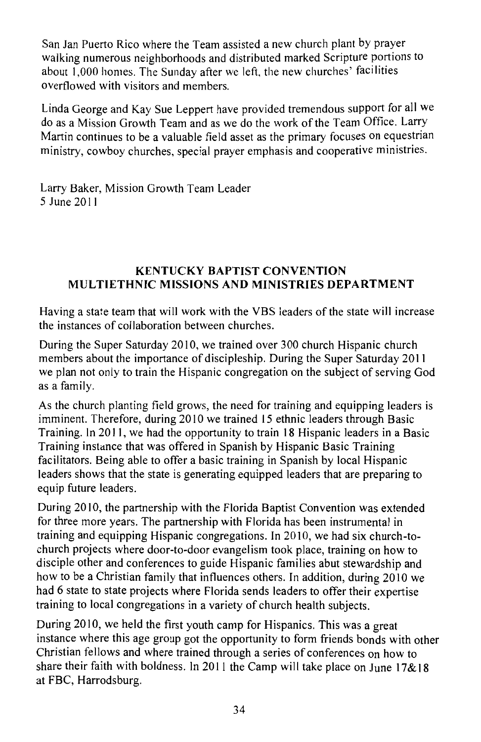San Jan Puerto Rico where the Team assisted a new church plant by prayer walking numerous neighborhoods and distributed marked Scripture portions to about 1,000 homes. The Sunday after we left, the new churches' facilities overflowed with visitors and members.

Linda George and Kay Sue Leppert have provided tremendous support for all we do as a Mission Growth Team and as we do the work of the Team Office. Larry Martin continues to be a valuable field asset as the primary focuses on equestrian ministry, cowboy churches, special prayer emphasis and cooperative ministries.

Larry Baker, Mission Growth Team Leader
5 June 2011

## KENTUCKY BAPTIST CONVENTION
## MULTIETHNIC MISSIONS AND MINISTRIES DEPARTMENT

Having a state team that will work with the VBS leaders of the state will increase the instances of collaboration between churches.

During the Super Saturday 2010, we trained over 300 church Hispanic church members about the importance of discipleship. During the Super Saturday 2011 we plan not only to train the Hispanic congregation on the subject of serving God as a family.

As the church planting field grows, the need for training and equipping leaders is imminent. Therefore, during 2010 we trained 15 ethnic leaders through Basic Training. In 2011, we had the opportunity to train 18 Hispanic leaders in a Basic Training instance that was offered in Spanish by Hispanic Basic Training facilitators. Being able to offer a basic training in Spanish by local Hispanic leaders shows that the state is generating equipped leaders that are preparing to equip future leaders.

During 2010, the partnership with the Florida Baptist Convention was extended for three more years. The partnership with Florida has been instrumental in training and equipping Hispanic congregations. In 2010, we had six church-to-church projects where door-to-door evangelism took place, training on how to disciple other and conferences to guide Hispanic families abut stewardship and how to be a Christian family that influences others. In addition, during 2010 we had 6 state to state projects where Florida sends leaders to offer their expertise training to local congregations in a variety of church health subjects.

During 2010, we held the first youth camp for Hispanics. This was a great instance where this age group got the opportunity to form friends bonds with other Christian fellows and where trained through a series of conferences on how to share their faith with boldness. In 2011 the Camp will take place on June 17&18 at FBC, Harrodsburg.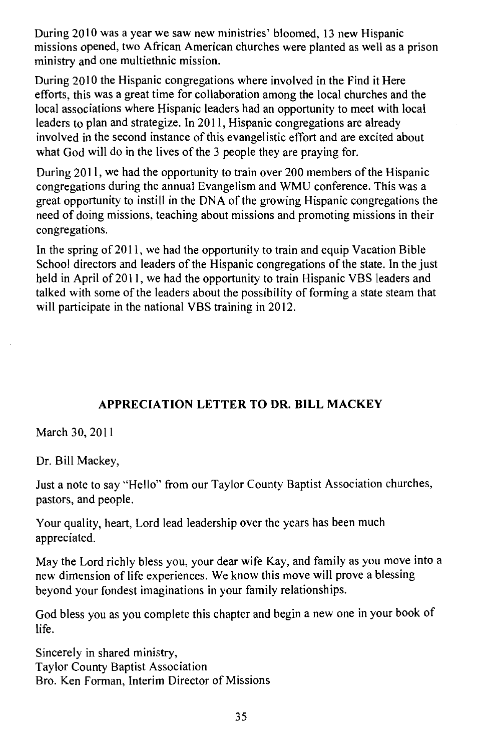During 2010 was a year we saw new ministries' bloomed, 13 new Hispanic missions opened, two African American churches were planted as well as a prison ministry and one multiethnic mission.

During 2010 the Hispanic congregations where involved in the Find it Here efforts, this was a great time for collaboration among the local churches and the local associations where Hispanic leaders had an opportunity to meet with local leaders to plan and strategize. In 2011, Hispanic congregations are already involved in the second instance of this evangelistic effort and are excited about what God will do in the lives of the 3 people they are praying for.

During 2011, we had the opportunity to train over 200 members of the Hispanic congregations during the annual Evangelism and WMU conference. This was a great opportunity to instill in the DNA of the growing Hispanic congregations the need of doing missions, teaching about missions and promoting missions in their congregations.

In the spring of 2011, we had the opportunity to train and equip Vacation Bible School directors and leaders of the Hispanic congregations of the state. In the just held in April of 2011, we had the opportunity to train Hispanic VBS leaders and talked with some of the leaders about the possibility of forming a state steam that will participate in the national VBS training in 2012.

## APPRECIATION LETTER TO DR. BILL MACKEY

March 30, 2011

Dr. Bill Mackey,

Just a note to say "Hello" from our Taylor County Baptist Association churches, pastors, and people.

Your quality, heart, Lord lead leadership over the years has been much appreciated.

May the Lord richly bless you, your dear wife Kay, and family as you move into a new dimension of life experiences. We know this move will prove a blessing beyond your fondest imaginations in your family relationships.

God bless you as you complete this chapter and begin a new one in your book of life.

Sincerely in shared ministry,
Taylor County Baptist Association
Bro. Ken Forman, Interim Director of Missions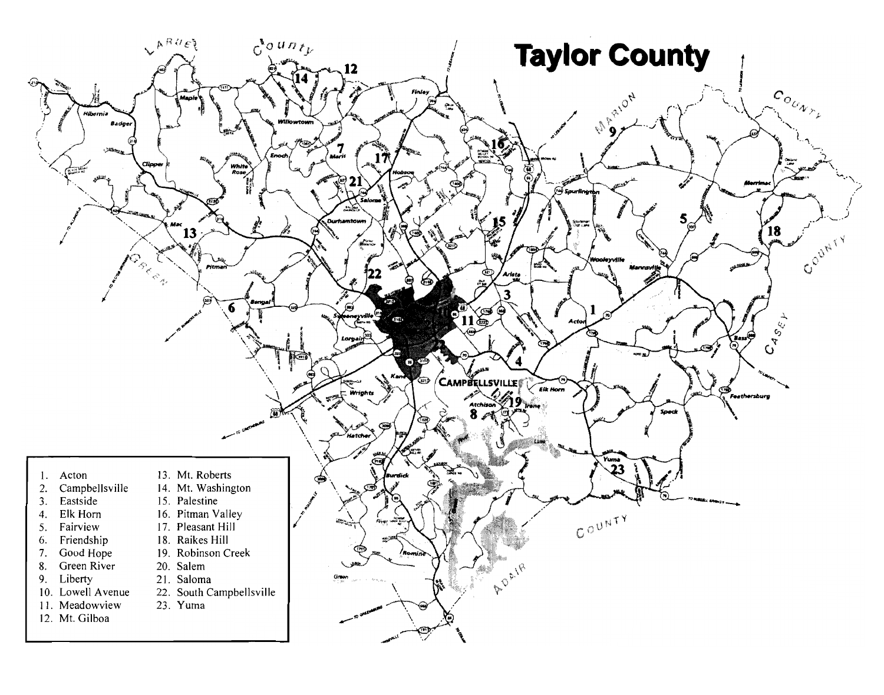# Taylor County

1. Acton
2. Campbellsville
3. Eastside
4. Elk Horn
5. Fairview
6. Friendship
7. Good Hope
8. Green River
9. Liberty
10. Lowell Avenue
11. Meadowview
12. Mt. Gilboa
13. Mt. Roberts
14. Mt. Washington
15. Palestine
16. Pitman Valley
17. Pleasant Hill
18. Raikes Hill
19. Robinson Creek
20. Salem
21. Saloma
22. South Campbellsville
23. Yuma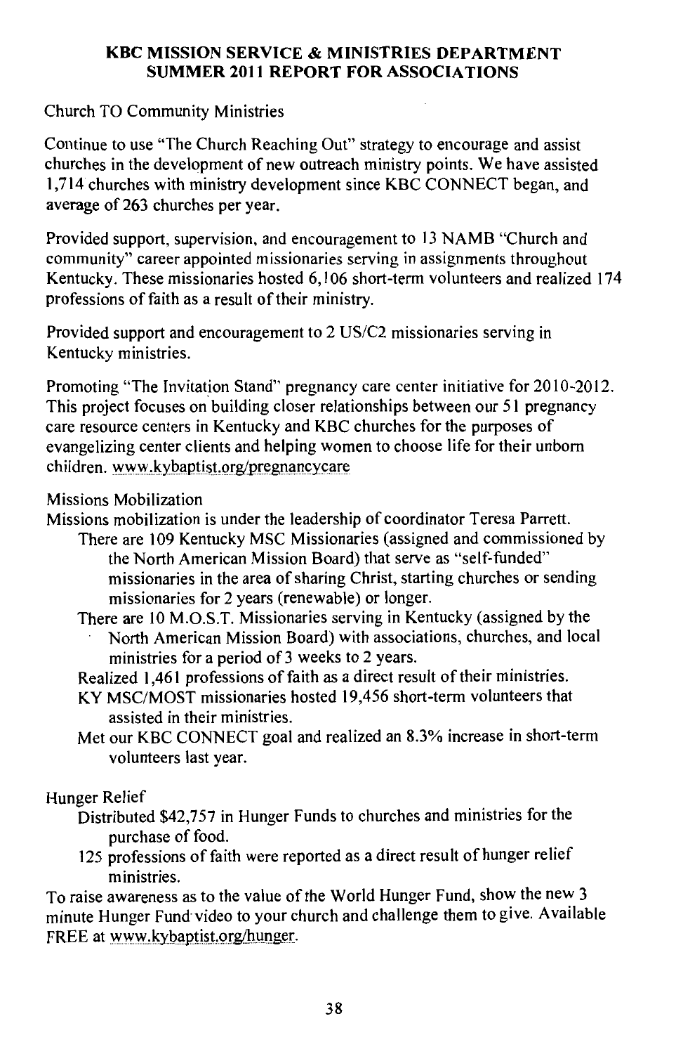**KBC MISSION SERVICE & MINISTRIES DEPARTMENT**
**SUMMER 2011 REPORT FOR ASSOCIATIONS**

Church TO Community Ministries

Continue to use "The Church Reaching Out" strategy to encourage and assist churches in the development of new outreach ministry points. We have assisted 1,714 churches with ministry development since KBC CONNECT began, and average of 263 churches per year.

Provided support, supervision, and encouragement to 13 NAMB "Church and community" career appointed missionaries serving in assignments throughout Kentucky. These missionaries hosted 6,106 short-term volunteers and realized 174 professions of faith as a result of their ministry.

Provided support and encouragement to 2 US/C2 missionaries serving in Kentucky ministries.

Promoting "The Invitation Stand" pregnancy care center initiative for 2010-2012. This project focuses on building closer relationships between our 51 pregnancy care resource centers in Kentucky and KBC churches for the purposes of evangelizing center clients and helping women to choose life for their unborn children. www.kybaptist.org/pregnancycare

Missions Mobilization

Missions mobilization is under the leadership of coordinator Teresa Parrett.

- There are 109 Kentucky MSC Missionaries (assigned and commissioned by the North American Mission Board) that serve as "self-funded" missionaries in the area of sharing Christ, starting churches or sending missionaries for 2 years (renewable) or longer.
- There are 10 M.O.S.T. Missionaries serving in Kentucky (assigned by the North American Mission Board) with associations, churches, and local ministries for a period of 3 weeks to 2 years.
- Realized 1,461 professions of faith as a direct result of their ministries.
- KY MSC/MOST missionaries hosted 19,456 short-term volunteers that assisted in their ministries.
- Met our KBC CONNECT goal and realized an 8.3% increase in short-term volunteers last year.

Hunger Relief

- Distributed $42,757 in Hunger Funds to churches and ministries for the purchase of food.
- 125 professions of faith were reported as a direct result of hunger relief ministries.

To raise awareness as to the value of the World Hunger Fund, show the new 3 minute Hunger Fund video to your church and challenge them to give. Available FREE at www.kybaptist.org/hunger.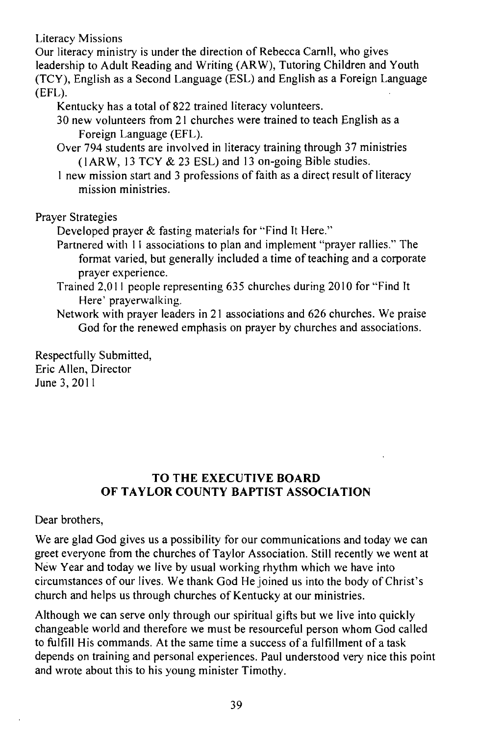Literacy Missions

Our literacy ministry is under the direction of Rebecca Carnll, who gives leadership to Adult Reading and Writing (ARW), Tutoring Children and Youth (TCY), English as a Second Language (ESL) and English as a Foreign Language (EFL).

- Kentucky has a total of 822 trained literacy volunteers.
- 30 new volunteers from 21 churches were trained to teach English as a Foreign Language (EFL).
- Over 794 students are involved in literacy training through 37 ministries (1ARW, 13 TCY & 23 ESL) and 13 on-going Bible studies.
- 1 new mission start and 3 professions of faith as a direct result of literacy mission ministries.

Prayer Strategies

- Developed prayer & fasting materials for "Find It Here."
- Partnered with 11 associations to plan and implement "prayer rallies." The format varied, but generally included a time of teaching and a corporate prayer experience.
- Trained 2,011 people representing 635 churches during 2010 for "Find It Here' prayerwalking.
- Network with prayer leaders in 21 associations and 626 churches. We praise God for the renewed emphasis on prayer by churches and associations.

Respectfully Submitted,  
Eric Allen, Director  
June 3, 2011

## TO THE EXECUTIVE BOARD OF TAYLOR COUNTY BAPTIST ASSOCIATION

Dear brothers,

We are glad God gives us a possibility for our communications and today we can greet everyone from the churches of Taylor Association. Still recently we went at New Year and today we live by usual working rhythm which we have into circumstances of our lives. We thank God He joined us into the body of Christ's church and helps us through churches of Kentucky at our ministries.

Although we can serve only through our spiritual gifts but we live into quickly changeable world and therefore we must be resourceful person whom God called to fulfill His commands. At the same time a success of a fulfillment of a task depends on training and personal experiences. Paul understood very nice this point and wrote about this to his young minister Timothy.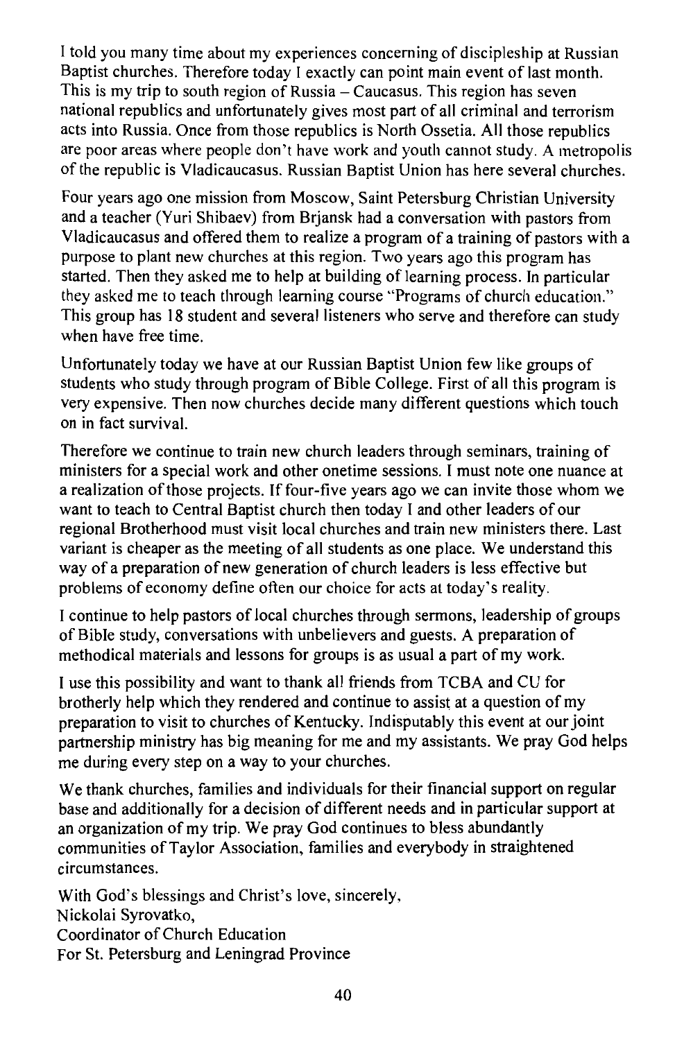I told you many time about my experiences concerning of discipleship at Russian Baptist churches. Therefore today I exactly can point main event of last month. This is my trip to south region of Russia – Caucasus. This region has seven national republics and unfortunately gives most part of all criminal and terrorism acts into Russia. Once from those republics is North Ossetia. All those republics are poor areas where people don't have work and youth cannot study. A metropolis of the republic is Vladicaucasus. Russian Baptist Union has here several churches.

Four years ago one mission from Moscow, Saint Petersburg Christian University and a teacher (Yuri Shibaev) from Brjansk had a conversation with pastors from Vladicaucasus and offered them to realize a program of a training of pastors with a purpose to plant new churches at this region. Two years ago this program has started. Then they asked me to help at building of learning process. In particular they asked me to teach through learning course "Programs of church education." This group has 18 student and several listeners who serve and therefore can study when have free time.

Unfortunately today we have at our Russian Baptist Union few like groups of students who study through program of Bible College. First of all this program is very expensive. Then now churches decide many different questions which touch on in fact survival.

Therefore we continue to train new church leaders through seminars, training of ministers for a special work and other onetime sessions. I must note one nuance at a realization of those projects. If four-five years ago we can invite those whom we want to teach to Central Baptist church then today I and other leaders of our regional Brotherhood must visit local churches and train new ministers there. Last variant is cheaper as the meeting of all students as one place. We understand this way of a preparation of new generation of church leaders is less effective but problems of economy define often our choice for acts at today's reality.

I continue to help pastors of local churches through sermons, leadership of groups of Bible study, conversations with unbelievers and guests. A preparation of methodical materials and lessons for groups is as usual a part of my work.

I use this possibility and want to thank all friends from TCBA and CU for brotherly help which they rendered and continue to assist at a question of my preparation to visit to churches of Kentucky. Indisputably this event at our joint partnership ministry has big meaning for me and my assistants. We pray God helps me during every step on a way to your churches.

We thank churches, families and individuals for their financial support on regular base and additionally for a decision of different needs and in particular support at an organization of my trip. We pray God continues to bless abundantly communities of Taylor Association, families and everybody in straightened circumstances.

With God's blessings and Christ's love, sincerely,  
Nickolai Syrovatko,  
Coordinator of Church Education  
For St. Petersburg and Leningrad Province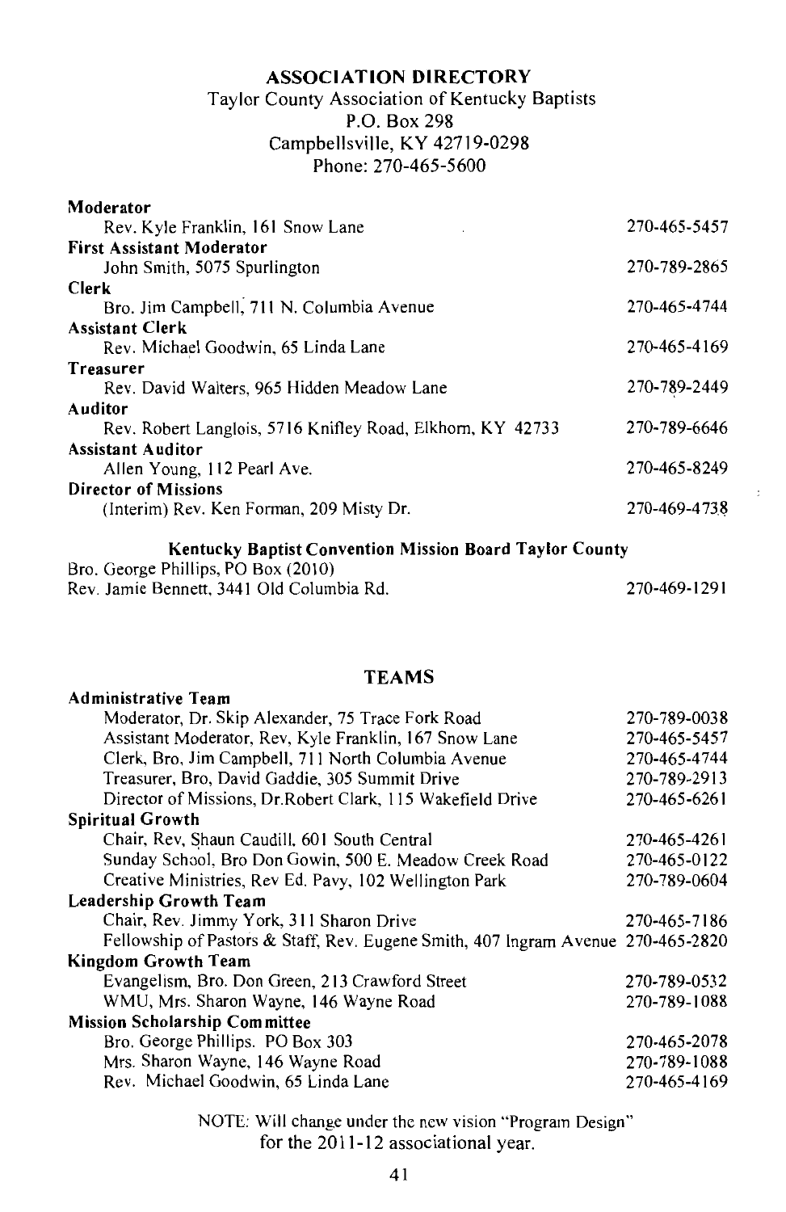## ASSOCIATION DIRECTORY

Taylor County Association of Kentucky Baptists
P.O. Box 298
Campbellsville, KY 42719-0298
Phone: 270-465-5600

| | |
|---|---|
| **Moderator** | |
| Rev. Kyle Franklin, 161 Snow Lane | 270-465-5457 |
| **First Assistant Moderator** | |
| John Smith, 5075 Spurlington | 270-789-2865 |
| **Clerk** | |
| Bro. Jim Campbell, 711 N. Columbia Avenue | 270-465-4744 |
| **Assistant Clerk** | |
| Rev. Michael Goodwin, 65 Linda Lane | 270-465-4169 |
| **Treasurer** | |
| Rev. David Walters, 965 Hidden Meadow Lane | 270-789-2449 |
| **Auditor** | |
| Rev. Robert Langlois, 5716 Knifley Road, Elkhorn, KY 42733 | 270-789-6646 |
| **Assistant Auditor** | |
| Allen Young, 112 Pearl Ave. | 270-465-8249 |
| **Director of Missions** | |
| (Interim) Rev. Ken Forman, 209 Misty Dr. | 270-469-4738 |

**Kentucky Baptist Convention Mission Board Taylor County**

| | |
|---|---|
| Bro. George Phillips, PO Box (2010) | |
| Rev. Jamie Bennett, 3441 Old Columbia Rd. | 270-469-1291 |

## TEAMS

| | |
|---|---|
| **Administrative Team** | |
| Moderator, Dr. Skip Alexander, 75 Trace Fork Road | 270-789-0038 |
| Assistant Moderator, Rev, Kyle Franklin, 167 Snow Lane | 270-465-5457 |
| Clerk, Bro, Jim Campbell, 711 North Columbia Avenue | 270-465-4744 |
| Treasurer, Bro, David Gaddie, 305 Summit Drive | 270-789-2913 |
| Director of Missions, Dr.Robert Clark, 115 Wakefield Drive | 270-465-6261 |
| **Spiritual Growth** | |
| Chair, Rev, Shaun Caudill, 601 South Central | 270-465-4261 |
| Sunday School, Bro Don Gowin, 500 E. Meadow Creek Road | 270-465-0122 |
| Creative Ministries, Rev Ed. Pavy, 102 Wellington Park | 270-789-0604 |
| **Leadership Growth Team** | |
| Chair, Rev. Jimmy York, 311 Sharon Drive | 270-465-7186 |
| Fellowship of Pastors & Staff, Rev. Eugene Smith, 407 Ingram Avenue | 270-465-2820 |
| **Kingdom Growth Team** | |
| Evangelism, Bro. Don Green, 213 Crawford Street | 270-789-0532 |
| WMU, Mrs. Sharon Wayne, 146 Wayne Road | 270-789-1088 |
| **Mission Scholarship Committee** | |
| Bro. George Phillips. PO Box 303 | 270-465-2078 |
| Mrs. Sharon Wayne, 146 Wayne Road | 270-789-1088 |
| Rev. Michael Goodwin, 65 Linda Lane | 270-465-4169 |

NOTE: Will change under the new vision "Program Design" for the 2011-12 associational year.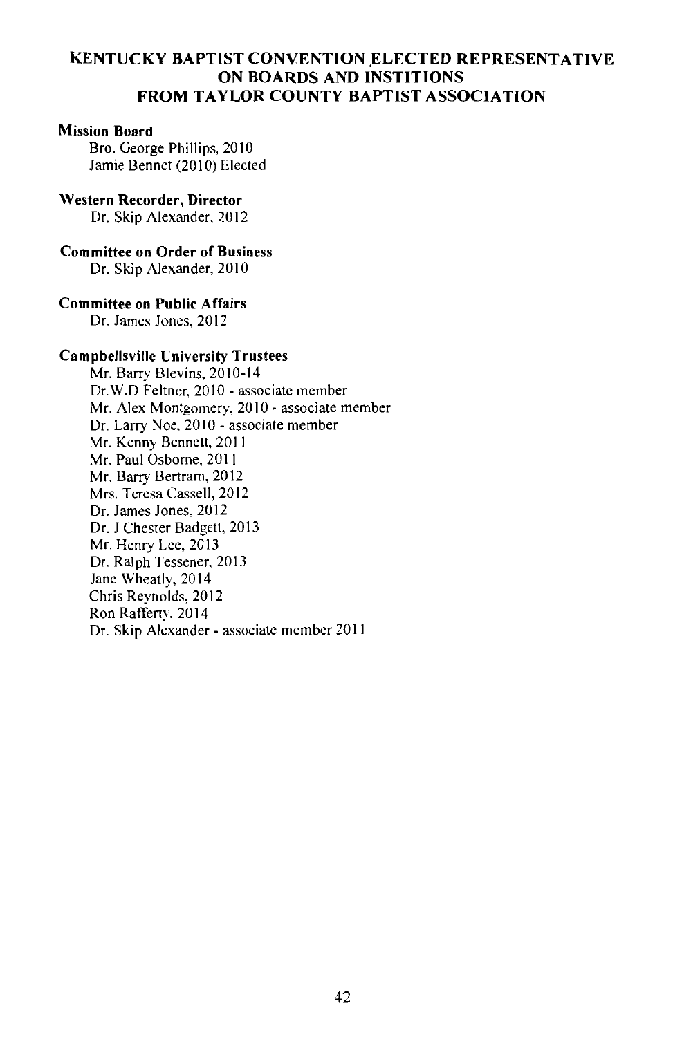# KENTUCKY BAPTIST CONVENTION ELECTED REPRESENTATIVE ON BOARDS AND INSTITIONS FROM TAYLOR COUNTY BAPTIST ASSOCIATION

**Mission Board**

Bro. George Phillips, 2010
Jamie Bennet (2010) Elected

**Western Recorder, Director**

Dr. Skip Alexander, 2012

**Committee on Order of Business**

Dr. Skip Alexander, 2010

**Committee on Public Affairs**

Dr. James Jones, 2012

**Campbellsville University Trustees**

Mr. Barry Blevins, 2010-14
Dr.W.D Feltner, 2010 - associate member
Mr. Alex Montgomery, 2010 - associate member
Dr. Larry Noe, 2010 - associate member
Mr. Kenny Bennett, 2011
Mr. Paul Osborne, 2011
Mr. Barry Bertram, 2012
Mrs. Teresa Cassell, 2012
Dr. James Jones, 2012
Dr. J Chester Badgett, 2013
Mr. Henry Lee, 2013
Dr. Ralph Tessener, 2013
Jane Wheatly, 2014
Chris Reynolds, 2012
Ron Rafferty, 2014
Dr. Skip Alexander - associate member 2011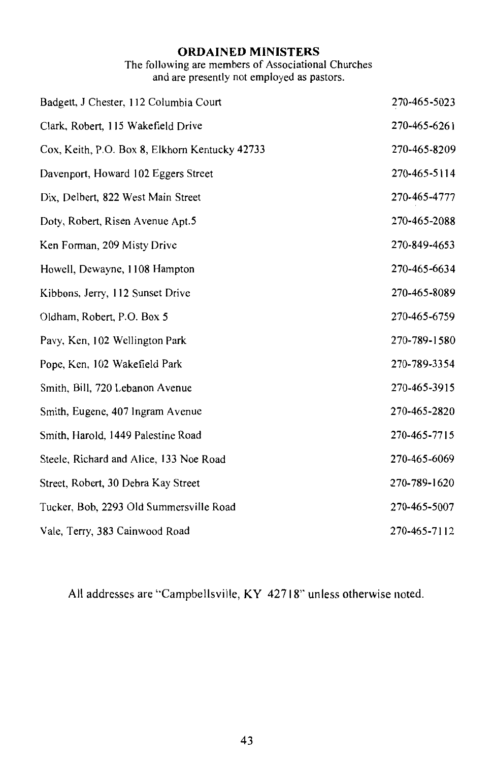## ORDAINED MINISTERS

The following are members of Associational Churches and are presently not employed as pastors.

| | |
|---|---|
| Badgett, J Chester, 112 Columbia Court | 270-465-5023 |
| Clark, Robert, 115 Wakefield Drive | 270-465-6261 |
| Cox, Keith, P.O. Box 8, Elkhorn Kentucky 42733 | 270-465-8209 |
| Davenport, Howard 102 Eggers Street | 270-465-5114 |
| Dix, Delbert, 822 West Main Street | 270-465-4777 |
| Doty, Robert, Risen Avenue Apt.5 | 270-465-2088 |
| Ken Forman, 209 Misty Drive | 270-849-4653 |
| Howell, Dewayne, 1108 Hampton | 270-465-6634 |
| Kibbons, Jerry, 112 Sunset Drive | 270-465-8089 |
| Oldham, Robert, P.O. Box 5 | 270-465-6759 |
| Pavy, Ken, 102 Wellington Park | 270-789-1580 |
| Pope, Ken, 102 Wakefield Park | 270-789-3354 |
| Smith, Bill, 720 Lebanon Avenue | 270-465-3915 |
| Smith, Eugene, 407 Ingram Avenue | 270-465-2820 |
| Smith, Harold, 1449 Palestine Road | 270-465-7715 |
| Steele, Richard and Alice, 133 Noe Road | 270-465-6069 |
| Street, Robert, 30 Debra Kay Street | 270-789-1620 |
| Tucker, Bob, 2293 Old Summersville Road | 270-465-5007 |
| Vale, Terry, 383 Cainwood Road | 270-465-7112 |

All addresses are "Campbellsville, KY 42718" unless otherwise noted.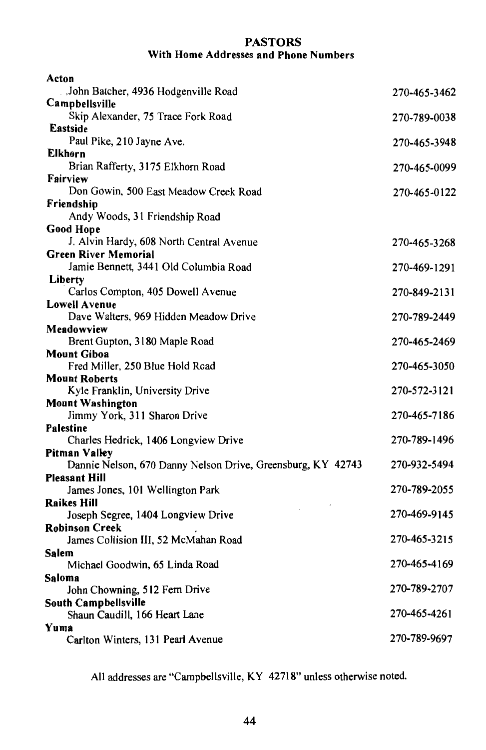## PASTORS

### With Home Addresses and Phone Numbers

**Acton**
John Batcher, 4936 Hodgenville Road — 270-465-3462

**Campbellsville**
Skip Alexander, 75 Trace Fork Road — 270-789-0038

**Eastside**
Paul Pike, 210 Jayne Ave. — 270-465-3948

**Elkhorn**
Brian Rafferty, 3175 Elkhorn Road — 270-465-0099

**Fairview**
Don Gowin, 500 East Meadow Creek Road — 270-465-0122

**Friendship**
Andy Woods, 31 Friendship Road

**Good Hope**
J. Alvin Hardy, 608 North Central Avenue — 270-465-3268

**Green River Memorial**
Jamie Bennett, 3441 Old Columbia Road — 270-469-1291

**Liberty**
Carlos Compton, 405 Dowell Avenue — 270-849-2131

**Lowell Avenue**
Dave Walters, 969 Hidden Meadow Drive — 270-789-2449

**Meadowview**
Brent Gupton, 3180 Maple Road — 270-465-2469

**Mount Giboa**
Fred Miller, 250 Blue Hold Road — 270-465-3050

**Mount Roberts**
Kyle Franklin, University Drive — 270-572-3121

**Mount Washington**
Jimmy York, 311 Sharon Drive — 270-465-7186

**Palestine**
Charles Hedrick, 1406 Longview Drive — 270-789-1496

**Pitman Valley**
Dannie Nelson, 670 Danny Nelson Drive, Greensburg, KY 42743 — 270-932-5494

**Pleasant Hill**
James Jones, 101 Wellington Park — 270-789-2055

**Raikes Hill**
Joseph Segree, 1404 Longview Drive — 270-469-9145

**Robinson Creek**
James Collision III, 52 McMahan Road — 270-465-3215

**Salem**
Michael Goodwin, 65 Linda Road — 270-465-4169

**Saloma**
John Chowning, 512 Fern Drive — 270-789-2707

**South Campbellsville**
Shaun Caudill, 166 Heart Lane — 270-465-4261

**Yuma**
Carlton Winters, 131 Pearl Avenue — 270-789-9697

All addresses are "Campbellsville, KY 42718" unless otherwise noted.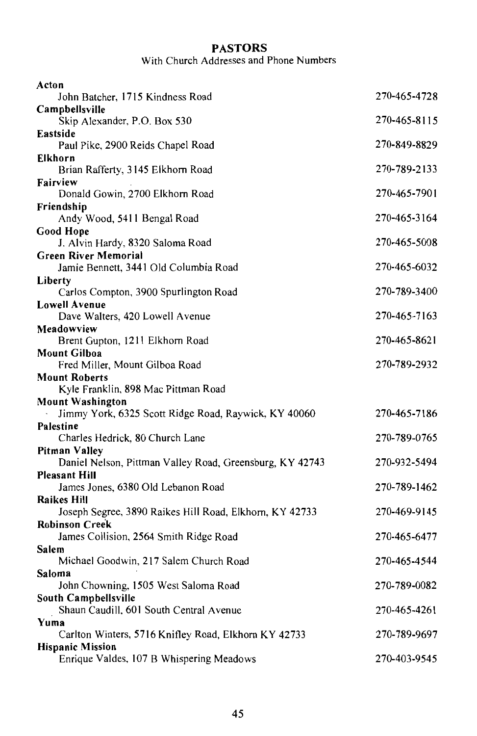## PASTORS

With Church Addresses and Phone Numbers

**Acton**
John Batcher, 1715 Kindness Road — 270-465-4728

**Campbellsville**
Skip Alexander, P.O. Box 530 — 270-465-8115

**Eastside**
Paul Pike, 2900 Reids Chapel Road — 270-849-8829

**Elkhorn**
Brian Rafferty, 3145 Elkhorn Road — 270-789-2133

**Fairview**
Donald Gowin, 2700 Elkhorn Road — 270-465-7901

**Friendship**
Andy Wood, 5411 Bengal Road — 270-465-3164

**Good Hope**
J. Alvin Hardy, 8320 Saloma Road — 270-465-5008

**Green River Memorial**
Jamie Bennett, 3441 Old Columbia Road — 270-465-6032

**Liberty**
Carlos Compton, 3900 Spurlington Road — 270-789-3400

**Lowell Avenue**
Dave Walters, 420 Lowell Avenue — 270-465-7163

**Meadowview**
Brent Gupton, 1211 Elkhorn Road — 270-465-8621

**Mount Gilboa**
Fred Miller, Mount Gilboa Road — 270-789-2932

**Mount Roberts**
Kyle Franklin, 898 Mac Pittman Road

**Mount Washington**
Jimmy York, 6325 Scott Ridge Road, Raywick, KY 40060 — 270-465-7186

**Palestine**
Charles Hedrick, 80 Church Lane — 270-789-0765

**Pitman Valley**
Daniel Nelson, Pittman Valley Road, Greensburg, KY 42743 — 270-932-5494

**Pleasant Hill**
James Jones, 6380 Old Lebanon Road — 270-789-1462

**Raikes Hill**
Joseph Segree, 3890 Raikes Hill Road, Elkhorn, KY 42733 — 270-469-9145

**Robinson Creek**
James Collision, 2564 Smith Ridge Road — 270-465-6477

**Salem**
Michael Goodwin, 217 Salem Church Road — 270-465-4544

**Saloma**
John Chowning, 1505 West Saloma Road — 270-789-0082

**South Campbellsville**
Shaun Caudill, 601 South Central Avenue — 270-465-4261

**Yuma**
Carlton Winters, 5716 Knifley Road, Elkhorn KY 42733 — 270-789-9697

**Hispanic Mission**
Enrique Valdes, 107 B Whispering Meadows — 270-403-9545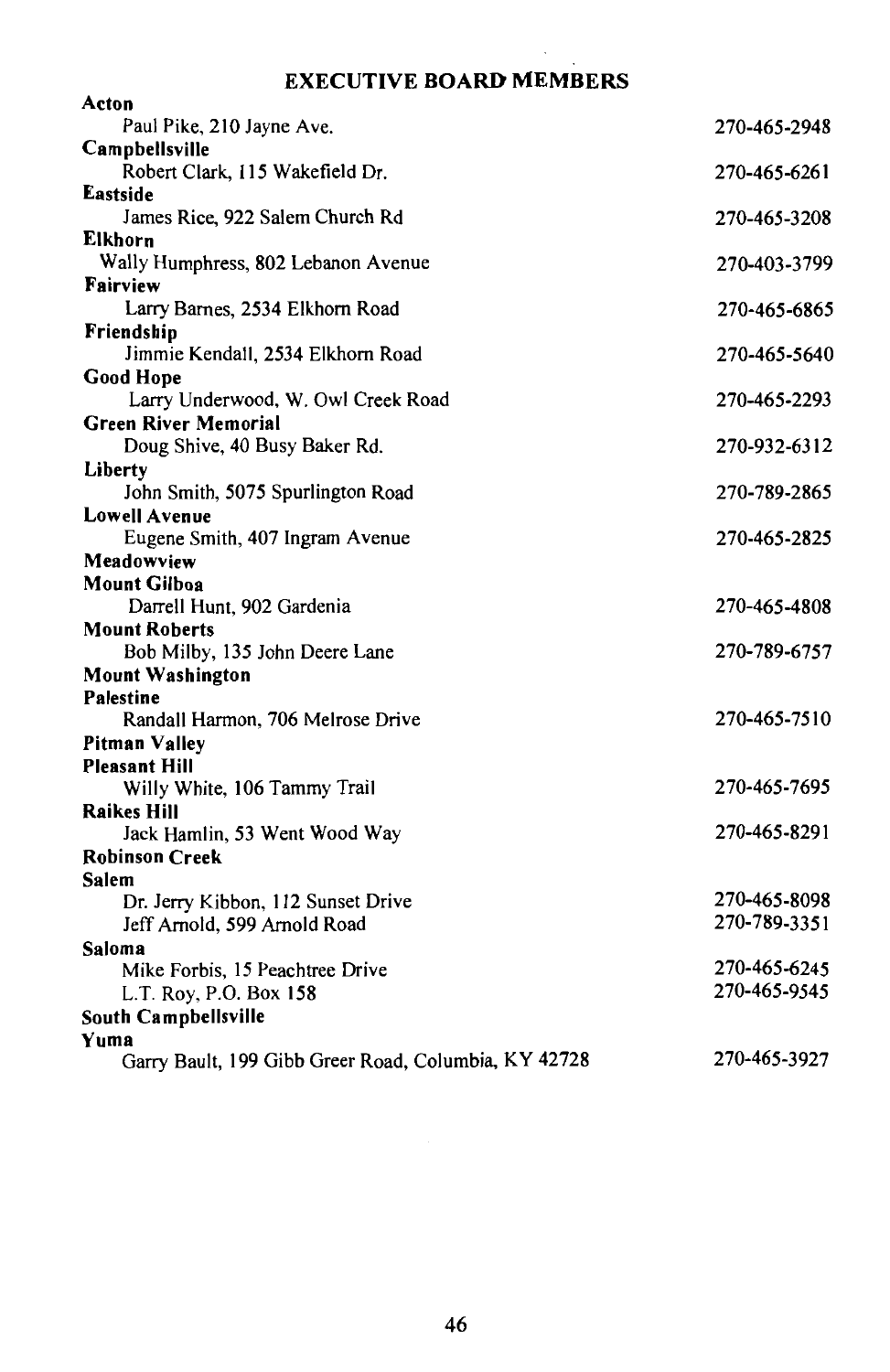## EXECUTIVE BOARD MEMBERS

**Acton**
Paul Pike, 210 Jayne Ave. — 270-465-2948

**Campbellsville**
Robert Clark, 115 Wakefield Dr. — 270-465-6261

**Eastside**
James Rice, 922 Salem Church Rd — 270-465-3208

**Elkhorn**
Wally Humphress, 802 Lebanon Avenue — 270-403-3799

**Fairview**
Larry Barnes, 2534 Elkhorn Road — 270-465-6865

**Friendship**
Jimmie Kendall, 2534 Elkhorn Road — 270-465-5640

**Good Hope**
Larry Underwood, W. Owl Creek Road — 270-465-2293

**Green River Memorial**
Doug Shive, 40 Busy Baker Rd. — 270-932-6312

**Liberty**
John Smith, 5075 Spurlington Road — 270-789-2865

**Lowell Avenue**
Eugene Smith, 407 Ingram Avenue — 270-465-2825

**Meadowview**

**Mount Gilboa**
Darrell Hunt, 902 Gardenia — 270-465-4808

**Mount Roberts**
Bob Milby, 135 John Deere Lane — 270-789-6757

**Mount Washington**

**Palestine**
Randall Harmon, 706 Melrose Drive — 270-465-7510

**Pitman Valley**

**Pleasant Hill**
Willy White, 106 Tammy Trail — 270-465-7695

**Raikes Hill**
Jack Hamlin, 53 Went Wood Way — 270-465-8291

**Robinson Creek**

**Salem**
Dr. Jerry Kibbon, 112 Sunset Drive — 270-465-8098
Jeff Arnold, 599 Arnold Road — 270-789-3351

**Saloma**
Mike Forbis, 15 Peachtree Drive — 270-465-6245
L.T. Roy, P.O. Box 158 — 270-465-9545

**South Campbellsville**

**Yuma**
Garry Bault, 199 Gibb Greer Road, Columbia, KY 42728 — 270-465-3927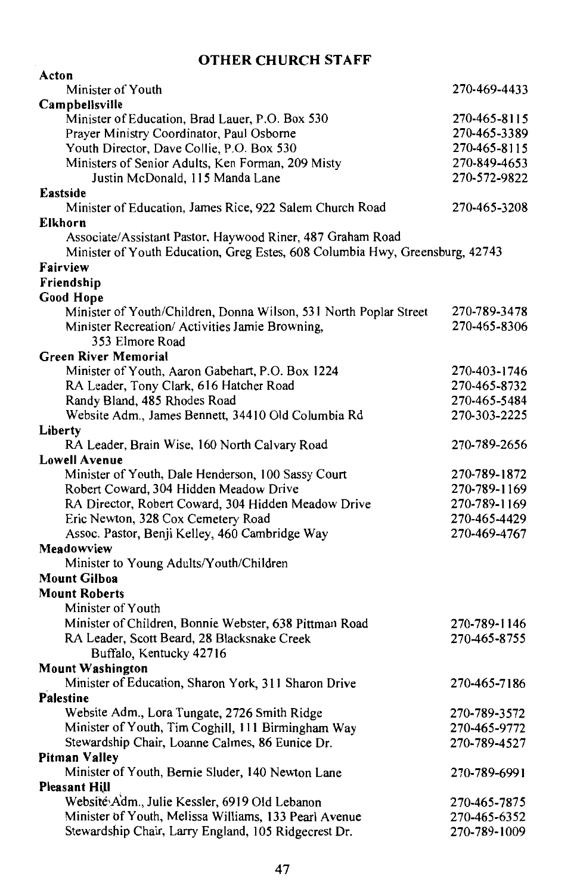## OTHER CHURCH STAFF

**Acton**

Minister of Youth — 270-469-4433

**Campbellsville**

Minister of Education, Brad Lauer, P.O. Box 530 — 270-465-8115
Prayer Ministry Coordinator, Paul Osborne — 270-465-3389
Youth Director, Dave Collie, P.O. Box 530 — 270-465-8115
Ministers of Senior Adults, Ken Forman, 209 Misty — 270-849-4653
Justin McDonald, 115 Manda Lane — 270-572-9822

**Eastside**

Minister of Education, James Rice, 922 Salem Church Road — 270-465-3208

**Elkhorn**

Associate/Assistant Pastor, Haywood Riner, 487 Graham Road
Minister of Youth Education, Greg Estes, 608 Columbia Hwy, Greensburg, 42743

**Fairview**

**Friendship**

**Good Hope**

Minister of Youth/Children, Donna Wilson, 531 North Poplar Street — 270-789-3478
Minister Recreation/ Activities Jamie Browning, 353 Elmore Road — 270-465-8306

**Green River Memorial**

Minister of Youth, Aaron Gabehart, P.O. Box 1224 — 270-403-1746
RA Leader, Tony Clark, 616 Hatcher Road — 270-465-8732
Randy Bland, 485 Rhodes Road — 270-465-5484
Website Adm., James Bennett, 34410 Old Columbia Rd — 270-303-2225

**Liberty**

RA Leader, Brain Wise, 160 North Calvary Road — 270-789-2656

**Lowell Avenue**

Minister of Youth, Dale Henderson, 100 Sassy Court — 270-789-1872
Robert Coward, 304 Hidden Meadow Drive — 270-789-1169
RA Director, Robert Coward, 304 Hidden Meadow Drive — 270-789-1169
Eric Newton, 328 Cox Cemetery Road — 270-465-4429
Assoc. Pastor, Benji Kelley, 460 Cambridge Way — 270-469-4767

**Meadowview**

Minister to Young Adults/Youth/Children

**Mount Gilboa**

**Mount Roberts**

Minister of Youth
Minister of Children, Bonnie Webster, 638 Pittman Road — 270-789-1146
RA Leader, Scott Beard, 28 Blacksnake Creek Buffalo, Kentucky 42716 — 270-465-8755

**Mount Washington**

Minister of Education, Sharon York, 311 Sharon Drive — 270-465-7186

**Palestine**

Website Adm., Lora Tungate, 2726 Smith Ridge — 270-789-3572
Minister of Youth, Tim Coghill, 111 Birmingham Way — 270-465-9772
Stewardship Chair, Loanne Calmes, 86 Eunice Dr. — 270-789-4527

**Pitman Valley**

Minister of Youth, Bernie Sluder, 140 Newton Lane — 270-789-6991

**Pleasant Hill**

Website Adm., Julie Kessler, 6919 Old Lebanon — 270-465-7875
Minister of Youth, Melissa Williams, 133 Pearl Avenue — 270-465-6352
Stewardship Chair, Larry England, 105 Ridgecrest Dr. — 270-789-1009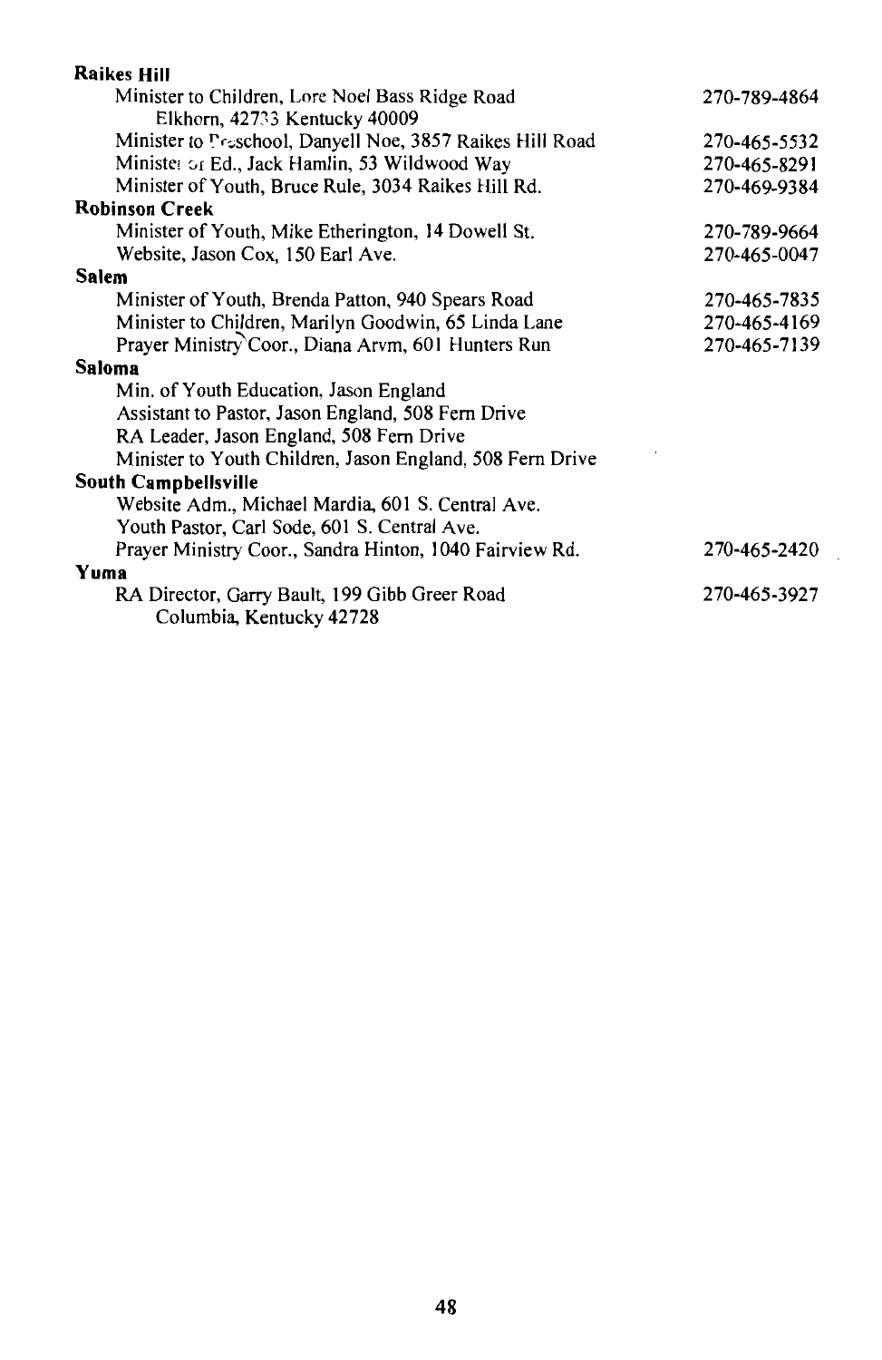**Raikes Hill**

Minister to Children, Lore Noel Bass Ridge Road 270-789-4864
Elkhorn, 42733 Kentucky 40009
Minister to Preschool, Danyell Noe, 3857 Raikes Hill Road 270-465-5532
Minister of Ed., Jack Hamlin, 53 Wildwood Way 270-465-8291
Minister of Youth, Bruce Rule, 3034 Raikes Hill Rd. 270-469-9384

**Robinson Creek**

Minister of Youth, Mike Etherington, 14 Dowell St. 270-789-9664
Website, Jason Cox, 150 Earl Ave. 270-465-0047

**Salem**

Minister of Youth, Brenda Patton, 940 Spears Road 270-465-7835
Minister to Children, Marilyn Goodwin, 65 Linda Lane 270-465-4169
Prayer Ministry Coor., Diana Arvm, 601 Hunters Run 270-465-7139

**Saloma**

Min. of Youth Education, Jason England
Assistant to Pastor, Jason England, 508 Fern Drive
RA Leader, Jason England, 508 Fern Drive
Minister to Youth Children, Jason England, 508 Fern Drive

**South Campbellsville**

Website Adm., Michael Mardia, 601 S. Central Ave.
Youth Pastor, Carl Sode, 601 S. Central Ave.
Prayer Ministry Coor., Sandra Hinton, 1040 Fairview Rd. 270-465-2420

**Yuma**

RA Director, Garry Bault, 199 Gibb Greer Road 270-465-3927
Columbia, Kentucky 42728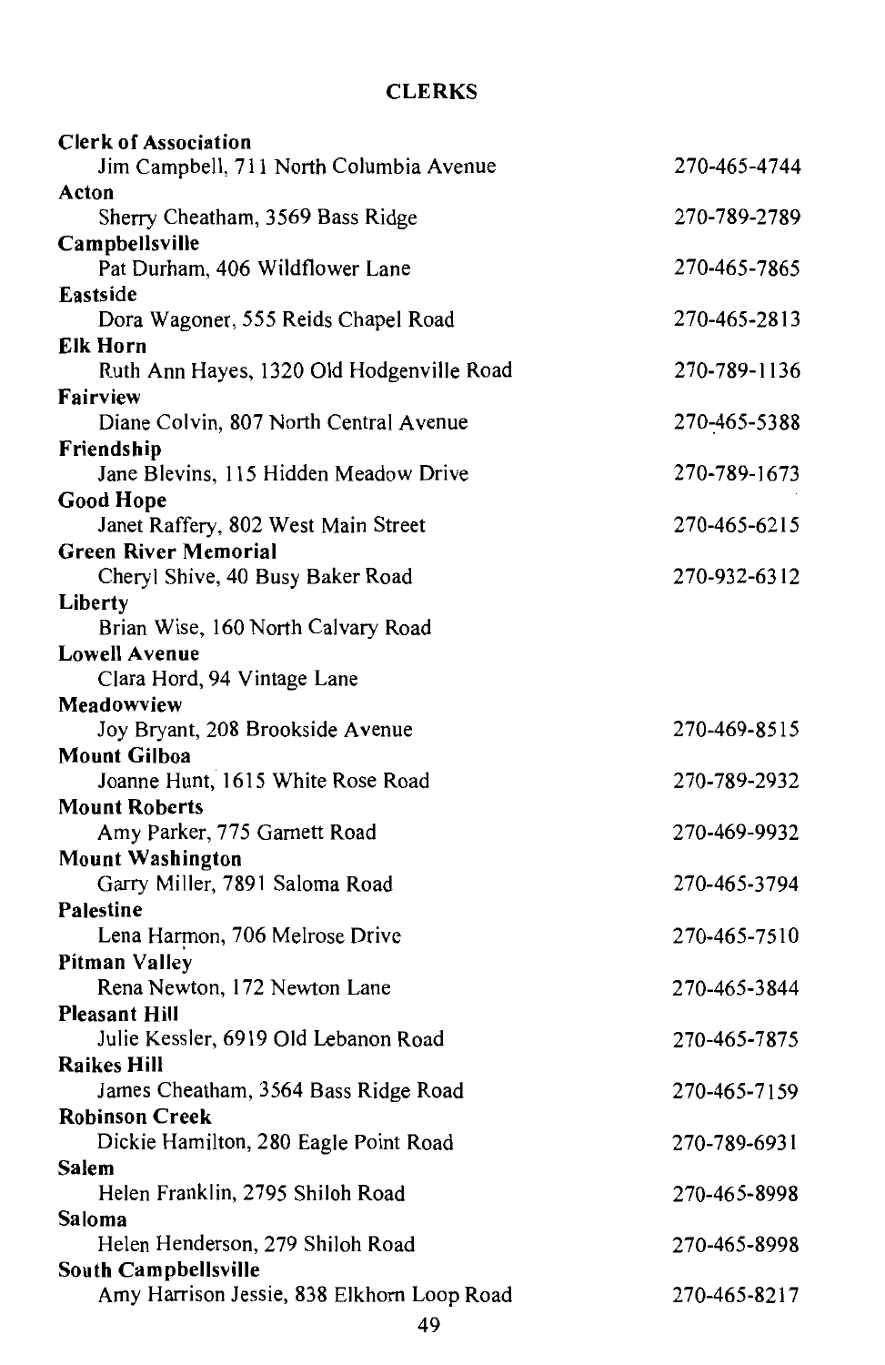## CLERKS

**Clerk of Association**
Jim Campbell, 711 North Columbia Avenue — 270-465-4744

**Acton**
Sherry Cheatham, 3569 Bass Ridge — 270-789-2789

**Campbellsville**
Pat Durham, 406 Wildflower Lane — 270-465-7865

**Eastside**
Dora Wagoner, 555 Reids Chapel Road — 270-465-2813

**Elk Horn**
Ruth Ann Hayes, 1320 Old Hodgenville Road — 270-789-1136

**Fairview**
Diane Colvin, 807 North Central Avenue — 270-465-5388

**Friendship**
Jane Blevins, 115 Hidden Meadow Drive — 270-789-1673

**Good Hope**
Janet Raffery, 802 West Main Street — 270-465-6215

**Green River Memorial**
Cheryl Shive, 40 Busy Baker Road — 270-932-6312

**Liberty**
Brian Wise, 160 North Calvary Road

**Lowell Avenue**
Clara Hord, 94 Vintage Lane

**Meadowview**
Joy Bryant, 208 Brookside Avenue — 270-469-8515

**Mount Gilboa**
Joanne Hunt, 1615 White Rose Road — 270-789-2932

**Mount Roberts**
Amy Parker, 775 Garnett Road — 270-469-9932

**Mount Washington**
Garry Miller, 7891 Saloma Road — 270-465-3794

**Palestine**
Lena Harmon, 706 Melrose Drive — 270-465-7510

**Pitman Valley**
Rena Newton, 172 Newton Lane — 270-465-3844

**Pleasant Hill**
Julie Kessler, 6919 Old Lebanon Road — 270-465-7875

**Raikes Hill**
James Cheatham, 3564 Bass Ridge Road — 270-465-7159

**Robinson Creek**
Dickie Hamilton, 280 Eagle Point Road — 270-789-6931

**Salem**
Helen Franklin, 2795 Shiloh Road — 270-465-8998

**Saloma**
Helen Henderson, 279 Shiloh Road — 270-465-8998

**South Campbellsville**
Amy Harrison Jessie, 838 Elkhorn Loop Road — 270-465-8217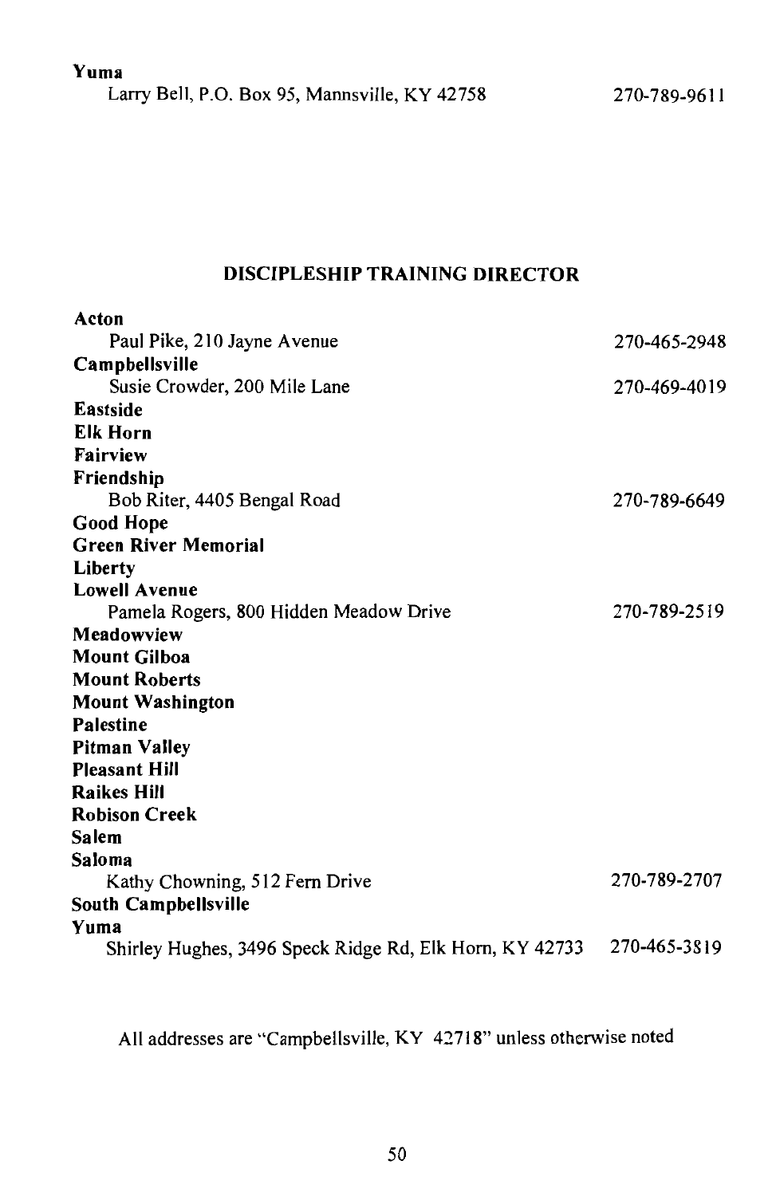**Yuma**

Larry Bell, P.O. Box 95, Mannsville, KY 42758 270-789-9611

## DISCIPLESHIP TRAINING DIRECTOR

**Acton**

Paul Pike, 210 Jayne Avenue 270-465-2948

**Campbellsville**

Susie Crowder, 200 Mile Lane 270-469-4019

**Eastside**

**Elk Horn**

**Fairview**

**Friendship**

Bob Riter, 4405 Bengal Road 270-789-6649

**Good Hope**

**Green River Memorial**

**Liberty**

**Lowell Avenue**

Pamela Rogers, 800 Hidden Meadow Drive 270-789-2519

**Meadowview**

**Mount Gilboa**

**Mount Roberts**

**Mount Washington**

**Palestine**

**Pitman Valley**

**Pleasant Hill**

**Raikes Hill**

**Robison Creek**

**Salem**

**Saloma**

Kathy Chowning, 512 Fern Drive 270-789-2707

**South Campbellsville**

**Yuma**

Shirley Hughes, 3496 Speck Ridge Rd, Elk Horn, KY 42733 270-465-3819

All addresses are "Campbellsville, KY 42718" unless otherwise noted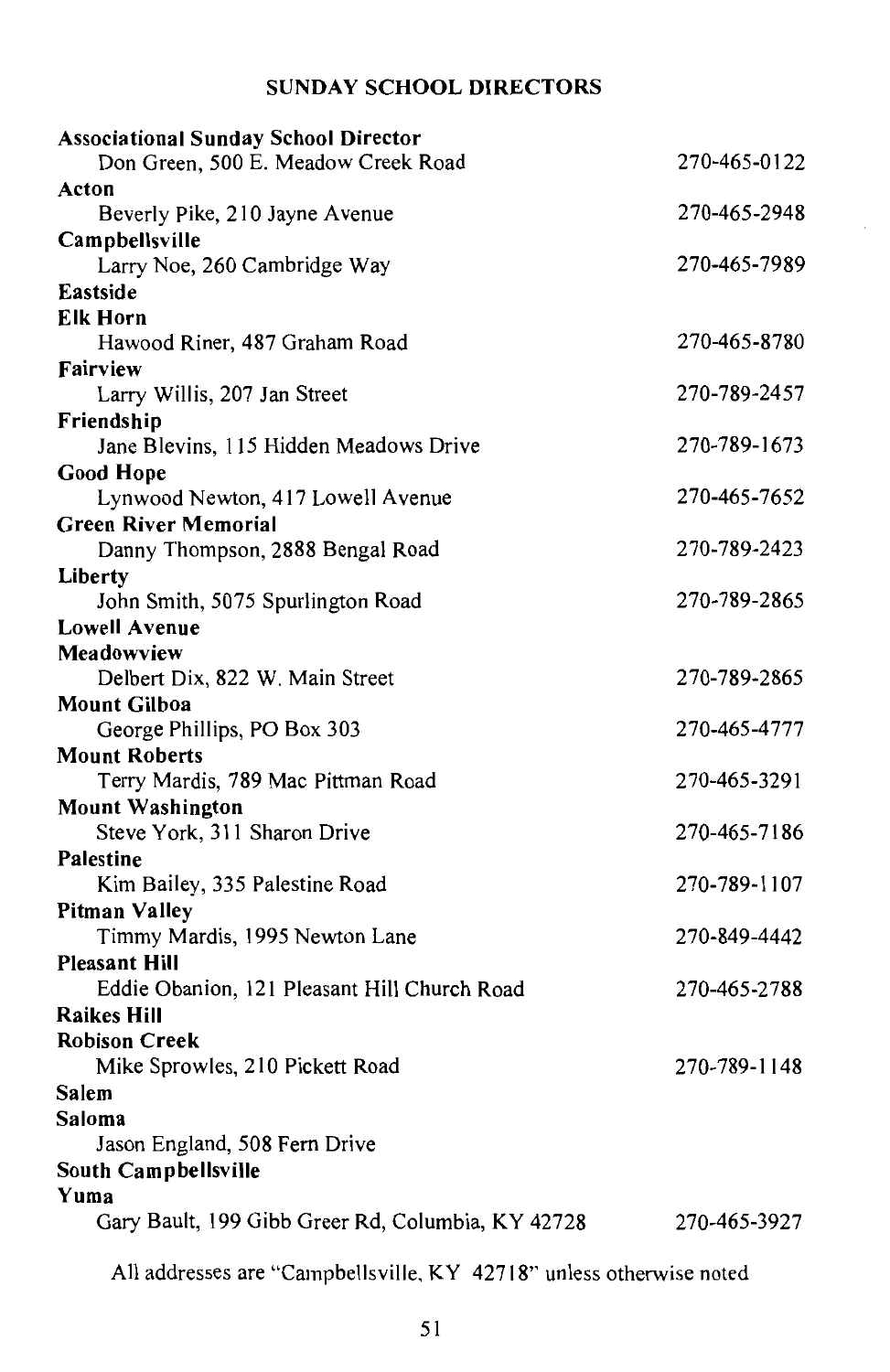## SUNDAY SCHOOL DIRECTORS

**Associational Sunday School Director**
Don Green, 500 E. Meadow Creek Road — 270-465-0122

**Acton**
Beverly Pike, 210 Jayne Avenue — 270-465-2948

**Campbellsville**
Larry Noe, 260 Cambridge Way — 270-465-7989

**Eastside**

**Elk Horn**
Hawood Riner, 487 Graham Road — 270-465-8780

**Fairview**
Larry Willis, 207 Jan Street — 270-789-2457

**Friendship**
Jane Blevins, 115 Hidden Meadows Drive — 270-789-1673

**Good Hope**
Lynwood Newton, 417 Lowell Avenue — 270-465-7652

**Green River Memorial**
Danny Thompson, 2888 Bengal Road — 270-789-2423

**Liberty**
John Smith, 5075 Spurlington Road — 270-789-2865

**Lowell Avenue**

**Meadowview**
Delbert Dix, 822 W. Main Street — 270-789-2865

**Mount Gilboa**
George Phillips, PO Box 303 — 270-465-4777

**Mount Roberts**
Terry Mardis, 789 Mac Pittman Road — 270-465-3291

**Mount Washington**
Steve York, 311 Sharon Drive — 270-465-7186

**Palestine**
Kim Bailey, 335 Palestine Road — 270-789-1107

**Pitman Valley**
Timmy Mardis, 1995 Newton Lane — 270-849-4442

**Pleasant Hill**
Eddie Obanion, 121 Pleasant Hill Church Road — 270-465-2788

**Raikes Hill**

**Robison Creek**
Mike Sprowles, 210 Pickett Road — 270-789-1148

**Salem**

**Saloma**
Jason England, 508 Fern Drive

**South Campbellsville**

**Yuma**
Gary Bault, 199 Gibb Greer Rd, Columbia, KY 42728 — 270-465-3927

All addresses are "Campbellsville, KY 42718" unless otherwise noted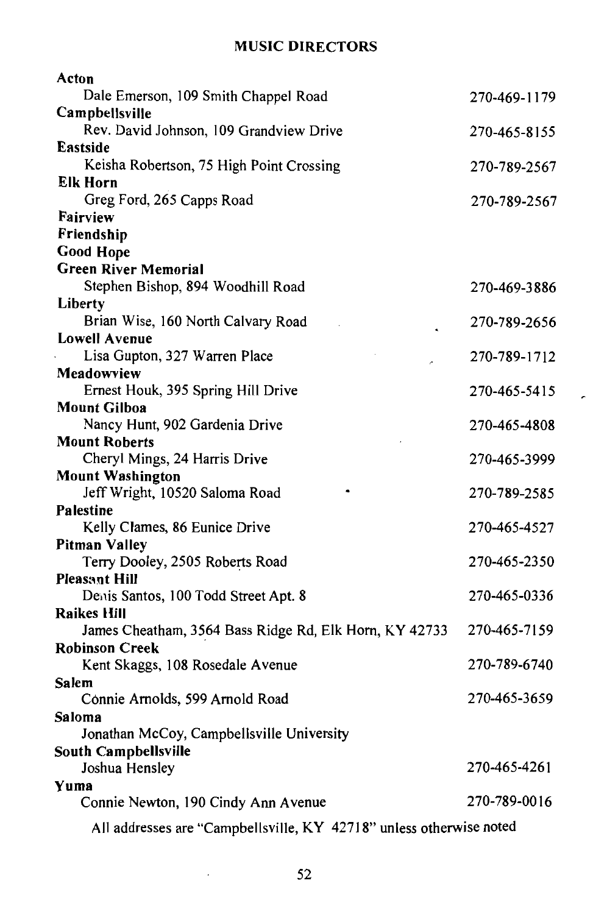## MUSIC DIRECTORS

**Acton**
Dale Emerson, 109 Smith Chappel Road 270-469-1179

**Campbellsville**
Rev. David Johnson, 109 Grandview Drive 270-465-8155

**Eastside**
Keisha Robertson, 75 High Point Crossing 270-789-2567

**Elk Horn**
Greg Ford, 265 Capps Road 270-789-2567

**Fairview**

**Friendship**

**Good Hope**

**Green River Memorial**
Stephen Bishop, 894 Woodhill Road 270-469-3886

**Liberty**
Brian Wise, 160 North Calvary Road 270-789-2656

**Lowell Avenue**
Lisa Gupton, 327 Warren Place 270-789-1712

**Meadowview**
Ernest Houk, 395 Spring Hill Drive 270-465-5415

**Mount Gilboa**
Nancy Hunt, 902 Gardenia Drive 270-465-4808

**Mount Roberts**
Cheryl Mings, 24 Harris Drive 270-465-3999

**Mount Washington**
Jeff Wright, 10520 Saloma Road 270-789-2585

**Palestine**
Kelly Clames, 86 Eunice Drive 270-465-4527

**Pitman Valley**
Terry Dooley, 2505 Roberts Road 270-465-2350

**Pleasant Hill**
Denis Santos, 100 Todd Street Apt. 8 270-465-0336

**Raikes Hill**
James Cheatham, 3564 Bass Ridge Rd, Elk Horn, KY 42733 270-465-7159

**Robinson Creek**
Kent Skaggs, 108 Rosedale Avenue 270-789-6740

**Salem**
Connie Arnolds, 599 Arnold Road 270-465-3659

**Saloma**
Jonathan McCoy, Campbellsville University

**South Campbellsville**
Joshua Hensley 270-465-4261

**Yuma**
Connie Newton, 190 Cindy Ann Avenue 270-789-0016

All addresses are "Campbellsville, KY 42718" unless otherwise noted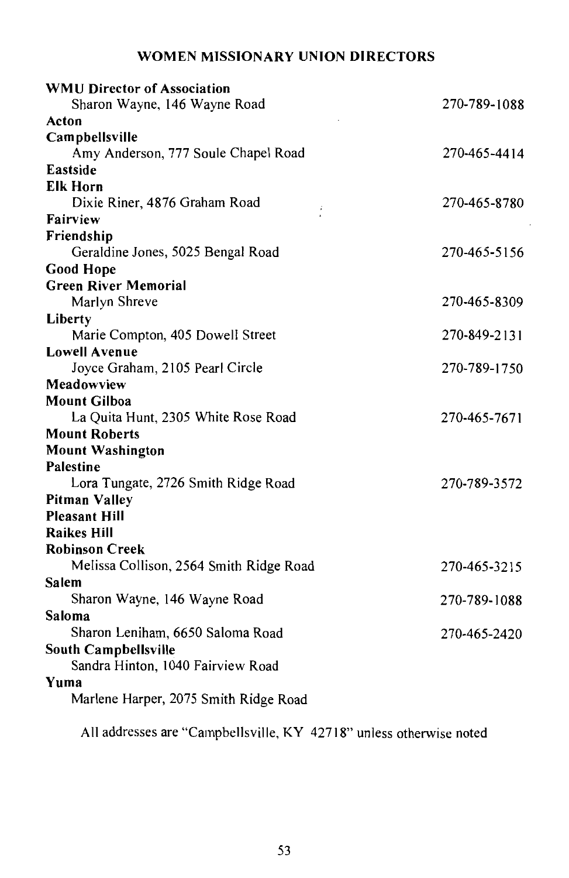## WOMEN MISSIONARY UNION DIRECTORS

**WMU Director of Association**
Sharon Wayne, 146 Wayne Road — 270-789-1088

**Acton**

**Campbellsville**
Amy Anderson, 777 Soule Chapel Road — 270-465-4414

**Eastside**

**Elk Horn**
Dixie Riner, 4876 Graham Road — 270-465-8780

**Fairview**

**Friendship**
Geraldine Jones, 5025 Bengal Road — 270-465-5156

**Good Hope**

**Green River Memorial**
Marlyn Shreve — 270-465-8309

**Liberty**
Marie Compton, 405 Dowell Street — 270-849-2131

**Lowell Avenue**
Joyce Graham, 2105 Pearl Circle — 270-789-1750

**Meadowview**

**Mount Gilboa**
La Quita Hunt, 2305 White Rose Road — 270-465-7671

**Mount Roberts**

**Mount Washington**

**Palestine**
Lora Tungate, 2726 Smith Ridge Road — 270-789-3572

**Pitman Valley**

**Pleasant Hill**

**Raikes Hill**

**Robinson Creek**
Melissa Collison, 2564 Smith Ridge Road — 270-465-3215

**Salem**
Sharon Wayne, 146 Wayne Road — 270-789-1088

**Saloma**
Sharon Leniham, 6650 Saloma Road — 270-465-2420

**South Campbellsville**
Sandra Hinton, 1040 Fairview Road

**Yuma**
Marlene Harper, 2075 Smith Ridge Road

All addresses are "Campbellsville, KY 42718" unless otherwise noted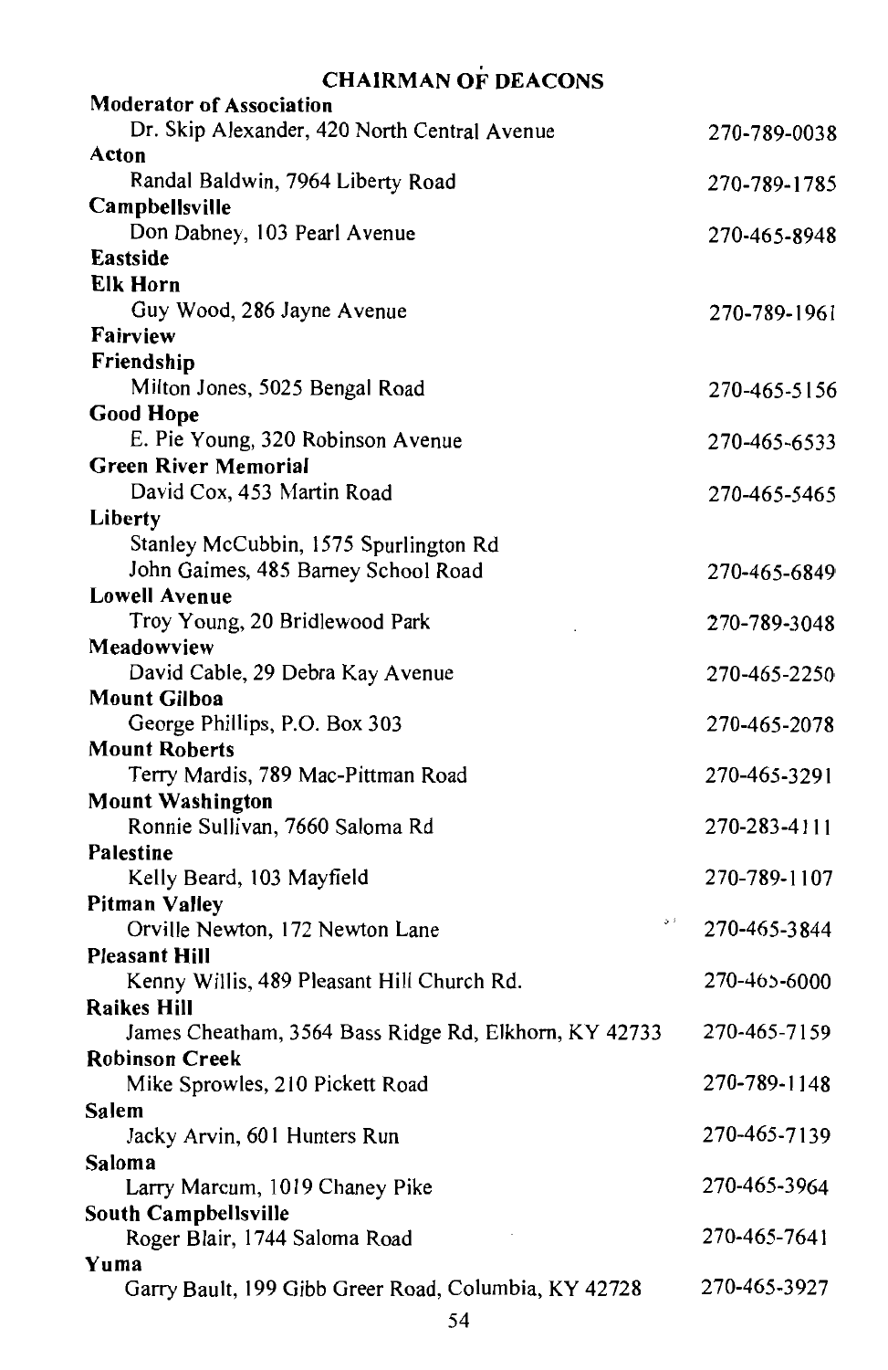## CHAIRMAN OF DEACONS

**Moderator of Association**
Dr. Skip Alexander, 420 North Central Avenue — 270-789-0038

**Acton**
Randal Baldwin, 7964 Liberty Road — 270-789-1785

**Campbellsville**
Don Dabney, 103 Pearl Avenue — 270-465-8948

**Eastside**

**Elk Horn**
Guy Wood, 286 Jayne Avenue — 270-789-1961

**Fairview**

**Friendship**
Milton Jones, 5025 Bengal Road — 270-465-5156

**Good Hope**
E. Pie Young, 320 Robinson Avenue — 270-465-6533

**Green River Memorial**
David Cox, 453 Martin Road — 270-465-5465

**Liberty**
Stanley McCubbin, 1575 Spurlington Rd
John Gaimes, 485 Barney School Road — 270-465-6849

**Lowell Avenue**
Troy Young, 20 Bridlewood Park — 270-789-3048

**Meadowview**
David Cable, 29 Debra Kay Avenue — 270-465-2250

**Mount Gilboa**
George Phillips, P.O. Box 303 — 270-465-2078

**Mount Roberts**
Terry Mardis, 789 Mac-Pittman Road — 270-465-3291

**Mount Washington**
Ronnie Sullivan, 7660 Saloma Rd — 270-283-4111

**Palestine**
Kelly Beard, 103 Mayfield — 270-789-1107

**Pitman Valley**
Orville Newton, 172 Newton Lane — 270-465-3844

**Pleasant Hill**
Kenny Willis, 489 Pleasant Hill Church Rd. — 270-465-6000

**Raikes Hill**
James Cheatham, 3564 Bass Ridge Rd, Elkhorn, KY 42733 — 270-465-7159

**Robinson Creek**
Mike Sprowles, 210 Pickett Road — 270-789-1148

**Salem**
Jacky Arvin, 601 Hunters Run — 270-465-7139

**Saloma**
Larry Marcum, 1019 Chaney Pike — 270-465-3964

**South Campbellsville**
Roger Blair, 1744 Saloma Road — 270-465-7641

**Yuma**
Garry Bault, 199 Gibb Greer Road, Columbia, KY 42728 — 270-465-3927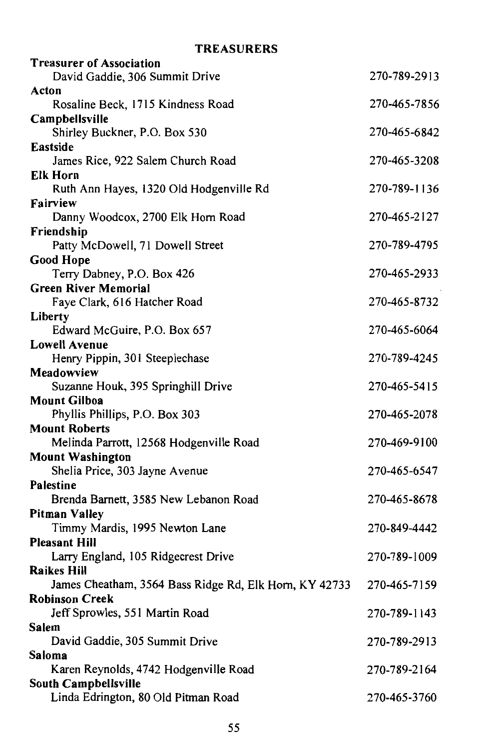## TREASURERS

**Treasurer of Association**
David Gaddie, 306 Summit Drive — 270-789-2913

**Acton**
Rosaline Beck, 1715 Kindness Road — 270-465-7856

**Campbellsville**
Shirley Buckner, P.O. Box 530 — 270-465-6842

**Eastside**
James Rice, 922 Salem Church Road — 270-465-3208

**Elk Horn**
Ruth Ann Hayes, 1320 Old Hodgenville Rd — 270-789-1136

**Fairview**
Danny Woodcox, 2700 Elk Horn Road — 270-465-2127

**Friendship**
Patty McDowell, 71 Dowell Street — 270-789-4795

**Good Hope**
Terry Dabney, P.O. Box 426 — 270-465-2933

**Green River Memorial**
Faye Clark, 616 Hatcher Road — 270-465-8732

**Liberty**
Edward McGuire, P.O. Box 657 — 270-465-6064

**Lowell Avenue**
Henry Pippin, 301 Steeplechase — 270-789-4245

**Meadowview**
Suzanne Houk, 395 Springhill Drive — 270-465-5415

**Mount Gilboa**
Phyllis Phillips, P.O. Box 303 — 270-465-2078

**Mount Roberts**
Melinda Parrott, 12568 Hodgenville Road — 270-469-9100

**Mount Washington**
Shelia Price, 303 Jayne Avenue — 270-465-6547

**Palestine**
Brenda Barnett, 3585 New Lebanon Road — 270-465-8678

**Pitman Valley**
Timmy Mardis, 1995 Newton Lane — 270-849-4442

**Pleasant Hill**
Larry England, 105 Ridgecrest Drive — 270-789-1009

**Raikes Hill**
James Cheatham, 3564 Bass Ridge Rd, Elk Horn, KY 42733 — 270-465-7159

**Robinson Creek**
Jeff Sprowles, 551 Martin Road — 270-789-1143

**Salem**
David Gaddie, 305 Summit Drive — 270-789-2913

**Saloma**
Karen Reynolds, 4742 Hodgenville Road — 270-789-2164

**South Campbellsville**
Linda Edrington, 80 Old Pitman Road — 270-465-3760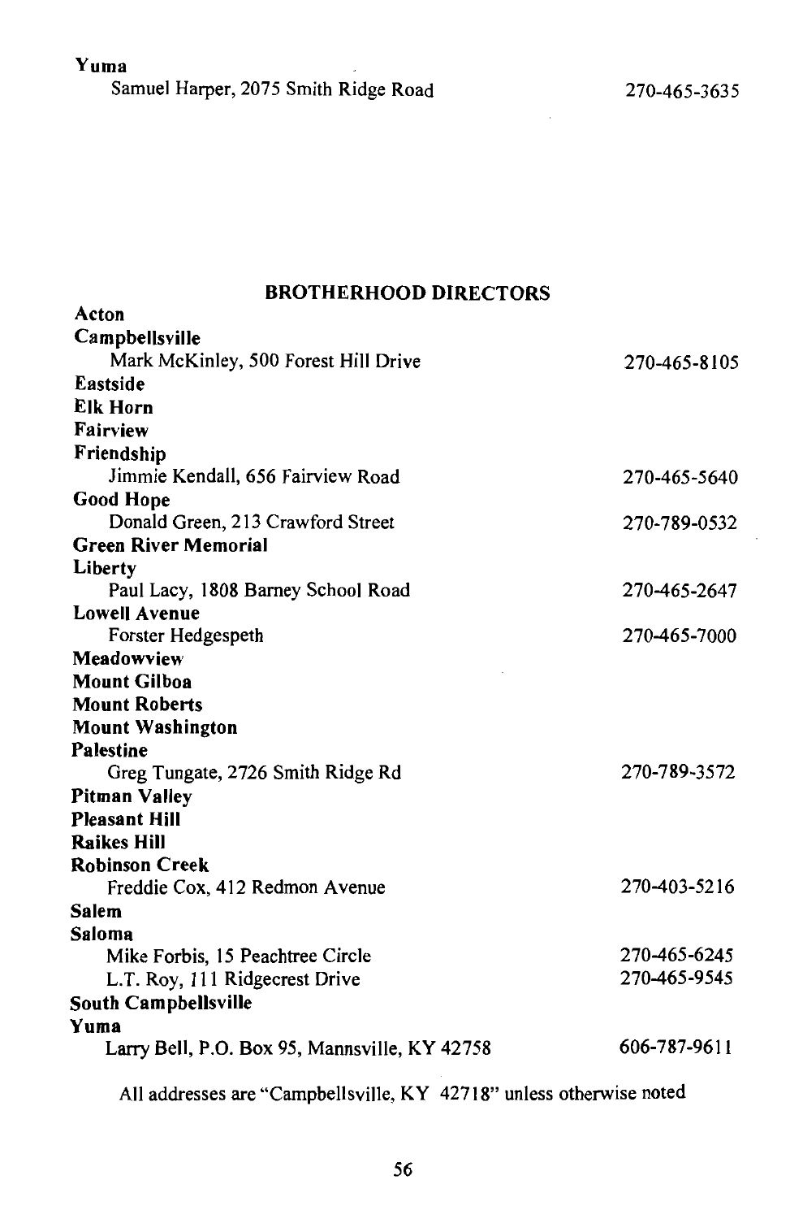**Yuma**

Samuel Harper, 2075 Smith Ridge Road 270-465-3635

## BROTHERHOOD DIRECTORS

**Acton**

**Campbellsville**

Mark McKinley, 500 Forest Hill Drive 270-465-8105

**Eastside**

**Elk Horn**

**Fairview**

**Friendship**

Jimmie Kendall, 656 Fairview Road 270-465-5640

**Good Hope**

Donald Green, 213 Crawford Street 270-789-0532

**Green River Memorial**

**Liberty**

Paul Lacy, 1808 Barney School Road 270-465-2647

**Lowell Avenue**

Forster Hedgespeth 270-465-7000

**Meadowview**

**Mount Gilboa**

**Mount Roberts**

**Mount Washington**

**Palestine**

Greg Tungate, 2726 Smith Ridge Rd 270-789-3572

**Pitman Valley**

**Pleasant Hill**

**Raikes Hill**

**Robinson Creek**

Freddie Cox, 412 Redmon Avenue 270-403-5216

**Salem**

**Saloma**

Mike Forbis, 15 Peachtree Circle 270-465-6245

L.T. Roy, 111 Ridgecrest Drive 270-465-9545

**South Campbellsville**

**Yuma**

Larry Bell, P.O. Box 95, Mannsville, KY 42758 606-787-9611

All addresses are "Campbellsville, KY 42718" unless otherwise noted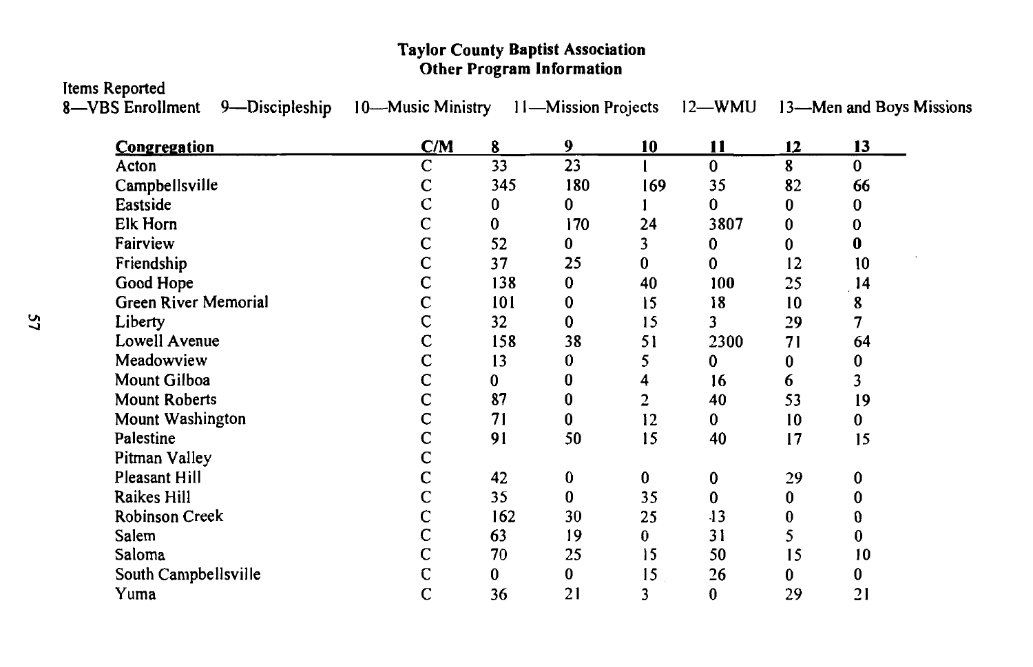# Taylor County Baptist Association
## Other Program Information

Items Reported

8—VBS Enrollment 9—Discipleship 10—Music Ministry 11—Mission Projects 12—WMU 13—Men and Boys Missions

| Congregation | C/M | 8 | 9 | 10 | 11 | 12 | 13 |
|---|---|---|---|---|---|---|---|
| Acton | C | 33 | 23 | 1 | 0 | 8 | 0 |
| Campbellsville | C | 345 | 180 | 169 | 35 | 82 | 66 |
| Eastside | C | 0 | 0 | 1 | 0 | 0 | 0 |
| Elk Horn | C | 0 | 170 | 24 | 3807 | 0 | 0 |
| Fairview | C | 52 | 0 | 3 | 0 | 0 | 0 |
| Friendship | C | 37 | 25 | 0 | 0 | 12 | 10 |
| Good Hope | C | 138 | 0 | 40 | 100 | 25 | 14 |
| Green River Memorial | C | 101 | 0 | 15 | 18 | 10 | 8 |
| Liberty | C | 32 | 0 | 15 | 3 | 29 | 7 |
| Lowell Avenue | C | 158 | 38 | 51 | 2300 | 71 | 64 |
| Meadowview | C | 13 | 0 | 5 | 0 | 0 | 0 |
| Mount Gilboa | C | 0 | 0 | 4 | 16 | 6 | 3 |
| Mount Roberts | C | 87 | 0 | 2 | 40 | 53 | 19 |
| Mount Washington | C | 71 | 0 | 12 | 0 | 10 | 0 |
| Palestine | C | 91 | 50 | 15 | 40 | 17 | 15 |
| Pitman Valley | C | | | | | | |
| Pleasant Hill | C | 42 | 0 | 0 | 0 | 29 | 0 |
| Raikes Hill | C | 35 | 0 | 35 | 0 | 0 | 0 |
| Robinson Creek | C | 162 | 30 | 25 | 13 | 0 | 0 |
| Salem | C | 63 | 19 | 0 | 31 | 5 | 0 |
| Saloma | C | 70 | 25 | 15 | 50 | 15 | 10 |
| South Campbellsville | C | 0 | 0 | 15 | 26 | 0 | 0 |
| Yuma | C | 36 | 21 | 3 | 0 | 29 | 21 |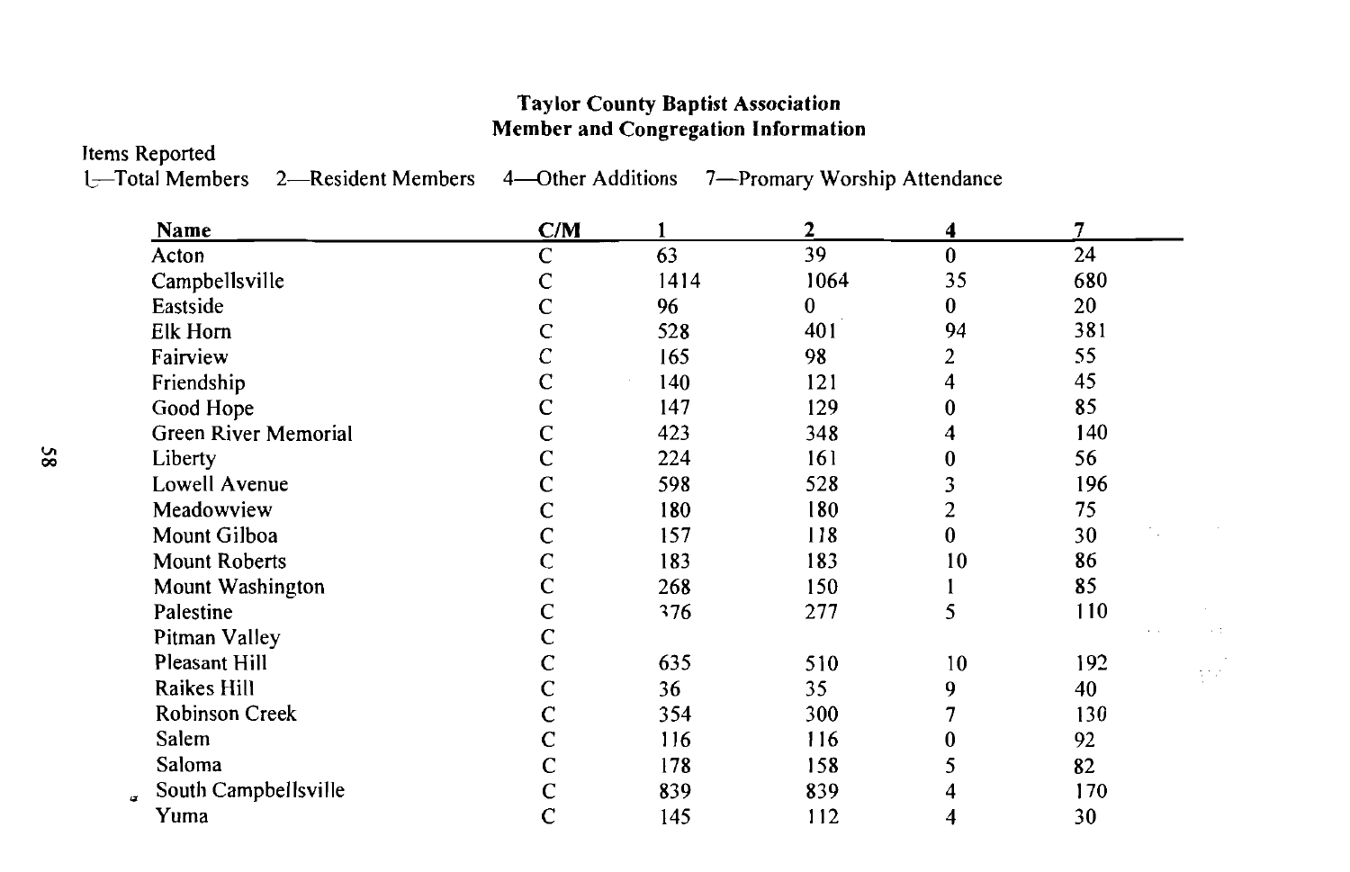## Taylor County Baptist Association
## Member and Congregation Information

Items Reported

1—Total Members    2—Resident Members    4—Other Additions    7—Promary Worship Attendance

| Name | C/M | 1 | 2 | 4 | 7 |
|---|---|---|---|---|---|
| Acton | C | 63 | 39 | 0 | 24 |
| Campbellsville | C | 1414 | 1064 | 35 | 680 |
| Eastside | C | 96 | 0 | 0 | 20 |
| Elk Horn | C | 528 | 401 | 94 | 381 |
| Fairview | C | 165 | 98 | 2 | 55 |
| Friendship | C | 140 | 121 | 4 | 45 |
| Good Hope | C | 147 | 129 | 0 | 85 |
| Green River Memorial | C | 423 | 348 | 4 | 140 |
| Liberty | C | 224 | 161 | 0 | 56 |
| Lowell Avenue | C | 598 | 528 | 3 | 196 |
| Meadowview | C | 180 | 180 | 2 | 75 |
| Mount Gilboa | C | 157 | 118 | 0 | 30 |
| Mount Roberts | C | 183 | 183 | 10 | 86 |
| Mount Washington | C | 268 | 150 | 1 | 85 |
| Palestine | C | 376 | 277 | 5 | 110 |
| Pitman Valley | C | | | | |
| Pleasant Hill | C | 635 | 510 | 10 | 192 |
| Raikes Hill | C | 36 | 35 | 9 | 40 |
| Robinson Creek | C | 354 | 300 | 7 | 130 |
| Salem | C | 116 | 116 | 0 | 92 |
| Saloma | C | 178 | 158 | 5 | 82 |
| South Campbellsville | C | 839 | 839 | 4 | 170 |
| Yuma | C | 145 | 112 | 4 | 30 |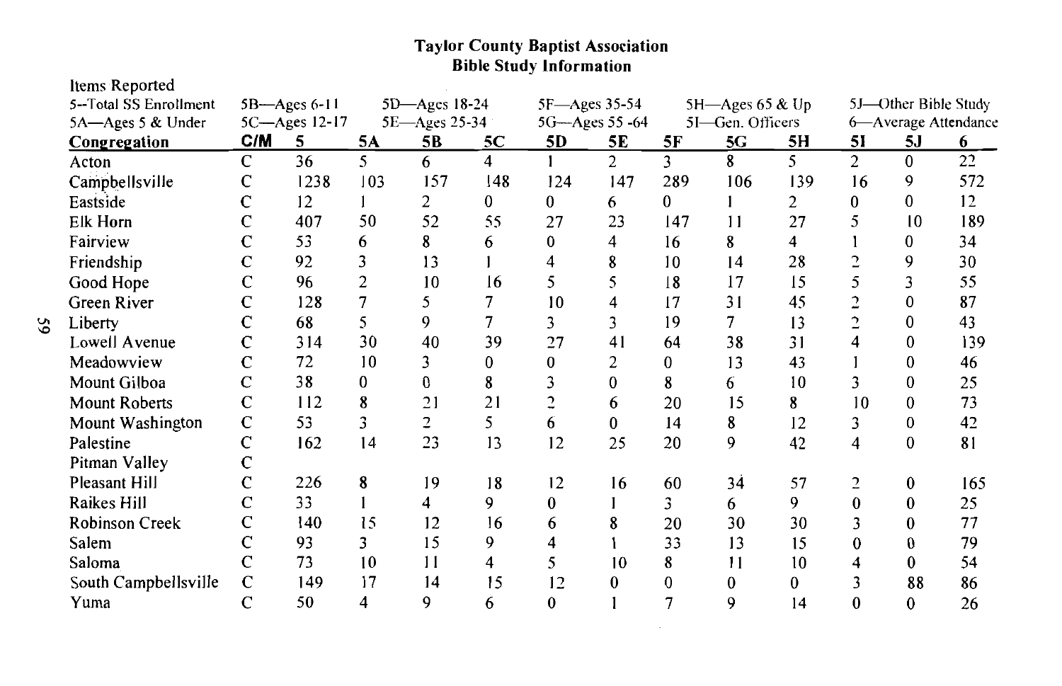## Taylor County Baptist Association
### Bible Study Information

Items Reported

| | | |
|---|---|---|
| 5--Total SS Enrollment | 5B—Ages 6-11 | 5D—Ages 18-24 |
| 5A—Ages 5 & Under | 5C—Ages 12-17 | 5E—Ages 25-34 |
| 5F—Ages 35-54 | 5H—Ages 65 & Up | 5J—Other Bible Study |
| 5G—Ages 55 -64 | 5I—Gen. Officers | 6—Average Attendance |

| Congregation | C/M | 5 | 5A | 5B | 5C | 5D | 5E | 5F | 5G | 5H | 5I | 5J | 6 |
|---|---|---|---|---|---|---|---|---|---|---|---|---|---|
| Acton | C | 36 | 5 | 6 | 4 | 1 | 2 | 3 | 8 | 5 | 2 | 0 | 22 |
| Campbellsville | C | 1238 | 103 | 157 | 148 | 124 | 147 | 289 | 106 | 139 | 16 | 9 | 572 |
| Eastside | C | 12 | 1 | 2 | 0 | 0 | 6 | 0 | 1 | 2 | 0 | 0 | 12 |
| Elk Horn | C | 407 | 50 | 52 | 55 | 27 | 23 | 147 | 11 | 27 | 5 | 10 | 189 |
| Fairview | C | 53 | 6 | 8 | 6 | 0 | 4 | 16 | 8 | 4 | 1 | 0 | 34 |
| Friendship | C | 92 | 3 | 13 | 1 | 4 | 8 | 10 | 14 | 28 | 2 | 9 | 30 |
| Good Hope | C | 96 | 2 | 10 | 16 | 5 | 5 | 18 | 17 | 15 | 5 | 3 | 55 |
| Green River | C | 128 | 7 | 5 | 7 | 10 | 4 | 17 | 31 | 45 | 2 | 0 | 87 |
| Liberty | C | 68 | 5 | 9 | 7 | 3 | 3 | 19 | 7 | 13 | 2 | 0 | 43 |
| Lowell Avenue | C | 314 | 30 | 40 | 39 | 27 | 41 | 64 | 38 | 31 | 4 | 0 | 139 |
| Meadowview | C | 72 | 10 | 3 | 0 | 0 | 2 | 0 | 13 | 43 | 1 | 0 | 46 |
| Mount Gilboa | C | 38 | 0 | 0 | 8 | 3 | 0 | 8 | 6 | 10 | 3 | 0 | 25 |
| Mount Roberts | C | 112 | 8 | 21 | 21 | 2 | 6 | 20 | 15 | 8 | 10 | 0 | 73 |
| Mount Washington | C | 53 | 3 | 2 | 5 | 6 | 0 | 14 | 8 | 12 | 3 | 0 | 42 |
| Palestine | C | 162 | 14 | 23 | 13 | 12 | 25 | 20 | 9 | 42 | 4 | 0 | 81 |
| Pitman Valley | C | | | | | | | | | | | | |
| Pleasant Hill | C | 226 | 8 | 19 | 18 | 12 | 16 | 60 | 34 | 57 | 2 | 0 | 165 |
| Raikes Hill | C | 33 | 1 | 4 | 9 | 0 | 1 | 3 | 6 | 9 | 0 | 0 | 25 |
| Robinson Creek | C | 140 | 15 | 12 | 16 | 6 | 8 | 20 | 30 | 30 | 3 | 0 | 77 |
| Salem | C | 93 | 3 | 15 | 9 | 4 | 1 | 33 | 13 | 15 | 0 | 0 | 79 |
| Saloma | C | 73 | 10 | 11 | 4 | 5 | 10 | 8 | 11 | 10 | 4 | 0 | 54 |
| South Campbellsville | C | 149 | 17 | 14 | 15 | 12 | 0 | 0 | 0 | 0 | 3 | 88 | 86 |
| Yuma | C | 50 | 4 | 9 | 6 | 0 | 1 | 7 | 9 | 14 | 0 | 0 | 26 |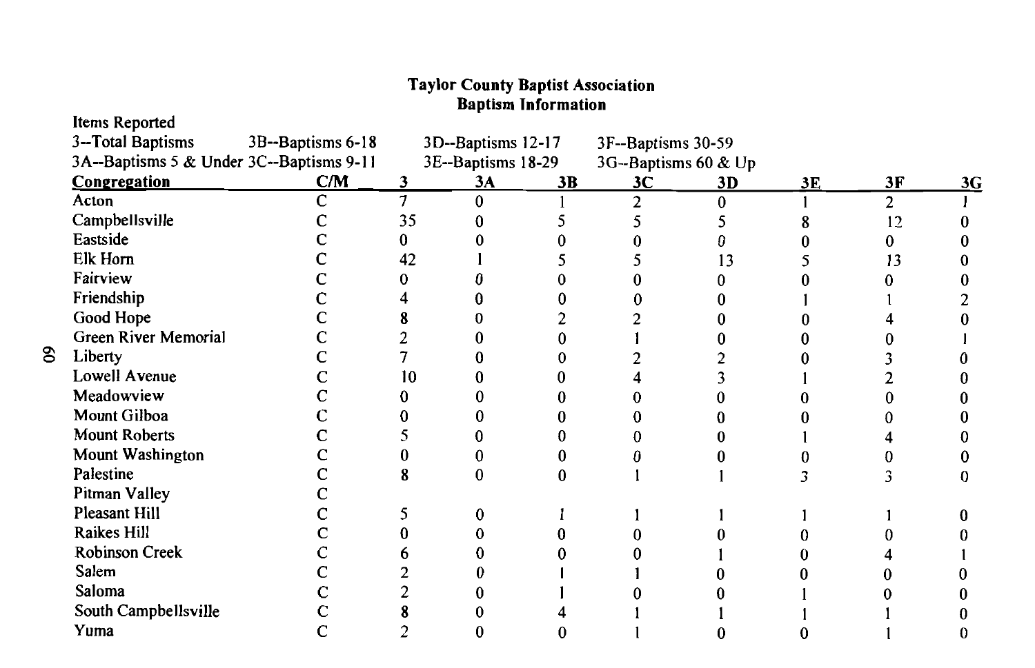**Taylor County Baptist Association**
**Baptism Information**

Items Reported

3--Total Baptisms 3B--Baptisms 6-18 3D--Baptisms 12-17 3F--Baptisms 30-59

3A--Baptisms 5 & Under 3C--Baptisms 9-11 3E--Baptisms 18-29 3G--Baptisms 60 & Up

| Congregation | C/M | 3 | 3A | 3B | 3C | 3D | 3E | 3F | 3G |
|---|---|---|---|---|---|---|---|---|---|
| Acton | C | 7 | 0 | 1 | 2 | 0 | 1 | 2 | 1 |
| Campbellsville | C | 35 | 0 | 5 | 5 | 5 | 8 | 12 | 0 |
| Eastside | C | 0 | 0 | 0 | 0 | 0 | 0 | 0 | 0 |
| Elk Horn | C | 42 | 1 | 5 | 5 | 13 | 5 | 13 | 0 |
| Fairview | C | 0 | 0 | 0 | 0 | 0 | 0 | 0 | 0 |
| Friendship | C | 4 | 0 | 0 | 0 | 0 | 1 | 1 | 2 |
| Good Hope | C | 8 | 0 | 2 | 2 | 0 | 0 | 4 | 0 |
| Green River Memorial | C | 2 | 0 | 0 | 1 | 0 | 0 | 0 | 1 |
| Liberty | C | 7 | 0 | 0 | 2 | 2 | 0 | 3 | 0 |
| Lowell Avenue | C | 10 | 0 | 0 | 4 | 3 | 1 | 2 | 0 |
| Meadowview | C | 0 | 0 | 0 | 0 | 0 | 0 | 0 | 0 |
| Mount Gilboa | C | 0 | 0 | 0 | 0 | 0 | 0 | 0 | 0 |
| Mount Roberts | C | 5 | 0 | 0 | 0 | 0 | 1 | 4 | 0 |
| Mount Washington | C | 0 | 0 | 0 | 0 | 0 | 0 | 0 | 0 |
| Palestine | C | 8 | 0 | 0 | 1 | 1 | 3 | 3 | 0 |
| Pitman Valley | C | | | | | | | | |
| Pleasant Hill | C | 5 | 0 | 1 | 1 | 1 | 1 | 1 | 0 |
| Raikes Hill | C | 0 | 0 | 0 | 0 | 0 | 0 | 0 | 0 |
| Robinson Creek | C | 6 | 0 | 0 | 0 | 1 | 0 | 4 | 1 |
| Salem | C | 2 | 0 | 1 | 1 | 0 | 0 | 0 | 0 |
| Saloma | C | 2 | 0 | 1 | 0 | 0 | 1 | 0 | 0 |
| South Campbellsville | C | 8 | 0 | 4 | 1 | 1 | 1 | 1 | 0 |
| Yuma | C | 2 | 0 | 0 | 1 | 0 | 0 | 1 | 0 |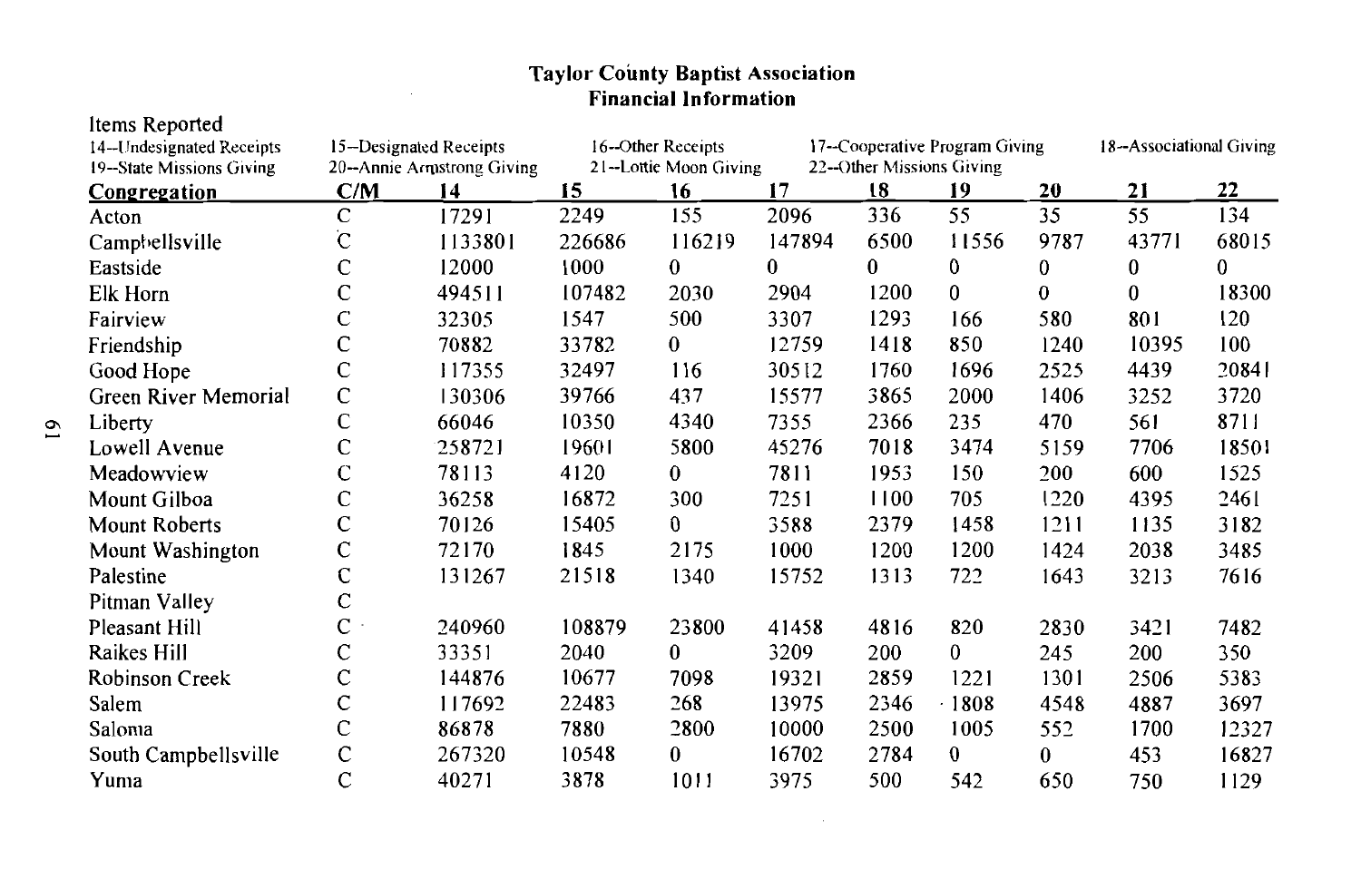## Taylor County Baptist Association
## Financial Information

Items Reported

14--Undesignated Receipts | 15--Designated Receipts | 16--Other Receipts | 17--Cooperative Program Giving | 18--Associational Giving
19--State Missions Giving | 20--Annie Armstrong Giving | 21--Lottie Moon Giving | 22--Other Missions Giving

| Congregation | C/M | 14 | 15 | 16 | 17 | 18 | 19 | 20 | 21 | 22 |
|---|---|---|---|---|---|---|---|---|---|---|
| Acton | C | 17291 | 2249 | 155 | 2096 | 336 | 55 | 35 | 55 | 134 |
| Campbellsville | C | 1133801 | 226686 | 116219 | 147894 | 6500 | 11556 | 9787 | 43771 | 68015 |
| Eastside | C | 12000 | 1000 | 0 | 0 | 0 | 0 | 0 | 0 | 0 |
| Elk Horn | C | 494511 | 107482 | 2030 | 2904 | 1200 | 0 | 0 | 0 | 18300 |
| Fairview | C | 32305 | 1547 | 500 | 3307 | 1293 | 166 | 580 | 801 | 120 |
| Friendship | C | 70882 | 33782 | 0 | 12759 | 1418 | 850 | 1240 | 10395 | 100 |
| Good Hope | C | 117355 | 32497 | 116 | 30512 | 1760 | 1696 | 2525 | 4439 | 20841 |
| Green River Memorial | C | 130306 | 39766 | 437 | 15577 | 3865 | 2000 | 1406 | 3252 | 3720 |
| Liberty | C | 66046 | 10350 | 4340 | 7355 | 2366 | 235 | 470 | 561 | 8711 |
| Lowell Avenue | C | 258721 | 19601 | 5800 | 45276 | 7018 | 3474 | 5159 | 7706 | 18501 |
| Meadowview | C | 78113 | 4120 | 0 | 7811 | 1953 | 150 | 200 | 600 | 1525 |
| Mount Gilboa | C | 36258 | 16872 | 300 | 7251 | 1100 | 705 | 1220 | 4395 | 2461 |
| Mount Roberts | C | 70126 | 15405 | 0 | 3588 | 2379 | 1458 | 1211 | 1135 | 3182 |
| Mount Washington | C | 72170 | 1845 | 2175 | 1000 | 1200 | 1200 | 1424 | 2038 | 3485 |
| Palestine | C | 131267 | 21518 | 1340 | 15752 | 1313 | 722 | 1643 | 3213 | 7616 |
| Pitman Valley | C | | | | | | | | | |
| Pleasant Hill | C | 240960 | 108879 | 23800 | 41458 | 4816 | 820 | 2830 | 3421 | 7482 |
| Raikes Hill | C | 33351 | 2040 | 0 | 3209 | 200 | 0 | 245 | 200 | 350 |
| Robinson Creek | C | 144876 | 10677 | 7098 | 19321 | 2859 | 1221 | 1301 | 2506 | 5383 |
| Salem | C | 117692 | 22483 | 268 | 13975 | 2346 | 1808 | 4548 | 4887 | 3697 |
| Saloma | C | 86878 | 7880 | 2800 | 10000 | 2500 | 1005 | 552 | 1700 | 12327 |
| South Campbellsville | C | 267320 | 10548 | 0 | 16702 | 2784 | 0 | 0 | 453 | 16827 |
| Yuma | C | 40271 | 3878 | 1011 | 3975 | 500 | 542 | 650 | 750 | 1129 |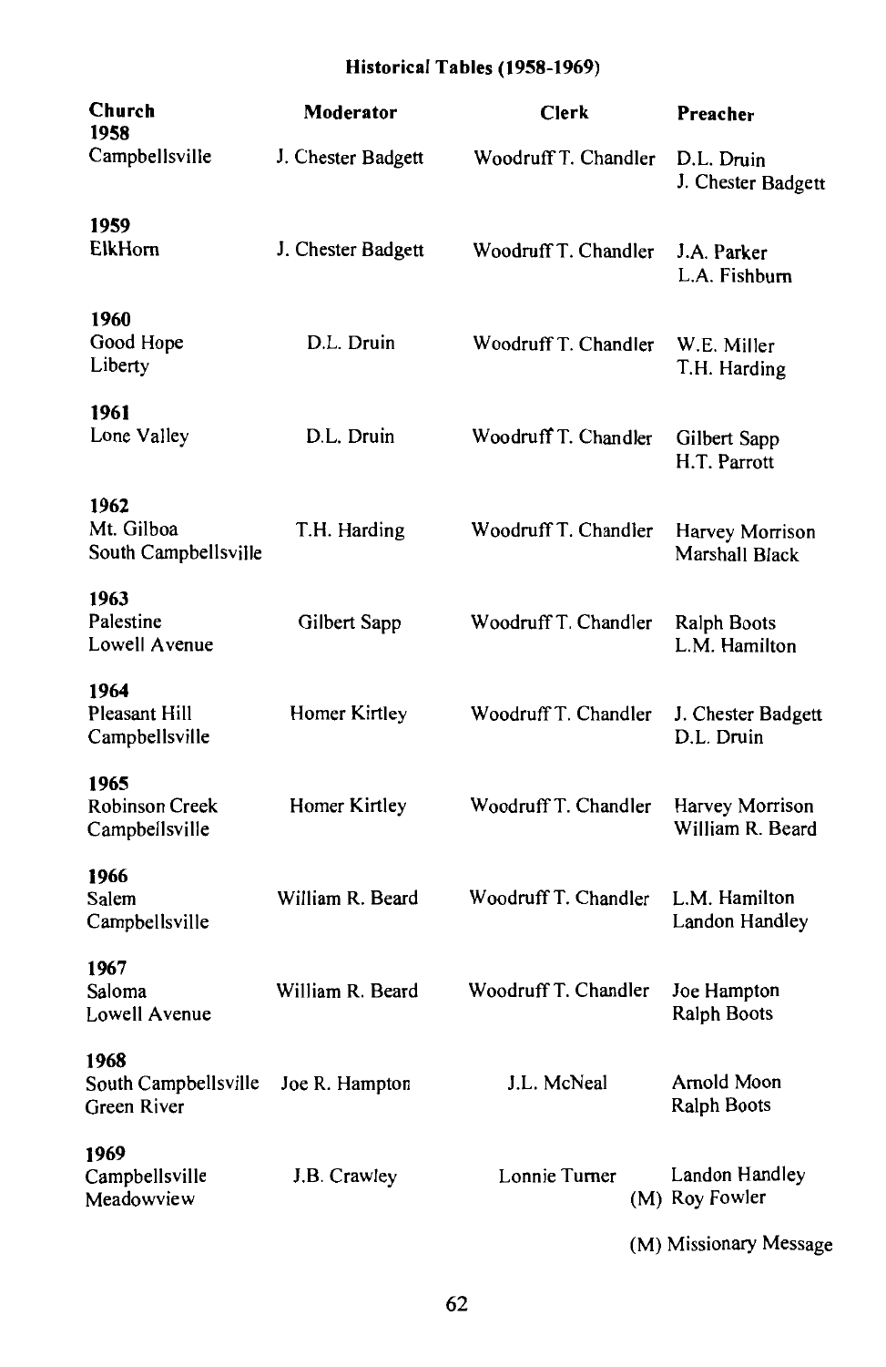# Historical Tables (1958-1969)

| Church | Moderator | Clerk | Preacher |
|---|---|---|---|
| **1958** | | | |
| Campbellsville | J. Chester Badgett | Woodruff T. Chandler | D.L. Druin<br>J. Chester Badgett |
| **1959** | | | |
| ElkHorn | J. Chester Badgett | Woodruff T. Chandler | J.A. Parker<br>L.A. Fishburn |
| **1960** | | | |
| Good Hope<br>Liberty | D.L. Druin | Woodruff T. Chandler | W.E. Miller<br>T.H. Harding |
| **1961** | | | |
| Lone Valley | D.L. Druin | Woodruff T. Chandler | Gilbert Sapp<br>H.T. Parrott |
| **1962** | | | |
| Mt. Gilboa<br>South Campbellsville | T.H. Harding | Woodruff T. Chandler | Harvey Morrison<br>Marshall Black |
| **1963** | | | |
| Palestine<br>Lowell Avenue | Gilbert Sapp | Woodruff T. Chandler | Ralph Boots<br>L.M. Hamilton |
| **1964** | | | |
| Pleasant Hill<br>Campbellsville | Homer Kirtley | Woodruff T. Chandler | J. Chester Badgett<br>D.L. Druin |
| **1965** | | | |
| Robinson Creek<br>Campbellsville | Homer Kirtley | Woodruff T. Chandler | Harvey Morrison<br>William R. Beard |
| **1966** | | | |
| Salem<br>Campbellsville | William R. Beard | Woodruff T. Chandler | L.M. Hamilton<br>Landon Handley |
| **1967** | | | |
| Saloma<br>Lowell Avenue | William R. Beard | Woodruff T. Chandler | Joe Hampton<br>Ralph Boots |
| **1968** | | | |
| South Campbellsville<br>Green River | Joe R. Hampton | J.L. McNeal | Arnold Moon<br>Ralph Boots |
| **1969** | | | |
| Campbellsville<br>Meadowview | J.B. Crawley | Lonnie Turner | Landon Handley<br>(M) Roy Fowler |

(M) Missionary Message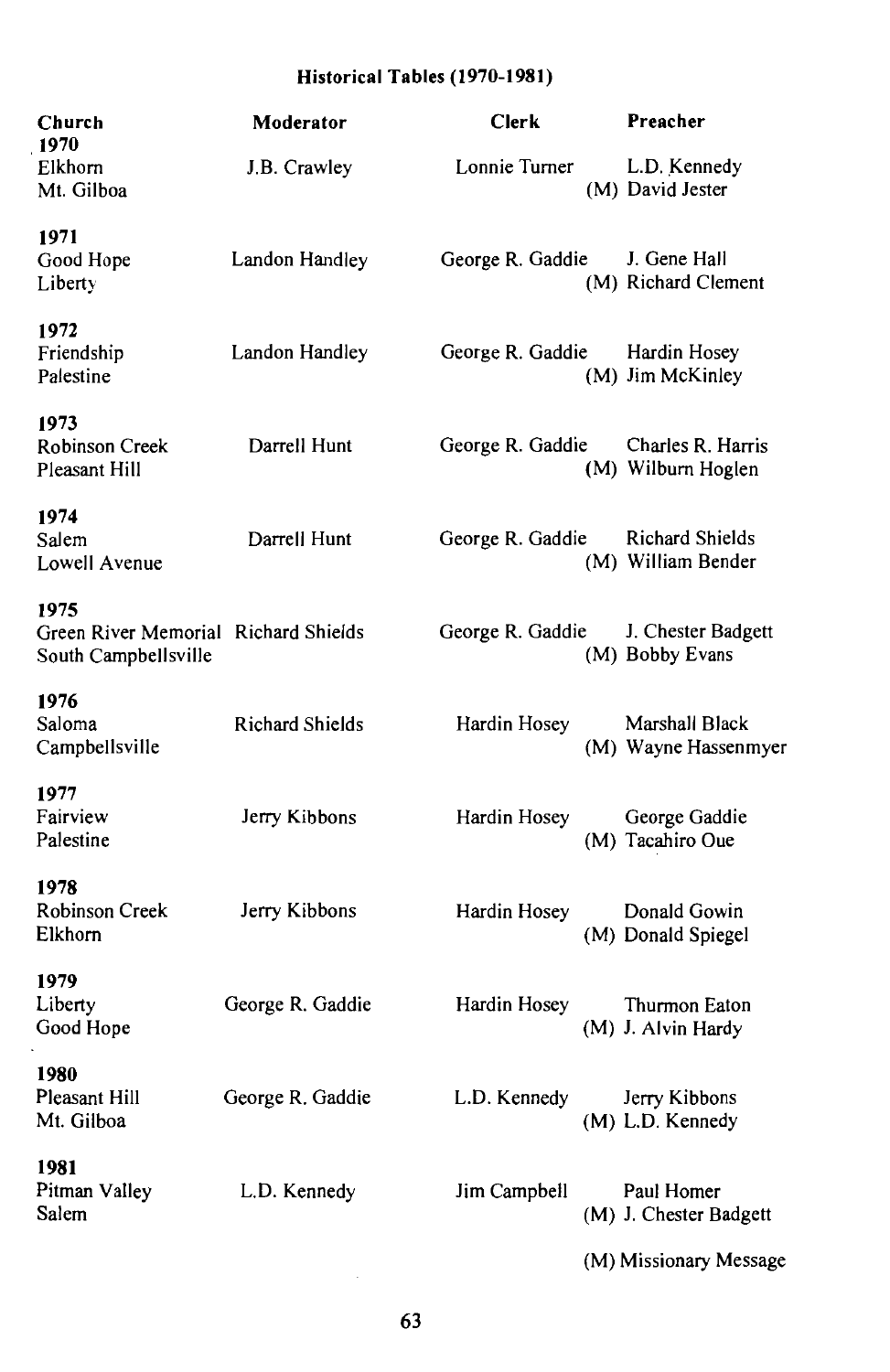## Historical Tables (1970-1981)

| Church | Moderator | Clerk | Preacher |
|---|---|---|---|
| **1970** | | | |
| Elkhorn | J.B. Crawley | Lonnie Turner | L.D. Kennedy |
| Mt. Gilboa | | | (M) David Jester |
| **1971** | | | |
| Good Hope | Landon Handley | George R. Gaddie | J. Gene Hall |
| Liberty | | | (M) Richard Clement |
| **1972** | | | |
| Friendship | Landon Handley | George R. Gaddie | Hardin Hosey |
| Palestine | | | (M) Jim McKinley |
| **1973** | | | |
| Robinson Creek | Darrell Hunt | George R. Gaddie | Charles R. Harris |
| Pleasant Hill | | | (M) Wilburn Hoglen |
| **1974** | | | |
| Salem | Darrell Hunt | George R. Gaddie | Richard Shields |
| Lowell Avenue | | | (M) William Bender |
| **1975** | | | |
| Green River Memorial | Richard Shields | George R. Gaddie | J. Chester Badgett |
| South Campbellsville | | | (M) Bobby Evans |
| **1976** | | | |
| Saloma | Richard Shields | Hardin Hosey | Marshall Black |
| Campbellsville | | | (M) Wayne Hassenmyer |
| **1977** | | | |
| Fairview | Jerry Kibbons | Hardin Hosey | George Gaddie |
| Palestine | | | (M) Tacahiro Oue |
| **1978** | | | |
| Robinson Creek | Jerry Kibbons | Hardin Hosey | Donald Gowin |
| Elkhorn | | | (M) Donald Spiegel |
| **1979** | | | |
| Liberty | George R. Gaddie | Hardin Hosey | Thurmon Eaton |
| Good Hope | | | (M) J. Alvin Hardy |
| **1980** | | | |
| Pleasant Hill | George R. Gaddie | L.D. Kennedy | Jerry Kibbons |
| Mt. Gilboa | | | (M) L.D. Kennedy |
| **1981** | | | |
| Pitman Valley | L.D. Kennedy | Jim Campbell | Paul Homer |
| Salem | | | (M) J. Chester Badgett |

(M) Missionary Message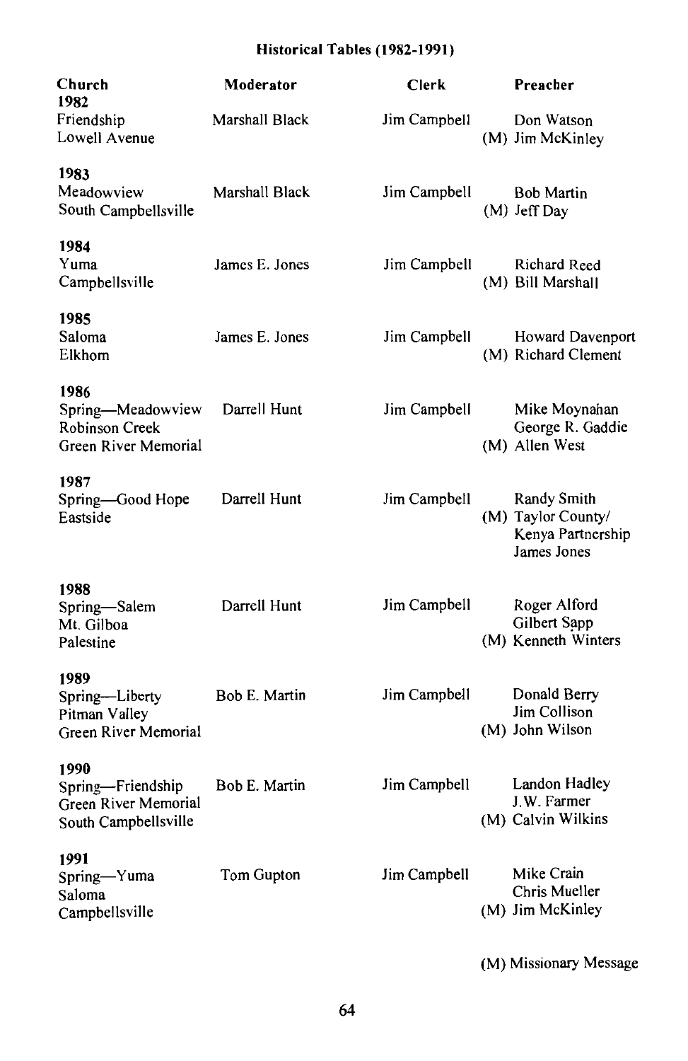## Historical Tables (1982-1991)

| Church | Moderator | Clerk | Preacher |
|---|---|---|---|
| **1982** | | | |
| Friendship | Marshall Black | Jim Campbell | Don Watson |
| Lowell Avenue | | | (M) Jim McKinley |
| **1983** | | | |
| Meadowview | Marshall Black | Jim Campbell | Bob Martin |
| South Campbellsville | | | (M) Jeff Day |
| **1984** | | | |
| Yuma | James E. Jones | Jim Campbell | Richard Reed |
| Campbellsville | | | (M) Bill Marshall |
| **1985** | | | |
| Saloma | James E. Jones | Jim Campbell | Howard Davenport |
| Elkhorn | | | (M) Richard Clement |
| **1986** | | | |
| Spring—Meadowview | Darrell Hunt | Jim Campbell | Mike Moynahan |
| Robinson Creek | | | George R. Gaddie |
| Green River Memorial | | | (M) Allen West |
| **1987** | | | |
| Spring—Good Hope | Darrell Hunt | Jim Campbell | Randy Smith |
| Eastside | | | (M) Taylor County/ Kenya Partnership James Jones |
| **1988** | | | |
| Spring—Salem | Darrell Hunt | Jim Campbell | Roger Alford |
| Mt. Gilboa | | | Gilbert Sapp |
| Palestine | | | (M) Kenneth Winters |
| **1989** | | | |
| Spring—Liberty | Bob E. Martin | Jim Campbell | Donald Berry |
| Pitman Valley | | | Jim Collison |
| Green River Memorial | | | (M) John Wilson |
| **1990** | | | |
| Spring—Friendship | Bob E. Martin | Jim Campbell | Landon Hadley |
| Green River Memorial | | | J.W. Farmer |
| South Campbellsville | | | (M) Calvin Wilkins |
| **1991** | | | |
| Spring—Yuma | Tom Gupton | Jim Campbell | Mike Crain |
| Saloma | | | Chris Mueller |
| Campbellsville | | | (M) Jim McKinley |

(M) Missionary Message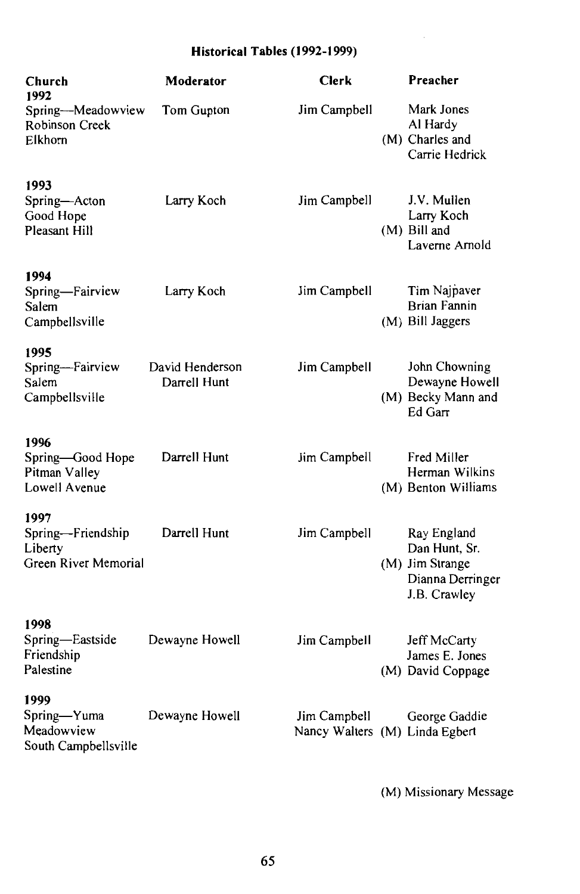**Historical Tables (1992-1999)**

| Church | Moderator | Clerk | Preacher |
|---|---|---|---|
| **1992** | | | |
| Spring—Meadowview | Tom Gupton | Jim Campbell | Mark Jones |
| Robinson Creek | | | Al Hardy |
| Elkhorn | | | (M) Charles and Carrie Hedrick |
| **1993** | | | |
| Spring—Acton | Larry Koch | Jim Campbell | J.V. Mullen |
| Good Hope | | | Larry Koch |
| Pleasant Hill | | | (M) Bill and Laverne Arnold |
| **1994** | | | |
| Spring—Fairview | Larry Koch | Jim Campbell | Tim Najpaver |
| Salem | | | Brian Fannin |
| Campbellsville | | | (M) Bill Jaggers |
| **1995** | | | |
| Spring—Fairview | David Henderson | Jim Campbell | John Chowning |
| Salem | Darrell Hunt | | Dewayne Howell |
| Campbellsville | | | (M) Becky Mann and Ed Garr |
| **1996** | | | |
| Spring—Good Hope | Darrell Hunt | Jim Campbell | Fred Miller |
| Pitman Valley | | | Herman Wilkins |
| Lowell Avenue | | | (M) Benton Williams |
| **1997** | | | |
| Spring—Friendship | Darrell Hunt | Jim Campbell | Ray England |
| Liberty | | | Dan Hunt, Sr. |
| Green River Memorial | | | (M) Jim Strange |
| | | | Dianna Derringer |
| | | | J.B. Crawley |
| **1998** | | | |
| Spring—Eastside | Dewayne Howell | Jim Campbell | Jeff McCarty |
| Friendship | | | James E. Jones |
| Palestine | | | (M) David Coppage |
| **1999** | | | |
| Spring—Yuma | Dewayne Howell | Jim Campbell | George Gaddie |
| Meadowview | | Nancy Walters | (M) Linda Egbert |
| South Campbellsville | | | |

(M) Missionary Message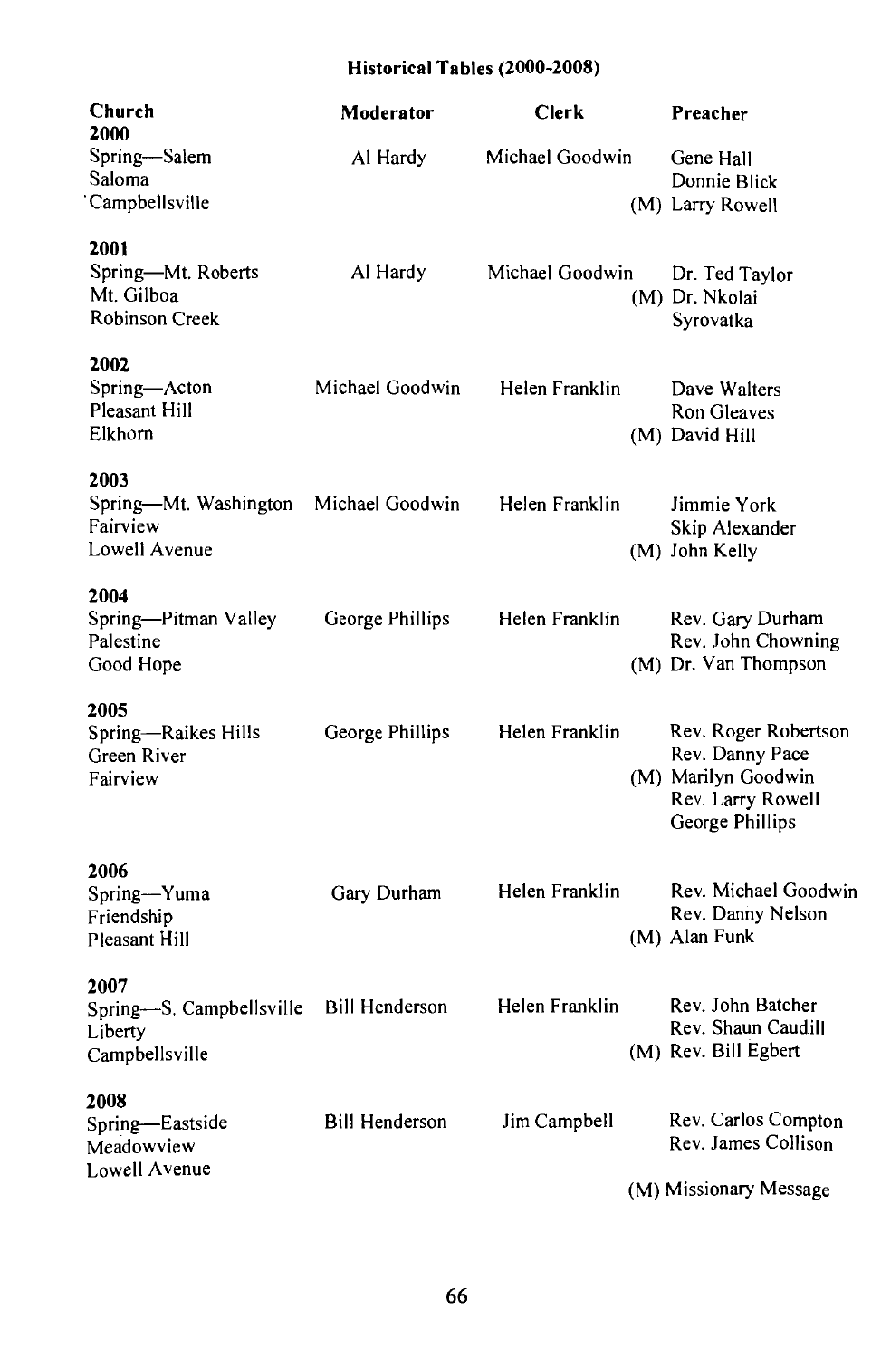# Historical Tables (2000-2008)

| Church | Moderator | Clerk | Preacher |
|---|---|---|---|
| **2000** | | | |
| Spring—Salem | Al Hardy | Michael Goodwin | Gene Hall |
| Saloma | | | Donnie Blick |
| Campbellsville | | | (M) Larry Rowell |
| **2001** | | | |
| Spring—Mt. Roberts | Al Hardy | Michael Goodwin | Dr. Ted Taylor |
| Mt. Gilboa | | | (M) Dr. Nkolai Syrovatka |
| Robinson Creek | | | |
| **2002** | | | |
| Spring—Acton | Michael Goodwin | Helen Franklin | Dave Walters |
| Pleasant Hill | | | Ron Gleaves |
| Elkhorn | | | (M) David Hill |
| **2003** | | | |
| Spring—Mt. Washington | Michael Goodwin | Helen Franklin | Jimmie York |
| Fairview | | | Skip Alexander |
| Lowell Avenue | | | (M) John Kelly |
| **2004** | | | |
| Spring—Pitman Valley | George Phillips | Helen Franklin | Rev. Gary Durham |
| Palestine | | | Rev. John Chowning |
| Good Hope | | | (M) Dr. Van Thompson |
| **2005** | | | |
| Spring—Raikes Hills | George Phillips | Helen Franklin | Rev. Roger Robertson |
| Green River | | | Rev. Danny Pace |
| Fairview | | | (M) Marilyn Goodwin |
| | | | Rev. Larry Rowell |
| | | | George Phillips |
| **2006** | | | |
| Spring—Yuma | Gary Durham | Helen Franklin | Rev. Michael Goodwin |
| Friendship | | | Rev. Danny Nelson |
| Pleasant Hill | | | (M) Alan Funk |
| **2007** | | | |
| Spring—S. Campbellsville | Bill Henderson | Helen Franklin | Rev. John Batcher |
| Liberty | | | Rev. Shaun Caudill |
| Campbellsville | | | (M) Rev. Bill Egbert |
| **2008** | | | |
| Spring—Eastside | Bill Henderson | Jim Campbell | Rev. Carlos Compton |
| Meadowview | | | Rev. James Collison |
| Lowell Avenue | | | (M) Missionary Message |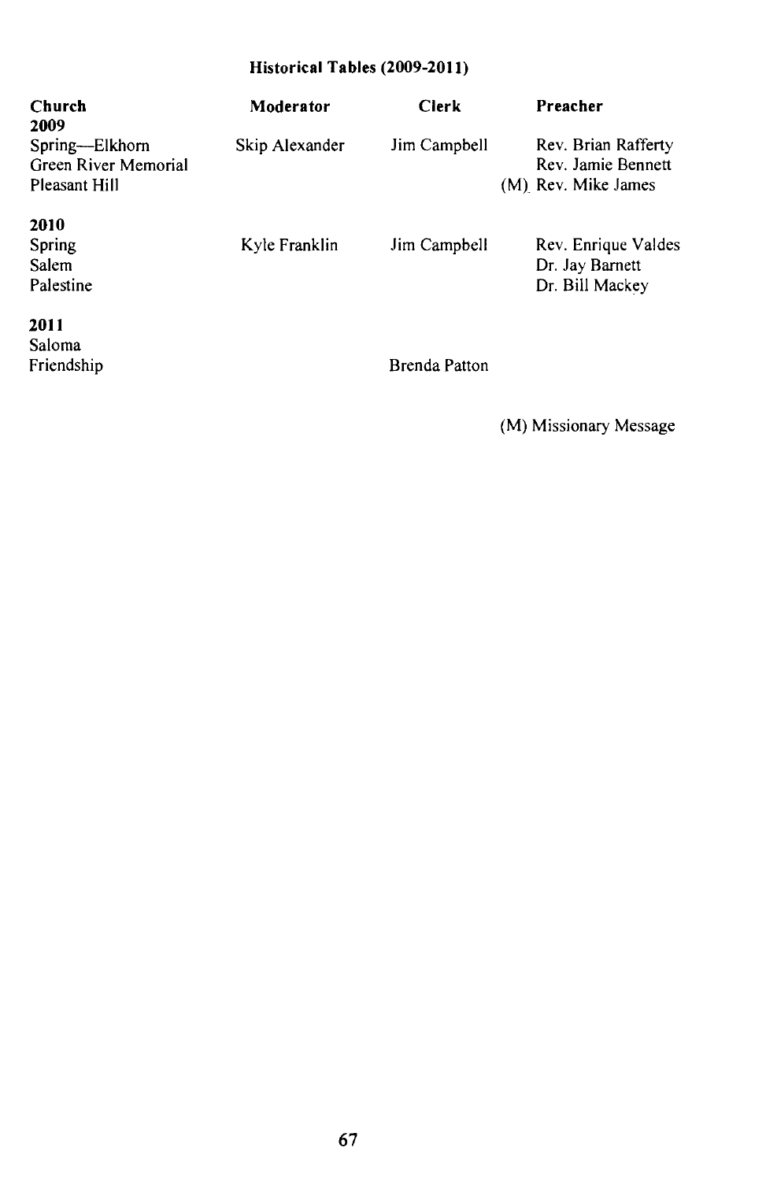## Historical Tables (2009-2011)

| Church | Moderator | Clerk | Preacher |
|---|---|---|---|
| **2009** | | | |
| Spring—Elkhorn | Skip Alexander | Jim Campbell | Rev. Brian Rafferty |
| Green River Memorial | | | Rev. Jamie Bennett |
| Pleasant Hill | | | (M) Rev. Mike James |
| **2010** | | | |
| Spring | Kyle Franklin | Jim Campbell | Rev. Enrique Valdes |
| Salem | | | Dr. Jay Barnett |
| Palestine | | | Dr. Bill Mackey |
| **2011** | | | |
| Saloma | | | |
| Friendship | | Brenda Patton | |

(M) Missionary Message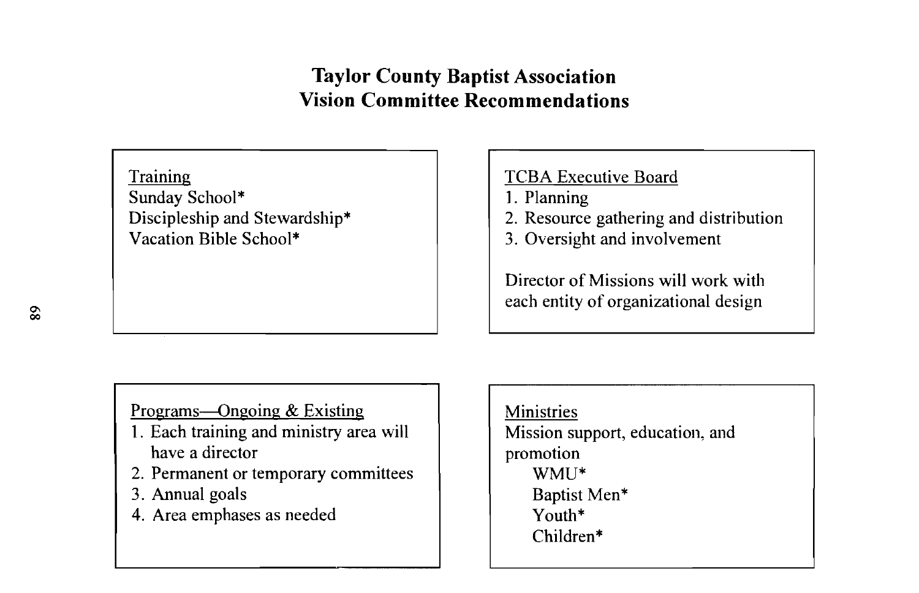# Taylor County Baptist Association
# Vision Committee Recommendations

**Training**

Sunday School*
Discipleship and Stewardship*
Vacation Bible School*

**TCBA Executive Board**

1. Planning
2. Resource gathering and distribution
3. Oversight and involvement

Director of Missions will work with each entity of organizational design

**Programs—Ongoing & Existing**

1. Each training and ministry area will have a director
2. Permanent or temporary committees
3. Annual goals
4. Area emphases as needed

**Ministries**

Mission support, education, and promotion

- WMU*
- Baptist Men*
- Youth*
- Children*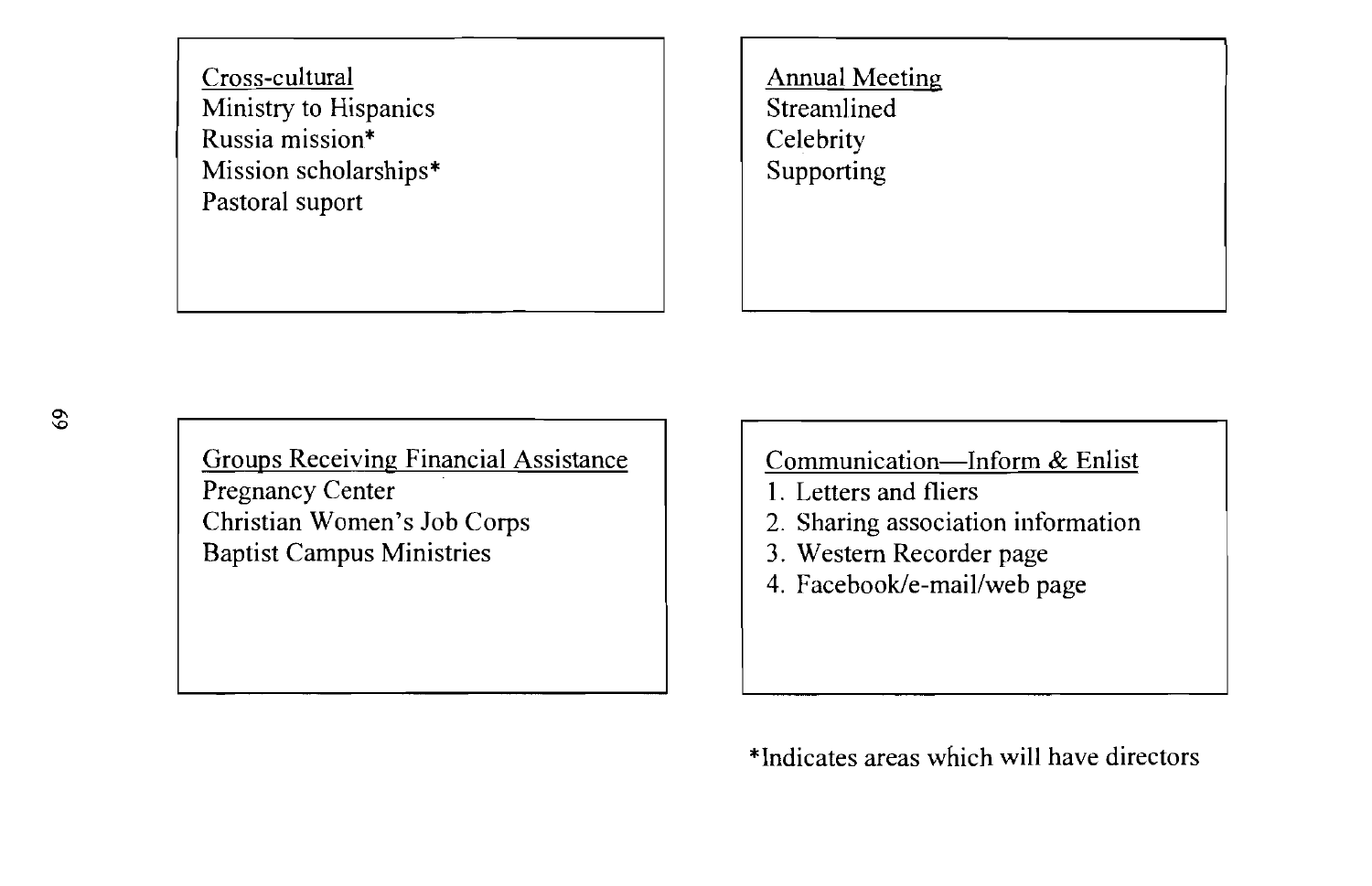Cross-cultural
Ministry to Hispanics
Russia mission*
Mission scholarships*
Pastoral suport

Annual Meeting
Streamlined
Celebrity
Supporting

Groups Receiving Financial Assistance
Pregnancy Center
Christian Women's Job Corps
Baptist Campus Ministries

Communication—Inform & Enlist
1. Letters and fliers
2. Sharing association information
3. Western Recorder page
4. Facebook/e-mail/web page

*Indicates areas which will have directors